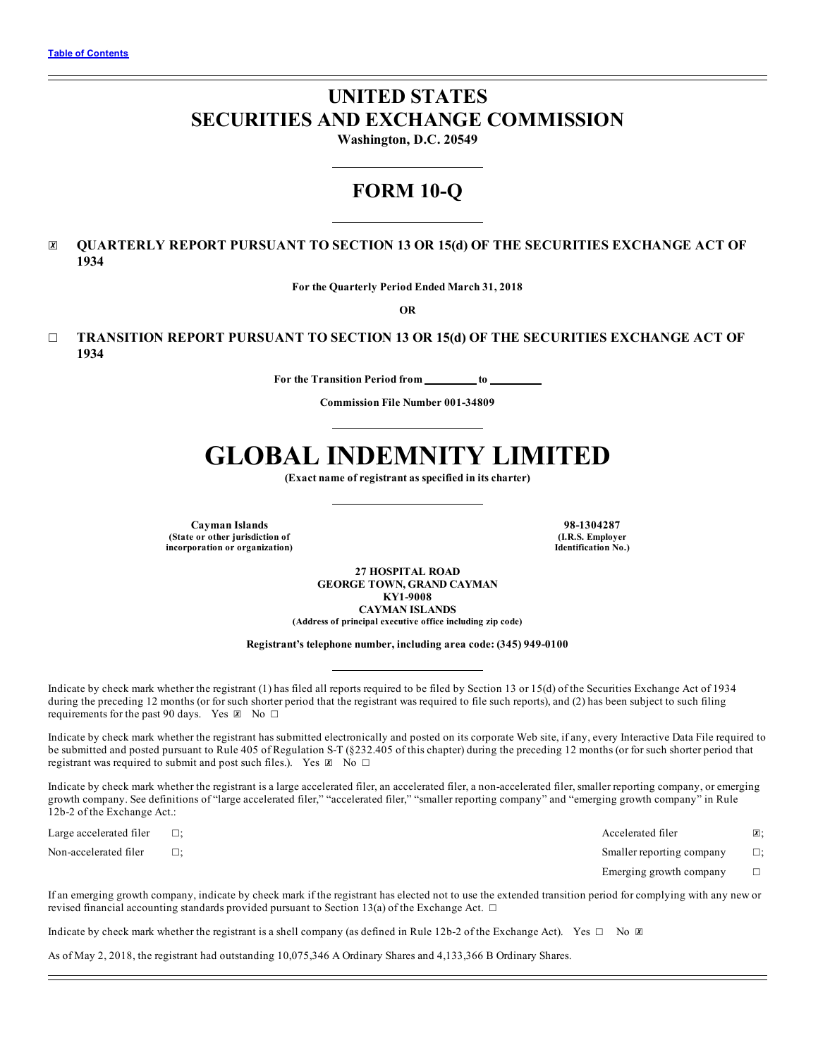Table of Contents

# UNITED STATES
# SECURITIES AND EXCHANGE COMMISSION

**Washington, D.C. 20549**

# FORM 10-Q

☒ **QUARTERLY REPORT PURSUANT TO SECTION 13 OR 15(d) OF THE SECURITIES EXCHANGE ACT OF 1934**

**For the Quarterly Period Ended March 31, 2018**

**OR**

☐ **TRANSITION REPORT PURSUANT TO SECTION 13 OR 15(d) OF THE SECURITIES EXCHANGE ACT OF 1934**

**For the Transition Period from \_\_\_\_\_\_\_\_\_ to \_\_\_\_\_\_\_\_\_**

**Commission File Number 001-34809**

# GLOBAL INDEMNITY LIMITED

**(Exact name of registrant as specified in its charter)**

| **Cayman Islands**<br>**(State or other jurisdiction of incorporation or organization)** | **98-1304287**<br>**(I.R.S. Employer Identification No.)** |
|---|---|

**27 HOSPITAL ROAD**
**GEORGE TOWN, GRAND CAYMAN**
**KY1-9008**
**CAYMAN ISLANDS**
**(Address of principal executive office including zip code)**

**Registrant's telephone number, including area code: (345) 949-0100**

Indicate by check mark whether the registrant (1) has filed all reports required to be filed by Section 13 or 15(d) of the Securities Exchange Act of 1934 during the preceding 12 months (or for such shorter period that the registrant was required to file such reports), and (2) has been subject to such filing requirements for the past 90 days. Yes ☒ No ☐

Indicate by check mark whether the registrant has submitted electronically and posted on its corporate Web site, if any, every Interactive Data File required to be submitted and posted pursuant to Rule 405 of Regulation S-T (§232.405 of this chapter) during the preceding 12 months (or for such shorter period that registrant was required to submit and post such files.). Yes ☒ No ☐

Indicate by check mark whether the registrant is a large accelerated filer, an accelerated filer, a non-accelerated filer, smaller reporting company, or emerging growth company. See definitions of "large accelerated filer," "accelerated filer," "smaller reporting company" and "emerging growth company" in Rule 12b-2 of the Exchange Act.:

| | | | |
|---|---|---|---|
| Large accelerated filer | ☐; | Accelerated filer | ☒; |
| Non-accelerated filer | ☐; | Smaller reporting company | ☐; |
| | | Emerging growth company | ☐ |

If an emerging growth company, indicate by check mark if the registrant has elected not to use the extended transition period for complying with any new or revised financial accounting standards provided pursuant to Section 13(a) of the Exchange Act. ☐

Indicate by check mark whether the registrant is a shell company (as defined in Rule 12b-2 of the Exchange Act). Yes ☐ No ☒

As of May 2, 2018, the registrant had outstanding 10,075,346 A Ordinary Shares and 4,133,366 B Ordinary Shares.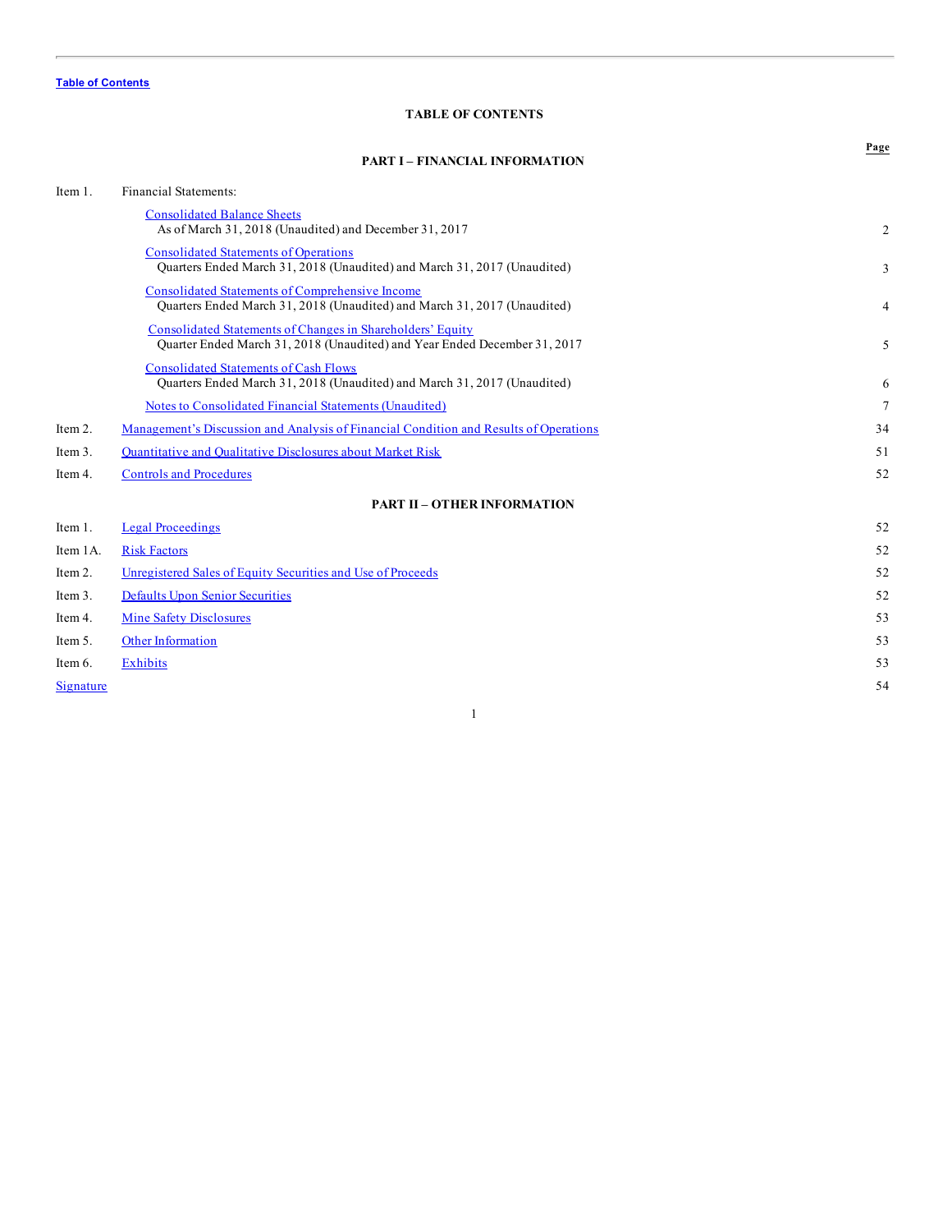Table of Contents

# TABLE OF CONTENTS

## PART I – FINANCIAL INFORMATION

| | | Page |
|---|---|---|
| Item 1. | Financial Statements: | |
| | Consolidated Balance Sheets<br>As of March 31, 2018 (Unaudited) and December 31, 2017 | 2 |
| | Consolidated Statements of Operations<br>Quarters Ended March 31, 2018 (Unaudited) and March 31, 2017 (Unaudited) | 3 |
| | Consolidated Statements of Comprehensive Income<br>Quarters Ended March 31, 2018 (Unaudited) and March 31, 2017 (Unaudited) | 4 |
| | Consolidated Statements of Changes in Shareholders' Equity<br>Quarter Ended March 31, 2018 (Unaudited) and Year Ended December 31, 2017 | 5 |
| | Consolidated Statements of Cash Flows<br>Quarters Ended March 31, 2018 (Unaudited) and March 31, 2017 (Unaudited) | 6 |
| | Notes to Consolidated Financial Statements (Unaudited) | 7 |
| Item 2. | Management's Discussion and Analysis of Financial Condition and Results of Operations | 34 |
| Item 3. | Quantitative and Qualitative Disclosures about Market Risk | 51 |
| Item 4. | Controls and Procedures | 52 |

## PART II – OTHER INFORMATION

| | | |
|---|---|---|
| Item 1. | Legal Proceedings | 52 |
| Item 1A. | Risk Factors | 52 |
| Item 2. | Unregistered Sales of Equity Securities and Use of Proceeds | 52 |
| Item 3. | Defaults Upon Senior Securities | 52 |
| Item 4. | Mine Safety Disclosures | 53 |
| Item 5. | Other Information | 53 |
| Item 6. | Exhibits | 53 |
| Signature | | 54 |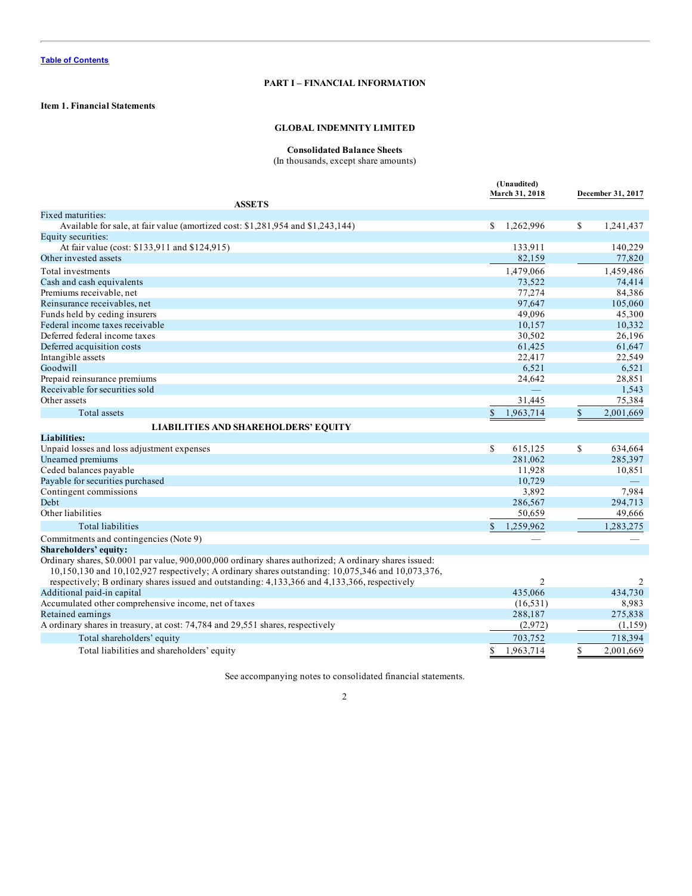Table of Contents

## PART I – FINANCIAL INFORMATION

### Item 1. Financial Statements

## GLOBAL INDEMNITY LIMITED

### Consolidated Balance Sheets

(In thousands, except share amounts)

| | (Unaudited) March 31, 2018 | December 31, 2017 |
|---|---|---|
| **ASSETS** | | |
| Fixed maturities: | | |
| Available for sale, at fair value (amortized cost: $1,281,954 and $1,243,144) | $ 1,262,996 | $ 1,241,437 |
| Equity securities: | | |
| At fair value (cost: $133,911 and $124,915) | 133,911 | 140,229 |
| Other invested assets | 82,159 | 77,820 |
| Total investments | 1,479,066 | 1,459,486 |
| Cash and cash equivalents | 73,522 | 74,414 |
| Premiums receivable, net | 77,274 | 84,386 |
| Reinsurance receivables, net | 97,647 | 105,060 |
| Funds held by ceding insurers | 49,096 | 45,300 |
| Federal income taxes receivable | 10,157 | 10,332 |
| Deferred federal income taxes | 30,502 | 26,196 |
| Deferred acquisition costs | 61,425 | 61,647 |
| Intangible assets | 22,417 | 22,549 |
| Goodwill | 6,521 | 6,521 |
| Prepaid reinsurance premiums | 24,642 | 28,851 |
| Receivable for securities sold | — | 1,543 |
| Other assets | 31,445 | 75,384 |
| Total assets | $ 1,963,714 | $ 2,001,669 |
| **LIABILITIES AND SHAREHOLDERS' EQUITY** | | |
| **Liabilities:** | | |
| Unpaid losses and loss adjustment expenses | $ 615,125 | $ 634,664 |
| Unearned premiums | 281,062 | 285,397 |
| Ceded balances payable | 11,928 | 10,851 |
| Payable for securities purchased | 10,729 | — |
| Contingent commissions | 3,892 | 7,984 |
| Debt | 286,567 | 294,713 |
| Other liabilities | 50,659 | 49,666 |
| Total liabilities | $ 1,259,962 | 1,283,275 |
| Commitments and contingencies (Note 9) | — | — |
| **Shareholders' equity:** | | |
| Ordinary shares, $0.0001 par value, 900,000,000 ordinary shares authorized; A ordinary shares issued: 10,150,130 and 10,102,927 respectively; A ordinary shares outstanding: 10,075,346 and 10,073,376, respectively; B ordinary shares issued and outstanding: 4,133,366 and 4,133,366, respectively | 2 | 2 |
| Additional paid-in capital | 435,066 | 434,730 |
| Accumulated other comprehensive income, net of taxes | (16,531) | 8,983 |
| Retained earnings | 288,187 | 275,838 |
| A ordinary shares in treasury, at cost: 74,784 and 29,551 shares, respectively | (2,972) | (1,159) |
| Total shareholders' equity | 703,752 | 718,394 |
| Total liabilities and shareholders' equity | $ 1,963,714 | $ 2,001,669 |

See accompanying notes to consolidated financial statements.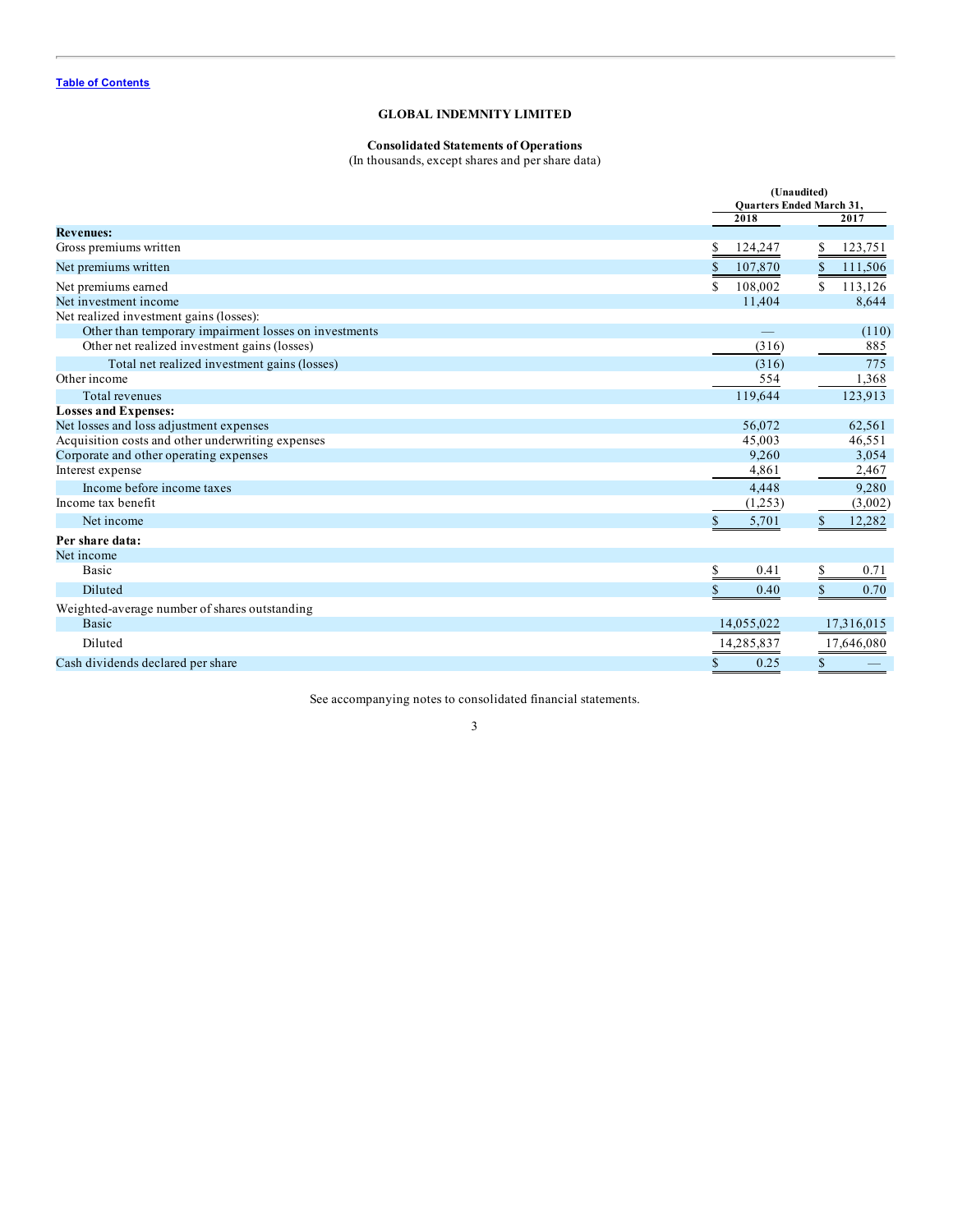Table of Contents

# GLOBAL INDEMNITY LIMITED

## Consolidated Statements of Operations

(In thousands, except shares and per share data)

| | (Unaudited) Quarters Ended March 31, | |
|---|---|---|
| | 2018 | 2017 |
| **Revenues:** | | |
| Gross premiums written | $ 124,247 | $ 123,751 |
| Net premiums written | $ 107,870 | $ 111,506 |
| Net premiums earned | $ 108,002 | $ 113,126 |
| Net investment income | 11,404 | 8,644 |
| Net realized investment gains (losses): | | |
| Other than temporary impairment losses on investments | — | (110) |
| Other net realized investment gains (losses) | (316) | 885 |
| Total net realized investment gains (losses) | (316) | 775 |
| Other income | 554 | 1,368 |
| Total revenues | 119,644 | 123,913 |
| **Losses and Expenses:** | | |
| Net losses and loss adjustment expenses | 56,072 | 62,561 |
| Acquisition costs and other underwriting expenses | 45,003 | 46,551 |
| Corporate and other operating expenses | 9,260 | 3,054 |
| Interest expense | 4,861 | 2,467 |
| Income before income taxes | 4,448 | 9,280 |
| Income tax benefit | (1,253) | (3,002) |
| Net income | $ 5,701 | $ 12,282 |
| **Per share data:** | | |
| Net income | | |
| Basic | $ 0.41 | $ 0.71 |
| Diluted | $ 0.40 | $ 0.70 |
| Weighted-average number of shares outstanding | | |
| Basic | 14,055,022 | 17,316,015 |
| Diluted | 14,285,837 | 17,646,080 |
| Cash dividends declared per share | $ 0.25 | $ — |

See accompanying notes to consolidated financial statements.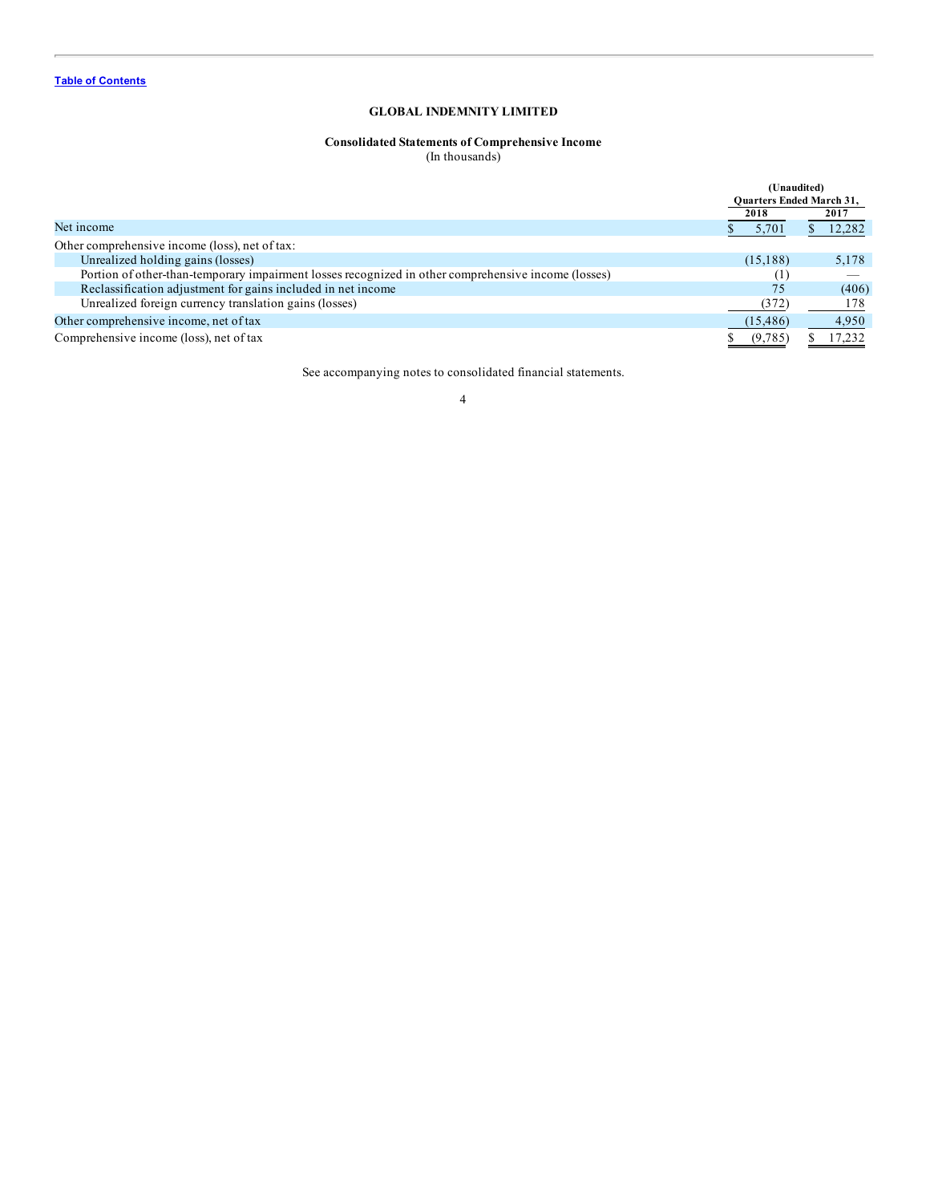Table of Contents

# GLOBAL INDEMNITY LIMITED

## Consolidated Statements of Comprehensive Income

(In thousands)

| | (Unaudited) Quarters Ended March 31, | |
|---|---|---|
| | 2018 | 2017 |
| Net income | $ 5,701 | $ 12,282 |
| Other comprehensive income (loss), net of tax: | | |
| Unrealized holding gains (losses) | (15,188) | 5,178 |
| Portion of other-than-temporary impairment losses recognized in other comprehensive income (losses) | (1) | — |
| Reclassification adjustment for gains included in net income | 75 | (406) |
| Unrealized foreign currency translation gains (losses) | (372) | 178 |
| Other comprehensive income, net of tax | (15,486) | 4,950 |
| Comprehensive income (loss), net of tax | $ (9,785) | $ 17,232 |

See accompanying notes to consolidated financial statements.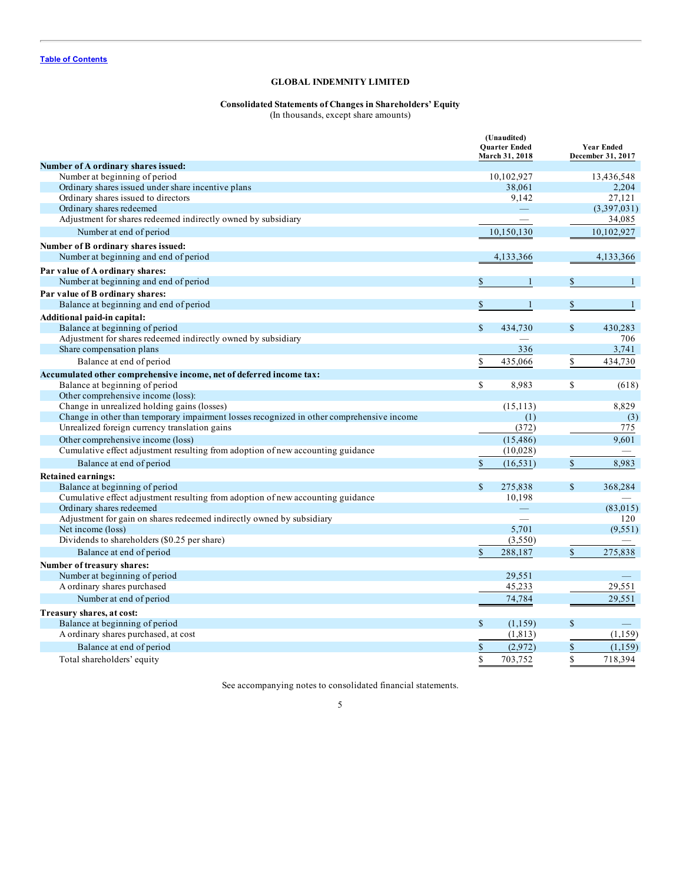[Table of Contents](#)

**GLOBAL INDEMNITY LIMITED**

**Consolidated Statements of Changes in Shareholders' Equity**
(In thousands, except share amounts)

| | (Unaudited) Quarter Ended March 31, 2018 | Year Ended December 31, 2017 |
|---|---|---|
| **Number of A ordinary shares issued:** | | |
| Number at beginning of period | 10,102,927 | 13,436,548 |
| Ordinary shares issued under share incentive plans | 38,061 | 2,204 |
| Ordinary shares issued to directors | 9,142 | 27,121 |
| Ordinary shares redeemed | — | (3,397,031) |
| Adjustment for shares redeemed indirectly owned by subsidiary | — | 34,085 |
| Number at end of period | 10,150,130 | 10,102,927 |
| **Number of B ordinary shares issued:** | | |
| Number at beginning and end of period | 4,133,366 | 4,133,366 |
| **Par value of A ordinary shares:** | | |
| Number at beginning and end of period | $ 1 | $ 1 |
| **Par value of B ordinary shares:** | | |
| Balance at beginning and end of period | $ 1 | $ 1 |
| **Additional paid-in capital:** | | |
| Balance at beginning of period | $ 434,730 | $ 430,283 |
| Adjustment for shares redeemed indirectly owned by subsidiary | — | 706 |
| Share compensation plans | 336 | 3,741 |
| Balance at end of period | $ 435,066 | $ 434,730 |
| **Accumulated other comprehensive income, net of deferred income tax:** | | |
| Balance at beginning of period | $ 8,983 | $ (618) |
| Other comprehensive income (loss): | | |
| Change in unrealized holding gains (losses) | (15,113) | 8,829 |
| Change in other than temporary impairment losses recognized in other comprehensive income | (1) | (3) |
| Unrealized foreign currency translation gains | (372) | 775 |
| Other comprehensive income (loss) | (15,486) | 9,601 |
| Cumulative effect adjustment resulting from adoption of new accounting guidance | (10,028) | — |
| Balance at end of period | $ (16,531) | $ 8,983 |
| **Retained earnings:** | | |
| Balance at beginning of period | $ 275,838 | $ 368,284 |
| Cumulative effect adjustment resulting from adoption of new accounting guidance | 10,198 | — |
| Ordinary shares redeemed | — | (83,015) |
| Adjustment for gain on shares redeemed indirectly owned by subsidiary | — | 120 |
| Net income (loss) | 5,701 | (9,551) |
| Dividends to shareholders ($0.25 per share) | (3,550) | — |
| Balance at end of period | $ 288,187 | $ 275,838 |
| **Number of treasury shares:** | | |
| Number at beginning of period | 29,551 | — |
| A ordinary shares purchased | 45,233 | 29,551 |
| Number at end of period | 74,784 | 29,551 |
| **Treasury shares, at cost:** | | |
| Balance at beginning of period | $ (1,159) | $ — |
| A ordinary shares purchased, at cost | (1,813) | (1,159) |
| Balance at end of period | $ (2,972) | $ (1,159) |
| Total shareholders' equity | $ 703,752 | $ 718,394 |

See accompanying notes to consolidated financial statements.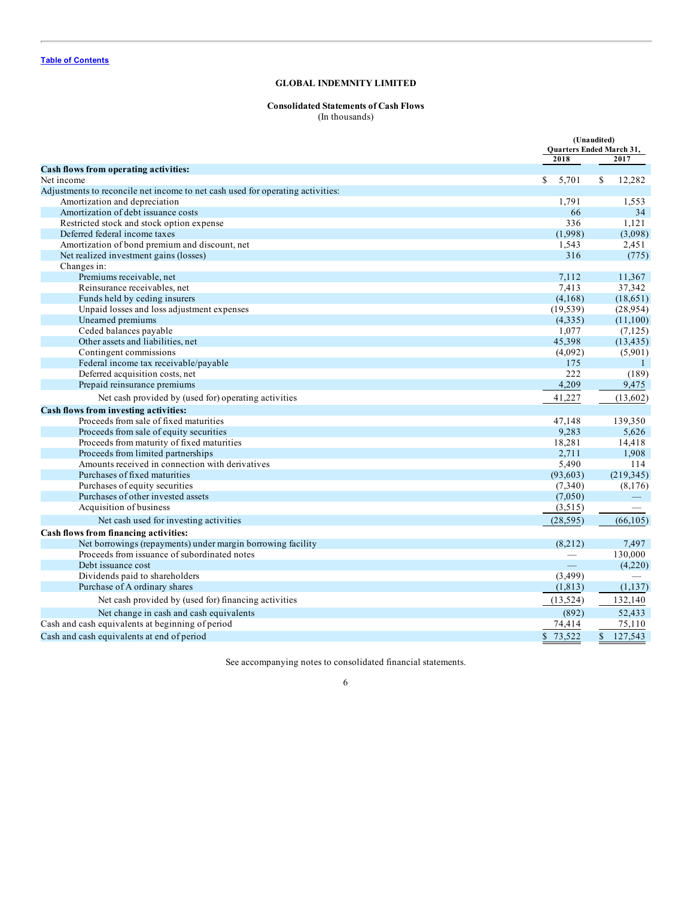Table of Contents

# GLOBAL INDEMNITY LIMITED

## Consolidated Statements of Cash Flows

(In thousands)

| | (Unaudited) Quarters Ended March 31, | |
|---|---|---|
| | 2018 | 2017 |
| **Cash flows from operating activities:** | | |
| Net income | $ 5,701 | $ 12,282 |
| Adjustments to reconcile net income to net cash used for operating activities: | | |
| Amortization and depreciation | 1,791 | 1,553 |
| Amortization of debt issuance costs | 66 | 34 |
| Restricted stock and stock option expense | 336 | 1,121 |
| Deferred federal income taxes | (1,998) | (3,098) |
| Amortization of bond premium and discount, net | 1,543 | 2,451 |
| Net realized investment gains (losses) | 316 | (775) |
| Changes in: | | |
| Premiums receivable, net | 7,112 | 11,367 |
| Reinsurance receivables, net | 7,413 | 37,342 |
| Funds held by ceding insurers | (4,168) | (18,651) |
| Unpaid losses and loss adjustment expenses | (19,539) | (28,954) |
| Unearned premiums | (4,335) | (11,100) |
| Ceded balances payable | 1,077 | (7,125) |
| Other assets and liabilities, net | 45,398 | (13,435) |
| Contingent commissions | (4,092) | (5,901) |
| Federal income tax receivable/payable | 175 | 1 |
| Deferred acquisition costs, net | 222 | (189) |
| Prepaid reinsurance premiums | 4,209 | 9,475 |
| Net cash provided by (used for) operating activities | 41,227 | (13,602) |
| **Cash flows from investing activities:** | | |
| Proceeds from sale of fixed maturities | 47,148 | 139,350 |
| Proceeds from sale of equity securities | 9,283 | 5,626 |
| Proceeds from maturity of fixed maturities | 18,281 | 14,418 |
| Proceeds from limited partnerships | 2,711 | 1,908 |
| Amounts received in connection with derivatives | 5,490 | 114 |
| Purchases of fixed maturities | (93,603) | (219,345) |
| Purchases of equity securities | (7,340) | (8,176) |
| Purchases of other invested assets | (7,050) | — |
| Acquisition of business | (3,515) | — |
| Net cash used for investing activities | (28,595) | (66,105) |
| **Cash flows from financing activities:** | | |
| Net borrowings (repayments) under margin borrowing facility | (8,212) | 7,497 |
| Proceeds from issuance of subordinated notes | — | 130,000 |
| Debt issuance cost | — | (4,220) |
| Dividends paid to shareholders | (3,499) | — |
| Purchase of A ordinary shares | (1,813) | (1,137) |
| Net cash provided by (used for) financing activities | (13,524) | 132,140 |
| Net change in cash and cash equivalents | (892) | 52,433 |
| Cash and cash equivalents at beginning of period | 74,414 | 75,110 |
| Cash and cash equivalents at end of period | $ 73,522 | $ 127,543 |

See accompanying notes to consolidated financial statements.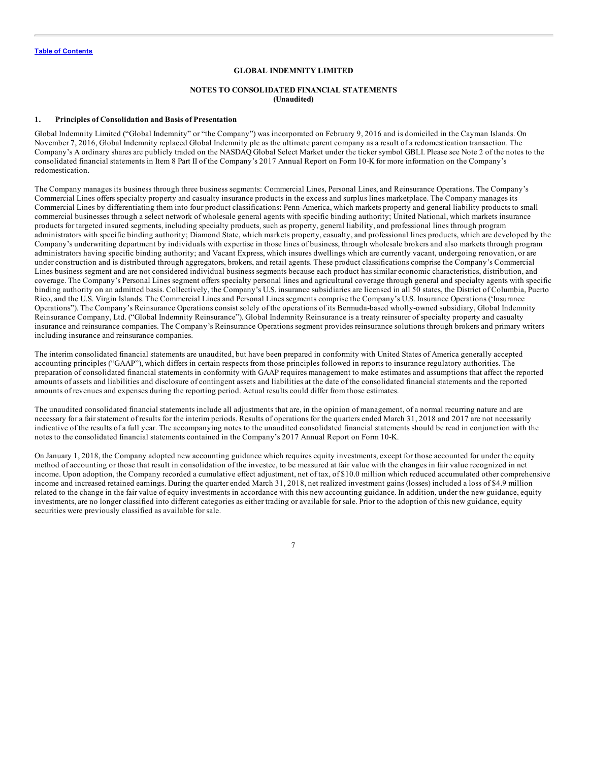[Table of Contents](#)

**GLOBAL INDEMNITY LIMITED**

**NOTES TO CONSOLIDATED FINANCIAL STATEMENTS**
**(Unaudited)**

## 1. Principles of Consolidation and Basis of Presentation

Global Indemnity Limited ("Global Indemnity" or "the Company") was incorporated on February 9, 2016 and is domiciled in the Cayman Islands. On November 7, 2016, Global Indemnity replaced Global Indemnity plc as the ultimate parent company as a result of a redomestication transaction. The Company's A ordinary shares are publicly traded on the NASDAQ Global Select Market under the ticker symbol GBLI. Please see Note 2 of the notes to the consolidated financial statements in Item 8 Part II of the Company's 2017 Annual Report on Form 10-K for more information on the Company's redomestication.

The Company manages its business through three business segments: Commercial Lines, Personal Lines, and Reinsurance Operations. The Company's Commercial Lines offers specialty property and casualty insurance products in the excess and surplus lines marketplace. The Company manages its Commercial Lines by differentiating them into four product classifications: Penn-America, which markets property and general liability products to small commercial businesses through a select network of wholesale general agents with specific binding authority; United National, which markets insurance products for targeted insured segments, including specialty products, such as property, general liability, and professional lines through program administrators with specific binding authority; Diamond State, which markets property, casualty, and professional lines products, which are developed by the Company's underwriting department by individuals with expertise in those lines of business, through wholesale brokers and also markets through program administrators having specific binding authority; and Vacant Express, which insures dwellings which are currently vacant, undergoing renovation, or are under construction and is distributed through aggregators, brokers, and retail agents. These product classifications comprise the Company's Commercial Lines business segment and are not considered individual business segments because each product has similar economic characteristics, distribution, and coverage. The Company's Personal Lines segment offers specialty personal lines and agricultural coverage through general and specialty agents with specific binding authority on an admitted basis. Collectively, the Company's U.S. insurance subsidiaries are licensed in all 50 states, the District of Columbia, Puerto Rico, and the U.S. Virgin Islands. The Commercial Lines and Personal Lines segments comprise the Company's U.S. Insurance Operations ('Insurance Operations"). The Company's Reinsurance Operations consist solely of the operations of its Bermuda-based wholly-owned subsidiary, Global Indemnity Reinsurance Company, Ltd. ("Global Indemnity Reinsurance"). Global Indemnity Reinsurance is a treaty reinsurer of specialty property and casualty insurance and reinsurance companies. The Company's Reinsurance Operations segment provides reinsurance solutions through brokers and primary writers including insurance and reinsurance companies.

The interim consolidated financial statements are unaudited, but have been prepared in conformity with United States of America generally accepted accounting principles ("GAAP"), which differs in certain respects from those principles followed in reports to insurance regulatory authorities. The preparation of consolidated financial statements in conformity with GAAP requires management to make estimates and assumptions that affect the reported amounts of assets and liabilities and disclosure of contingent assets and liabilities at the date of the consolidated financial statements and the reported amounts of revenues and expenses during the reporting period. Actual results could differ from those estimates.

The unaudited consolidated financial statements include all adjustments that are, in the opinion of management, of a normal recurring nature and are necessary for a fair statement of results for the interim periods. Results of operations for the quarters ended March 31, 2018 and 2017 are not necessarily indicative of the results of a full year. The accompanying notes to the unaudited consolidated financial statements should be read in conjunction with the notes to the consolidated financial statements contained in the Company's 2017 Annual Report on Form 10-K.

On January 1, 2018, the Company adopted new accounting guidance which requires equity investments, except for those accounted for under the equity method of accounting or those that result in consolidation of the investee, to be measured at fair value with the changes in fair value recognized in net income. Upon adoption, the Company recorded a cumulative effect adjustment, net of tax, of $10.0 million which reduced accumulated other comprehensive income and increased retained earnings. During the quarter ended March 31, 2018, net realized investment gains (losses) included a loss of $4.9 million related to the change in the fair value of equity investments in accordance with this new accounting guidance. In addition, under the new guidance, equity investments, are no longer classified into different categories as either trading or available for sale. Prior to the adoption of this new guidance, equity securities were previously classified as available for sale.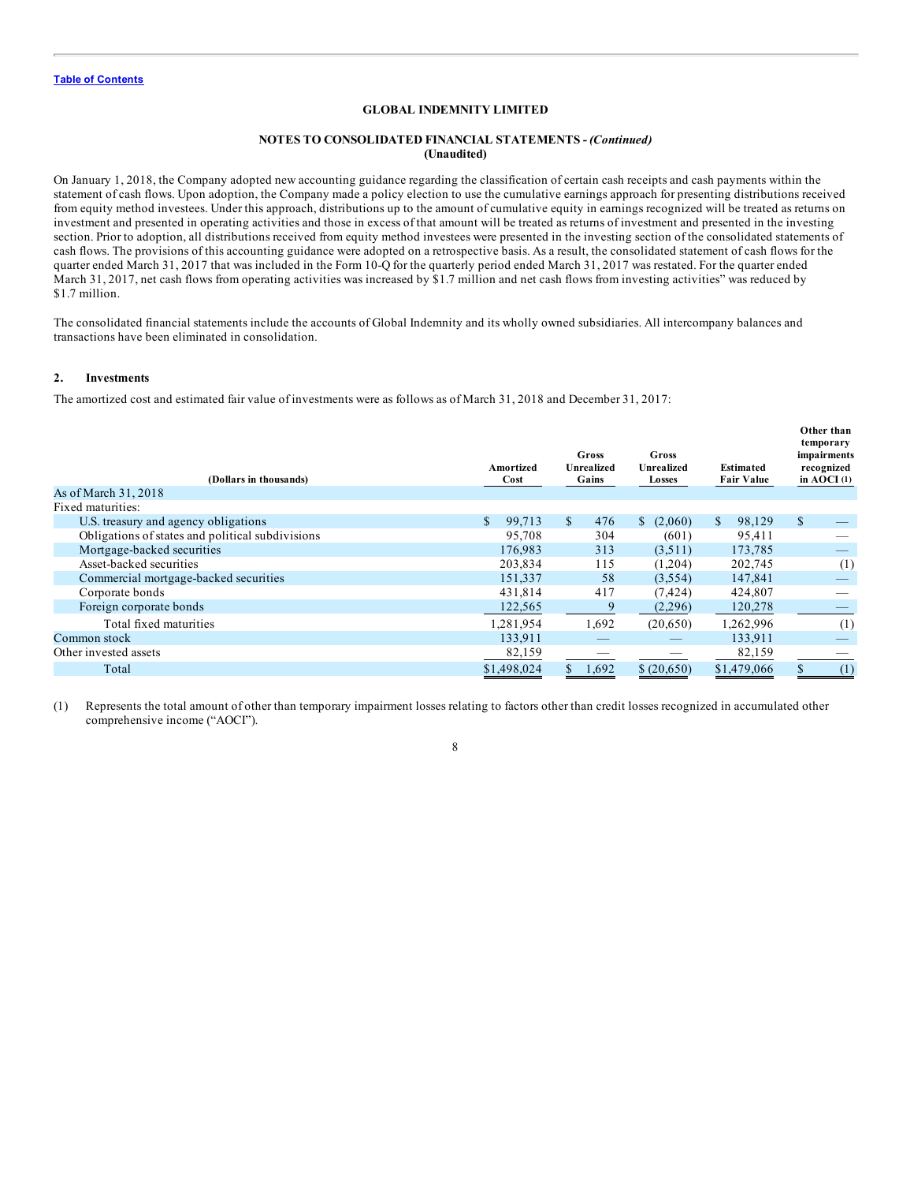**GLOBAL INDEMNITY LIMITED**

**NOTES TO CONSOLIDATED FINANCIAL STATEMENTS -** ***(Continued)***
**(Unaudited)**

On January 1, 2018, the Company adopted new accounting guidance regarding the classification of certain cash receipts and cash payments within the statement of cash flows. Upon adoption, the Company made a policy election to use the cumulative earnings approach for presenting distributions received from equity method investees. Under this approach, distributions up to the amount of cumulative equity in earnings recognized will be treated as returns on investment and presented in operating activities and those in excess of that amount will be treated as returns of investment and presented in the investing section. Prior to adoption, all distributions received from equity method investees were presented in the investing section of the consolidated statements of cash flows. The provisions of this accounting guidance were adopted on a retrospective basis. As a result, the consolidated statement of cash flows for the quarter ended March 31, 2017 that was included in the Form 10-Q for the quarterly period ended March 31, 2017 was restated. For the quarter ended March 31, 2017, net cash flows from operating activities was increased by $1.7 million and net cash flows from investing activities" was reduced by $1.7 million.

The consolidated financial statements include the accounts of Global Indemnity and its wholly owned subsidiaries. All intercompany balances and transactions have been eliminated in consolidation.

## 2. Investments

The amortized cost and estimated fair value of investments were as follows as of March 31, 2018 and December 31, 2017:

| (Dollars in thousands) | Amortized Cost | Gross Unrealized Gains | Gross Unrealized Losses | Estimated Fair Value | Other than temporary impairments recognized in AOCI (1) |
|---|---|---|---|---|---|
| As of March 31, 2018 | | | | | |
| Fixed maturities: | | | | | |
| U.S. treasury and agency obligations | $ 99,713 | $ 476 | $ (2,060) | $ 98,129 | $ — |
| Obligations of states and political subdivisions | 95,708 | 304 | (601) | 95,411 | — |
| Mortgage-backed securities | 176,983 | 313 | (3,511) | 173,785 | — |
| Asset-backed securities | 203,834 | 115 | (1,204) | 202,745 | (1) |
| Commercial mortgage-backed securities | 151,337 | 58 | (3,554) | 147,841 | — |
| Corporate bonds | 431,814 | 417 | (7,424) | 424,807 | — |
| Foreign corporate bonds | 122,565 | 9 | (2,296) | 120,278 | — |
| Total fixed maturities | 1,281,954 | 1,692 | (20,650) | 1,262,996 | (1) |
| Common stock | 133,911 | — | — | 133,911 | — |
| Other invested assets | 82,159 | — | — | 82,159 | — |
| Total | $1,498,024 | $ 1,692 | $ (20,650) | $1,479,066 | $ (1) |

(1) Represents the total amount of other than temporary impairment losses relating to factors other than credit losses recognized in accumulated other comprehensive income ("AOCI").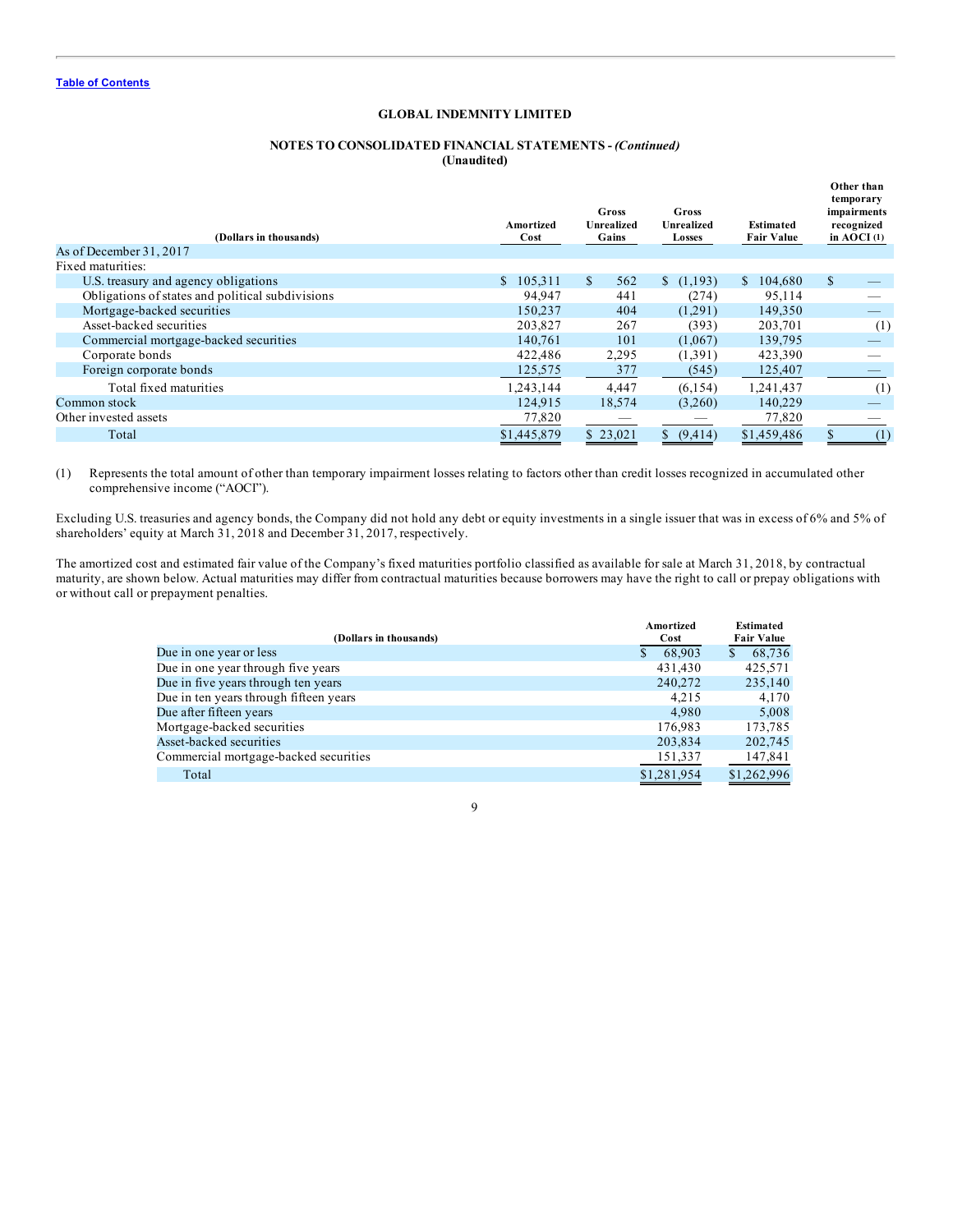# GLOBAL INDEMNITY LIMITED

## NOTES TO CONSOLIDATED FINANCIAL STATEMENTS - *(Continued)*
**(Unaudited)**

| (Dollars in thousands) | Amortized Cost | Gross Unrealized Gains | Gross Unrealized Losses | Estimated Fair Value | Other than temporary impairments recognized in AOCI (1) |
|---|---|---|---|---|---|
| As of December 31, 2017 | | | | | |
| Fixed maturities: | | | | | |
| U.S. treasury and agency obligations | $ 105,311 | $ 562 | $ (1,193) | $ 104,680 | $ — |
| Obligations of states and political subdivisions | 94,947 | 441 | (274) | 95,114 | — |
| Mortgage-backed securities | 150,237 | 404 | (1,291) | 149,350 | — |
| Asset-backed securities | 203,827 | 267 | (393) | 203,701 | (1) |
| Commercial mortgage-backed securities | 140,761 | 101 | (1,067) | 139,795 | — |
| Corporate bonds | 422,486 | 2,295 | (1,391) | 423,390 | — |
| Foreign corporate bonds | 125,575 | 377 | (545) | 125,407 | — |
| Total fixed maturities | 1,243,144 | 4,447 | (6,154) | 1,241,437 | (1) |
| Common stock | 124,915 | 18,574 | (3,260) | 140,229 | — |
| Other invested assets | 77,820 | — | — | 77,820 | — |
| Total | $1,445,879 | $ 23,021 | $ (9,414) | $1,459,486 | $ (1) |

(1) Represents the total amount of other than temporary impairment losses relating to factors other than credit losses recognized in accumulated other comprehensive income ("AOCI").

Excluding U.S. treasuries and agency bonds, the Company did not hold any debt or equity investments in a single issuer that was in excess of 6% and 5% of shareholders' equity at March 31, 2018 and December 31, 2017, respectively.

The amortized cost and estimated fair value of the Company's fixed maturities portfolio classified as available for sale at March 31, 2018, by contractual maturity, are shown below. Actual maturities may differ from contractual maturities because borrowers may have the right to call or prepay obligations with or without call or prepayment penalties.

| (Dollars in thousands) | Amortized Cost | Estimated Fair Value |
|---|---|---|
| Due in one year or less | $ 68,903 | $ 68,736 |
| Due in one year through five years | 431,430 | 425,571 |
| Due in five years through ten years | 240,272 | 235,140 |
| Due in ten years through fifteen years | 4,215 | 4,170 |
| Due after fifteen years | 4,980 | 5,008 |
| Mortgage-backed securities | 176,983 | 173,785 |
| Asset-backed securities | 203,834 | 202,745 |
| Commercial mortgage-backed securities | 151,337 | 147,841 |
| Total | $1,281,954 | $1,262,996 |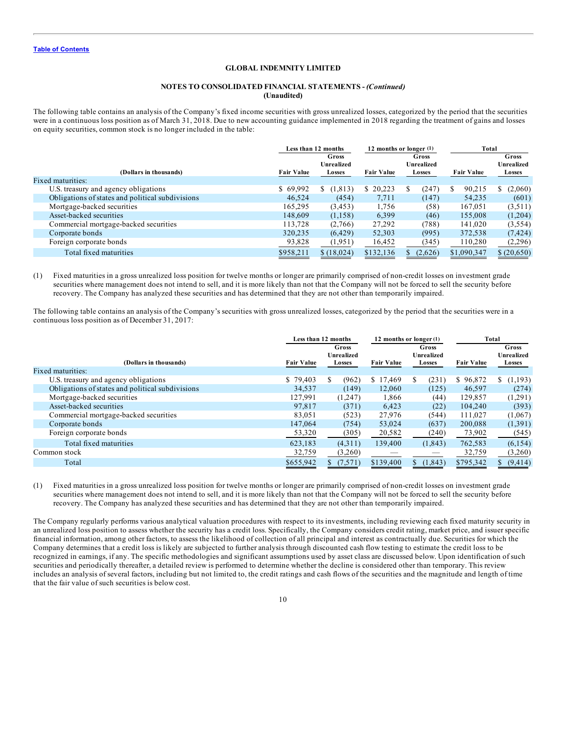[Table of Contents](#)

**GLOBAL INDEMNITY LIMITED**

**NOTES TO CONSOLIDATED FINANCIAL STATEMENTS -** ***(Continued)***
**(Unaudited)**

The following table contains an analysis of the Company's fixed income securities with gross unrealized losses, categorized by the period that the securities were in a continuous loss position as of March 31, 2018. Due to new accounting guidance implemented in 2018 regarding the treatment of gains and losses on equity securities, common stock is no longer included in the table:

| | Less than 12 months | | 12 months or longer (1) | | Total | |
|---|---|---|---|---|---|---|
| (Dollars in thousands) | Fair Value | Gross Unrealized Losses | Fair Value | Gross Unrealized Losses | Fair Value | Gross Unrealized Losses |
| Fixed maturities: | | | | | | |
| U.S. treasury and agency obligations | $ 69,992 | $ (1,813) | $ 20,223 | $ (247) | $ 90,215 | $ (2,060) |
| Obligations of states and political subdivisions | 46,524 | (454) | 7,711 | (147) | 54,235 | (601) |
| Mortgage-backed securities | 165,295 | (3,453) | 1,756 | (58) | 167,051 | (3,511) |
| Asset-backed securities | 148,609 | (1,158) | 6,399 | (46) | 155,008 | (1,204) |
| Commercial mortgage-backed securities | 113,728 | (2,766) | 27,292 | (788) | 141,020 | (3,554) |
| Corporate bonds | 320,235 | (6,429) | 52,303 | (995) | 372,538 | (7,424) |
| Foreign corporate bonds | 93,828 | (1,951) | 16,452 | (345) | 110,280 | (2,296) |
| Total fixed maturities | $958,211 | $ (18,024) | $132,136 | $ (2,626) | $1,090,347 | $ (20,650) |

(1) Fixed maturities in a gross unrealized loss position for twelve months or longer are primarily comprised of non-credit losses on investment grade securities where management does not intend to sell, and it is more likely than not that the Company will not be forced to sell the security before recovery. The Company has analyzed these securities and has determined that they are not other than temporarily impaired.

The following table contains an analysis of the Company's securities with gross unrealized losses, categorized by the period that the securities were in a continuous loss position as of December 31, 2017:

| | Less than 12 months | | 12 months or longer (1) | | Total | |
|---|---|---|---|---|---|---|
| (Dollars in thousands) | Fair Value | Gross Unrealized Losses | Fair Value | Gross Unrealized Losses | Fair Value | Gross Unrealized Losses |
| Fixed maturities: | | | | | | |
| U.S. treasury and agency obligations | $ 79,403 | $ (962) | $ 17,469 | $ (231) | $ 96,872 | $ (1,193) |
| Obligations of states and political subdivisions | 34,537 | (149) | 12,060 | (125) | 46,597 | (274) |
| Mortgage-backed securities | 127,991 | (1,247) | 1,866 | (44) | 129,857 | (1,291) |
| Asset-backed securities | 97,817 | (371) | 6,423 | (22) | 104,240 | (393) |
| Commercial mortgage-backed securities | 83,051 | (523) | 27,976 | (544) | 111,027 | (1,067) |
| Corporate bonds | 147,064 | (754) | 53,024 | (637) | 200,088 | (1,391) |
| Foreign corporate bonds | 53,320 | (305) | 20,582 | (240) | 73,902 | (545) |
| Total fixed maturities | 623,183 | (4,311) | 139,400 | (1,843) | 762,583 | (6,154) |
| Common stock | 32,759 | (3,260) | — | — | 32,759 | (3,260) |
| Total | $655,942 | $ (7,571) | $139,400 | $ (1,843) | $795,342 | $ (9,414) |

(1) Fixed maturities in a gross unrealized loss position for twelve months or longer are primarily comprised of non-credit losses on investment grade securities where management does not intend to sell, and it is more likely than not that the Company will not be forced to sell the security before recovery. The Company has analyzed these securities and has determined that they are not other than temporarily impaired.

The Company regularly performs various analytical valuation procedures with respect to its investments, including reviewing each fixed maturity security in an unrealized loss position to assess whether the security has a credit loss. Specifically, the Company considers credit rating, market price, and issuer specific financial information, among other factors, to assess the likelihood of collection of all principal and interest as contractually due. Securities for which the Company determines that a credit loss is likely are subjected to further analysis through discounted cash flow testing to estimate the credit loss to be recognized in earnings, if any. The specific methodologies and significant assumptions used by asset class are discussed below. Upon identification of such securities and periodically thereafter, a detailed review is performed to determine whether the decline is considered other than temporary. This review includes an analysis of several factors, including but not limited to, the credit ratings and cash flows of the securities and the magnitude and length of time that the fair value of such securities is below cost.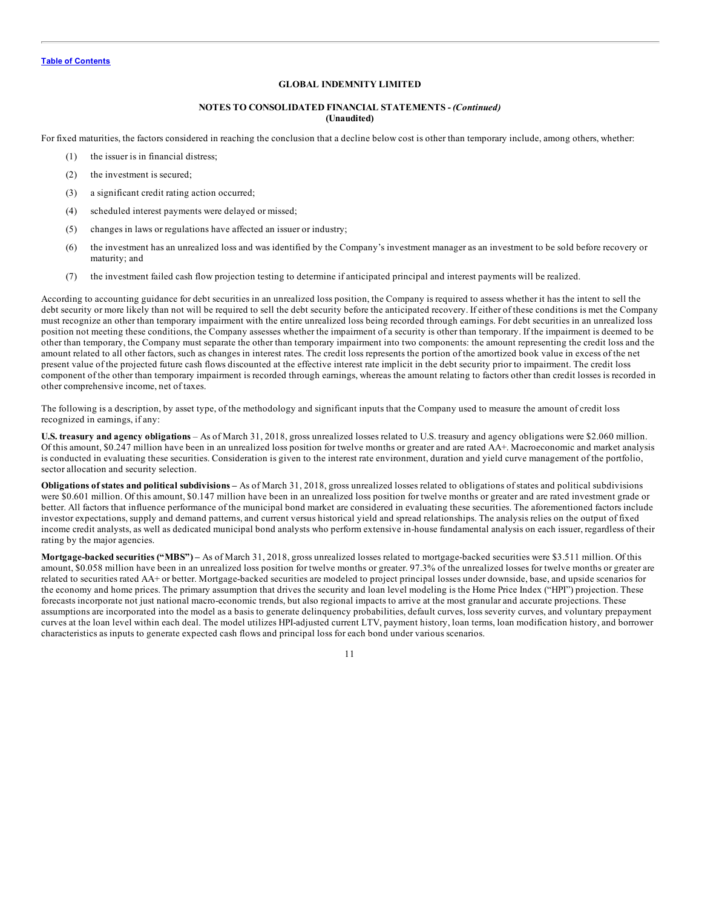**GLOBAL INDEMNITY LIMITED**

**NOTES TO CONSOLIDATED FINANCIAL STATEMENTS -** ***(Continued)***
**(Unaudited)**

For fixed maturities, the factors considered in reaching the conclusion that a decline below cost is other than temporary include, among others, whether:

(1) the issuer is in financial distress;

(2) the investment is secured;

(3) a significant credit rating action occurred;

(4) scheduled interest payments were delayed or missed;

(5) changes in laws or regulations have affected an issuer or industry;

(6) the investment has an unrealized loss and was identified by the Company's investment manager as an investment to be sold before recovery or maturity; and

(7) the investment failed cash flow projection testing to determine if anticipated principal and interest payments will be realized.

According to accounting guidance for debt securities in an unrealized loss position, the Company is required to assess whether it has the intent to sell the debt security or more likely than not will be required to sell the debt security before the anticipated recovery. If either of these conditions is met the Company must recognize an other than temporary impairment with the entire unrealized loss being recorded through earnings. For debt securities in an unrealized loss position not meeting these conditions, the Company assesses whether the impairment of a security is other than temporary. If the impairment is deemed to be other than temporary, the Company must separate the other than temporary impairment into two components: the amount representing the credit loss and the amount related to all other factors, such as changes in interest rates. The credit loss represents the portion of the amortized book value in excess of the net present value of the projected future cash flows discounted at the effective interest rate implicit in the debt security prior to impairment. The credit loss component of the other than temporary impairment is recorded through earnings, whereas the amount relating to factors other than credit losses is recorded in other comprehensive income, net of taxes.

The following is a description, by asset type, of the methodology and significant inputs that the Company used to measure the amount of credit loss recognized in earnings, if any:

**U.S. treasury and agency obligations** – As of March 31, 2018, gross unrealized losses related to U.S. treasury and agency obligations were $2.060 million. Of this amount, $0.247 million have been in an unrealized loss position for twelve months or greater and are rated AA+. Macroeconomic and market analysis is conducted in evaluating these securities. Consideration is given to the interest rate environment, duration and yield curve management of the portfolio, sector allocation and security selection.

**Obligations of states and political subdivisions –** As of March 31, 2018, gross unrealized losses related to obligations of states and political subdivisions were $0.601 million. Of this amount, $0.147 million have been in an unrealized loss position for twelve months or greater and are rated investment grade or better. All factors that influence performance of the municipal bond market are considered in evaluating these securities. The aforementioned factors include investor expectations, supply and demand patterns, and current versus historical yield and spread relationships. The analysis relies on the output of fixed income credit analysts, as well as dedicated municipal bond analysts who perform extensive in-house fundamental analysis on each issuer, regardless of their rating by the major agencies.

**Mortgage-backed securities ("MBS") –** As of March 31, 2018, gross unrealized losses related to mortgage-backed securities were $3.511 million. Of this amount, $0.058 million have been in an unrealized loss position for twelve months or greater. 97.3% of the unrealized losses for twelve months or greater are related to securities rated AA+ or better. Mortgage-backed securities are modeled to project principal losses under downside, base, and upside scenarios for the economy and home prices. The primary assumption that drives the security and loan level modeling is the Home Price Index ("HPI") projection. These forecasts incorporate not just national macro-economic trends, but also regional impacts to arrive at the most granular and accurate projections. These assumptions are incorporated into the model as a basis to generate delinquency probabilities, default curves, loss severity curves, and voluntary prepayment curves at the loan level within each deal. The model utilizes HPI-adjusted current LTV, payment history, loan terms, loan modification history, and borrower characteristics as inputs to generate expected cash flows and principal loss for each bond under various scenarios.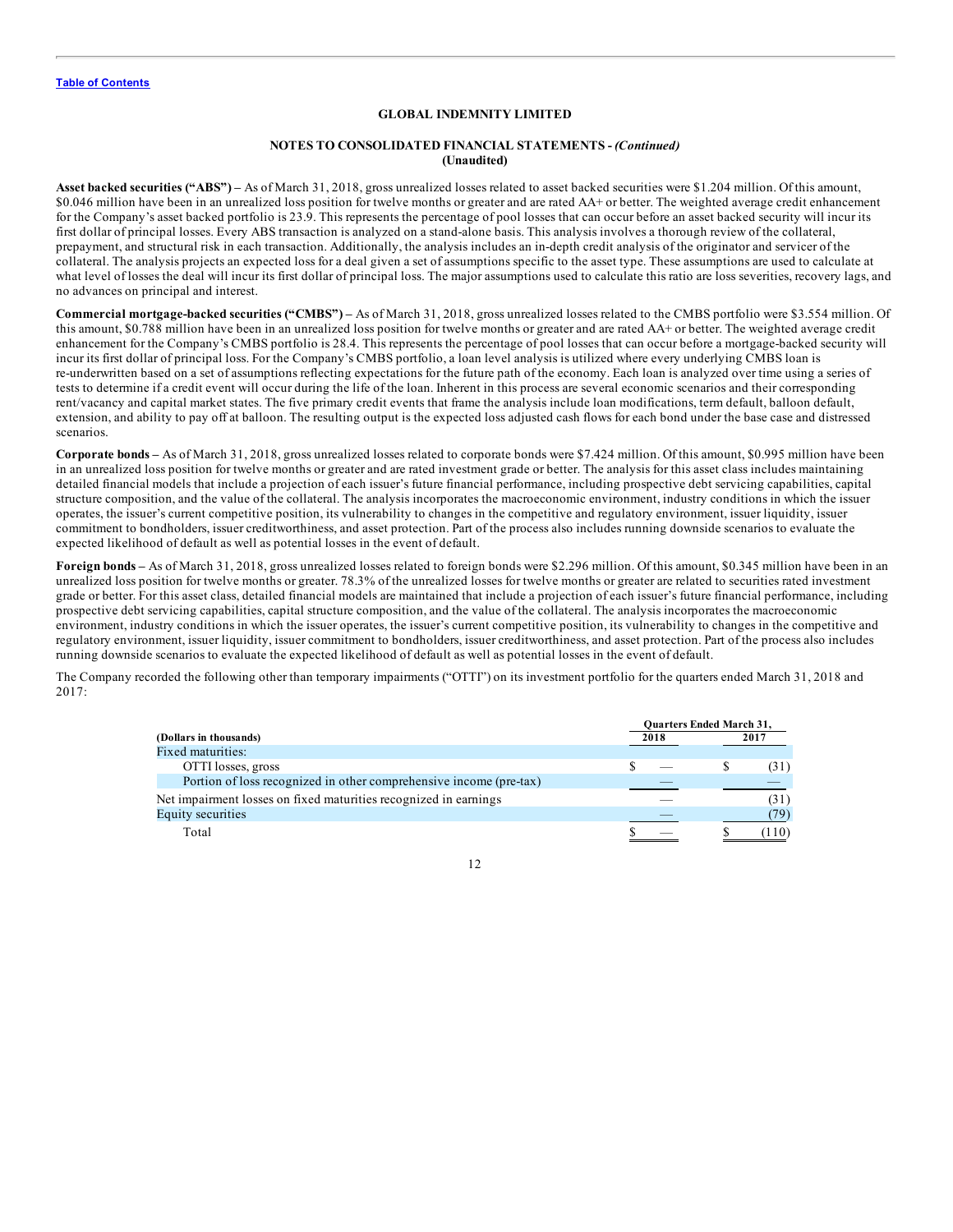**Asset backed securities ("ABS")** – As of March 31, 2018, gross unrealized losses related to asset backed securities were $1.204 million. Of this amount, $0.046 million have been in an unrealized loss position for twelve months or greater and are rated AA+ or better. The weighted average credit enhancement for the Company's asset backed portfolio is 23.9. This represents the percentage of pool losses that can occur before an asset backed security will incur its first dollar of principal losses. Every ABS transaction is analyzed on a stand-alone basis. This analysis involves a thorough review of the collateral, prepayment, and structural risk in each transaction. Additionally, the analysis includes an in-depth credit analysis of the originator and servicer of the collateral. The analysis projects an expected loss for a deal given a set of assumptions specific to the asset type. These assumptions are used to calculate at what level of losses the deal will incur its first dollar of principal loss. The major assumptions used to calculate this ratio are loss severities, recovery lags, and no advances on principal and interest.

**Commercial mortgage-backed securities ("CMBS")** – As of March 31, 2018, gross unrealized losses related to the CMBS portfolio were $3.554 million. Of this amount, $0.788 million have been in an unrealized loss position for twelve months or greater and are rated AA+ or better. The weighted average credit enhancement for the Company's CMBS portfolio is 28.4. This represents the percentage of pool losses that can occur before a mortgage-backed security will incur its first dollar of principal loss. For the Company's CMBS portfolio, a loan level analysis is utilized where every underlying CMBS loan is re-underwritten based on a set of assumptions reflecting expectations for the future path of the economy. Each loan is analyzed over time using a series of tests to determine if a credit event will occur during the life of the loan. Inherent in this process are several economic scenarios and their corresponding rent/vacancy and capital market states. The five primary credit events that frame the analysis include loan modifications, term default, balloon default, extension, and ability to pay off at balloon. The resulting output is the expected loss adjusted cash flows for each bond under the base case and distressed scenarios.

**Corporate bonds** – As of March 31, 2018, gross unrealized losses related to corporate bonds were $7.424 million. Of this amount, $0.995 million have been in an unrealized loss position for twelve months or greater and are rated investment grade or better. The analysis for this asset class includes maintaining detailed financial models that include a projection of each issuer's future financial performance, including prospective debt servicing capabilities, capital structure composition, and the value of the collateral. The analysis incorporates the macroeconomic environment, industry conditions in which the issuer operates, the issuer's current competitive position, its vulnerability to changes in the competitive and regulatory environment, issuer liquidity, issuer commitment to bondholders, issuer creditworthiness, and asset protection. Part of the process also includes running downside scenarios to evaluate the expected likelihood of default as well as potential losses in the event of default.

**Foreign bonds** – As of March 31, 2018, gross unrealized losses related to foreign bonds were $2.296 million. Of this amount, $0.345 million have been in an unrealized loss position for twelve months or greater. 78.3% of the unrealized losses for twelve months or greater are related to securities rated investment grade or better. For this asset class, detailed financial models are maintained that include a projection of each issuer's future financial performance, including prospective debt servicing capabilities, capital structure composition, and the value of the collateral. The analysis incorporates the macroeconomic environment, industry conditions in which the issuer operates, the issuer's current competitive position, its vulnerability to changes in the competitive and regulatory environment, issuer liquidity, issuer commitment to bondholders, issuer creditworthiness, and asset protection. Part of the process also includes running downside scenarios to evaluate the expected likelihood of default as well as potential losses in the event of default.

The Company recorded the following other than temporary impairments ("OTTI") on its investment portfolio for the quarters ended March 31, 2018 and 2017:

| (Dollars in thousands) | Quarters Ended March 31, 2018 | Quarters Ended March 31, 2017 |
|---|---|---|
| Fixed maturities: | | |
| OTTI losses, gross | $ — | $ (31) |
| Portion of loss recognized in other comprehensive income (pre-tax) | — | — |
| Net impairment losses on fixed maturities recognized in earnings | — | (31) |
| Equity securities | — | (79) |
| Total | $ — | $ (110) |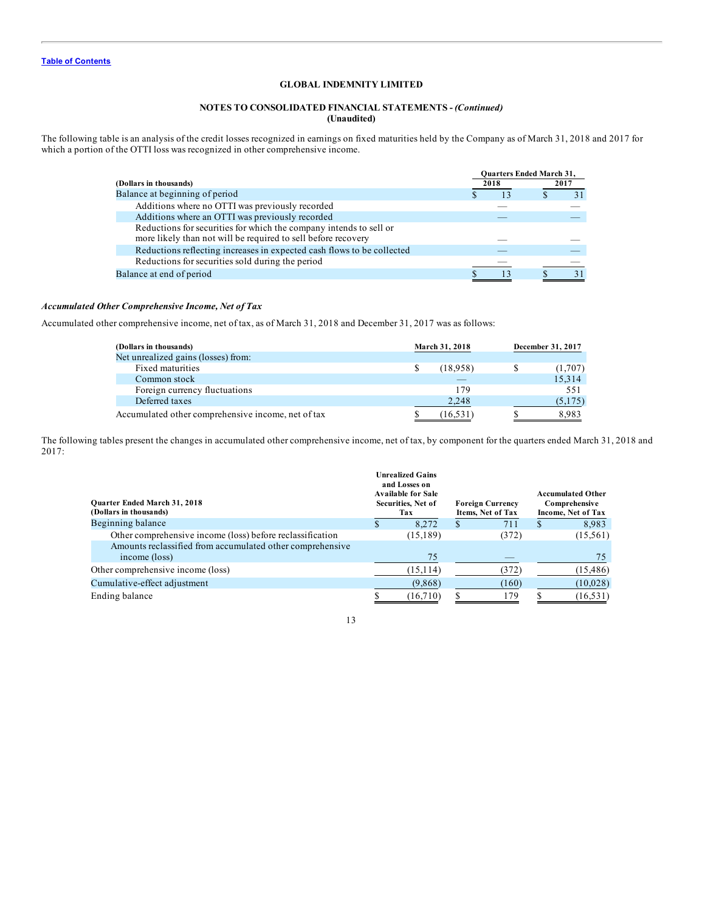# GLOBAL INDEMNITY LIMITED

## NOTES TO CONSOLIDATED FINANCIAL STATEMENTS - *(Continued)*
**(Unaudited)**

The following table is an analysis of the credit losses recognized in earnings on fixed maturities held by the Company as of March 31, 2018 and 2017 for which a portion of the OTTI loss was recognized in other comprehensive income.

| (Dollars in thousands) | Quarters Ended March 31, 2018 | Quarters Ended March 31, 2017 |
|---|---|---|
| Balance at beginning of period | $ 13 | $ 31 |
| Additions where no OTTI was previously recorded | — | — |
| Additions where an OTTI was previously recorded | — | — |
| Reductions for securities for which the company intends to sell or more likely than not will be required to sell before recovery | — | — |
| Reductions reflecting increases in expected cash flows to be collected | — | — |
| Reductions for securities sold during the period | — | — |
| Balance at end of period | $ 13 | $ 31 |

### *Accumulated Other Comprehensive Income, Net of Tax*

Accumulated other comprehensive income, net of tax, as of March 31, 2018 and December 31, 2017 was as follows:

| (Dollars in thousands) | March 31, 2018 | December 31, 2017 |
|---|---|---|
| Net unrealized gains (losses) from: | | |
| Fixed maturities | $ (18,958) | $ (1,707) |
| Common stock | — | 15,314 |
| Foreign currency fluctuations | 179 | 551 |
| Deferred taxes | 2,248 | (5,175) |
| Accumulated other comprehensive income, net of tax | $ (16,531) | $ 8,983 |

The following tables present the changes in accumulated other comprehensive income, net of tax, by component for the quarters ended March 31, 2018 and 2017:

| Quarter Ended March 31, 2018 (Dollars in thousands) | Unrealized Gains and Losses on Available for Sale Securities, Net of Tax | Foreign Currency Items, Net of Tax | Accumulated Other Comprehensive Income, Net of Tax |
|---|---|---|---|
| Beginning balance | $ 8,272 | $ 711 | $ 8,983 |
| Other comprehensive income (loss) before reclassification | (15,189) | (372) | (15,561) |
| Amounts reclassified from accumulated other comprehensive income (loss) | 75 | — | 75 |
| Other comprehensive income (loss) | (15,114) | (372) | (15,486) |
| Cumulative-effect adjustment | (9,868) | (160) | (10,028) |
| Ending balance | $ (16,710) | $ 179 | $ (16,531) |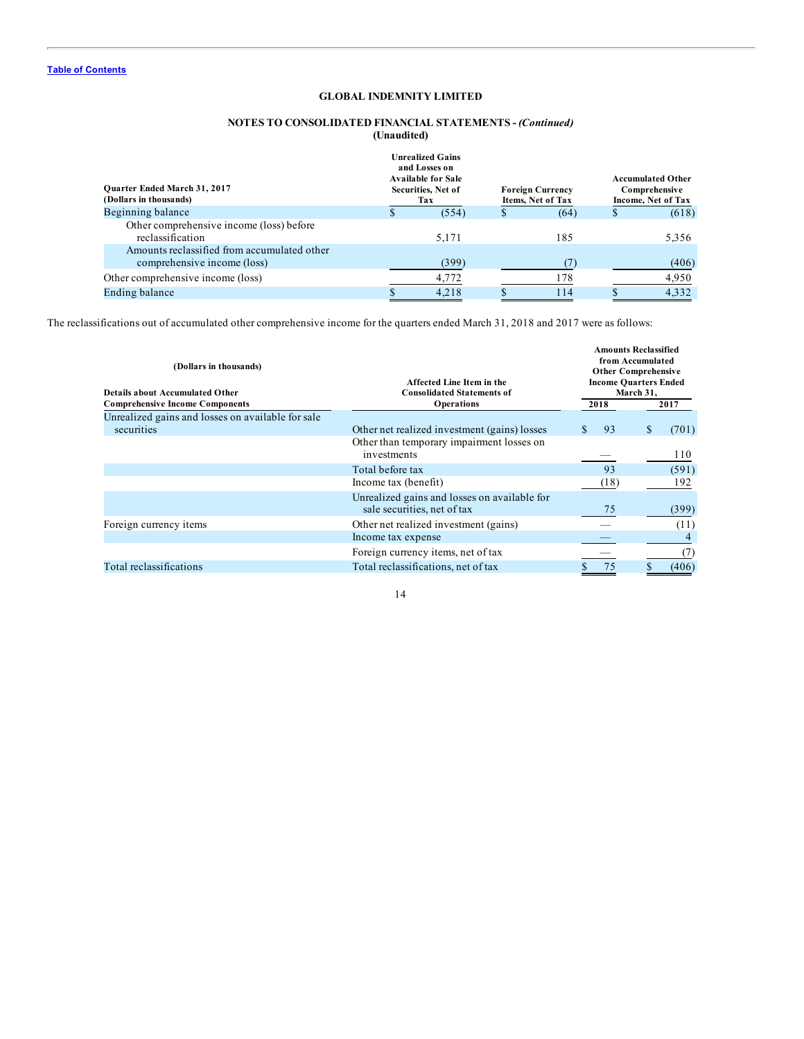**GLOBAL INDEMNITY LIMITED**

**NOTES TO CONSOLIDATED FINANCIAL STATEMENTS -** ***(Continued)***
**(Unaudited)**

| Quarter Ended March 31, 2017 (Dollars in thousands) | Unrealized Gains and Losses on Available for Sale Securities, Net of Tax | Foreign Currency Items, Net of Tax | Accumulated Other Comprehensive Income, Net of Tax |
|---|---|---|---|
| Beginning balance | $ (554) | $ (64) | $ (618) |
| Other comprehensive income (loss) before reclassification | 5,171 | 185 | 5,356 |
| Amounts reclassified from accumulated other comprehensive income (loss) | (399) | (7) | (406) |
| Other comprehensive income (loss) | 4,772 | 178 | 4,950 |
| Ending balance | $ 4,218 | $ 114 | $ 4,332 |

The reclassifications out of accumulated other comprehensive income for the quarters ended March 31, 2018 and 2017 were as follows:

| (Dollars in thousands) Details about Accumulated Other Comprehensive Income Components | Affected Line Item in the Consolidated Statements of Operations | Amounts Reclassified from Accumulated Other Comprehensive Income Quarters Ended March 31, 2018 | 2017 |
|---|---|---|---|
| Unrealized gains and losses on available for sale securities | Other net realized investment (gains) losses | $ 93 | $ (701) |
| | Other than temporary impairment losses on investments | — | 110 |
| | Total before tax | 93 | (591) |
| | Income tax (benefit) | (18) | 192 |
| | Unrealized gains and losses on available for sale securities, net of tax | 75 | (399) |
| Foreign currency items | Other net realized investment (gains) | — | (11) |
| | Income tax expense | — | 4 |
| | Foreign currency items, net of tax | — | (7) |
| Total reclassifications | Total reclassifications, net of tax | $ 75 | $ (406) |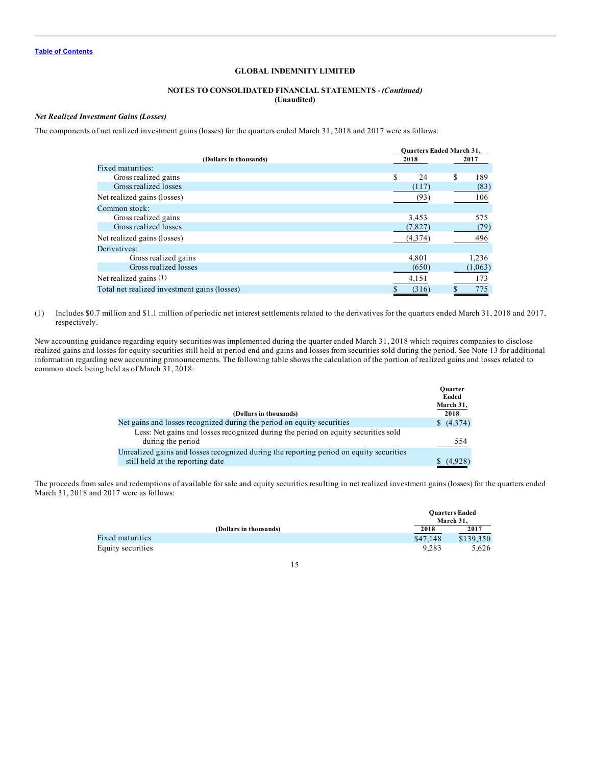**GLOBAL INDEMNITY LIMITED**

**NOTES TO CONSOLIDATED FINANCIAL STATEMENTS -** ***(Continued)***
**(Unaudited)**

***Net Realized Investment Gains (Losses)***

The components of net realized investment gains (losses) for the quarters ended March 31, 2018 and 2017 were as follows:

| (Dollars in thousands) | Quarters Ended March 31, 2018 | Quarters Ended March 31, 2017 |
|---|---|---|
| Fixed maturities: | | |
| Gross realized gains | $ 24 | $ 189 |
| Gross realized losses | (117) | (83) |
| Net realized gains (losses) | (93) | 106 |
| Common stock: | | |
| Gross realized gains | 3,453 | 575 |
| Gross realized losses | (7,827) | (79) |
| Net realized gains (losses) | (4,374) | 496 |
| Derivatives: | | |
| Gross realized gains | 4,801 | 1,236 |
| Gross realized losses | (650) | (1,063) |
| Net realized gains (1) | 4,151 | 173 |
| Total net realized investment gains (losses) | $ (316) | $ 775 |

(1) Includes $0.7 million and $1.1 million of periodic net interest settlements related to the derivatives for the quarters ended March 31, 2018 and 2017, respectively.

New accounting guidance regarding equity securities was implemented during the quarter ended March 31, 2018 which requires companies to disclose realized gains and losses for equity securities still held at period end and gains and losses from securities sold during the period. See Note 13 for additional information regarding new accounting pronouncements. The following table shows the calculation of the portion of realized gains and losses related to common stock being held as of March 31, 2018:

| (Dollars in thousands) | Quarter Ended March 31, 2018 |
|---|---|
| Net gains and losses recognized during the period on equity securities | $ (4,374) |
| Less: Net gains and losses recognized during the period on equity securities sold during the period | 554 |
| Unrealized gains and losses recognized during the reporting period on equity securities still held at the reporting date | $ (4,928) |

The proceeds from sales and redemptions of available for sale and equity securities resulting in net realized investment gains (losses) for the quarters ended March 31, 2018 and 2017 were as follows:

| (Dollars in thousands) | Quarters Ended March 31, 2018 | Quarters Ended March 31, 2017 |
|---|---|---|
| Fixed maturities | $47,148 | $139,350 |
| Equity securities | 9,283 | 5,626 |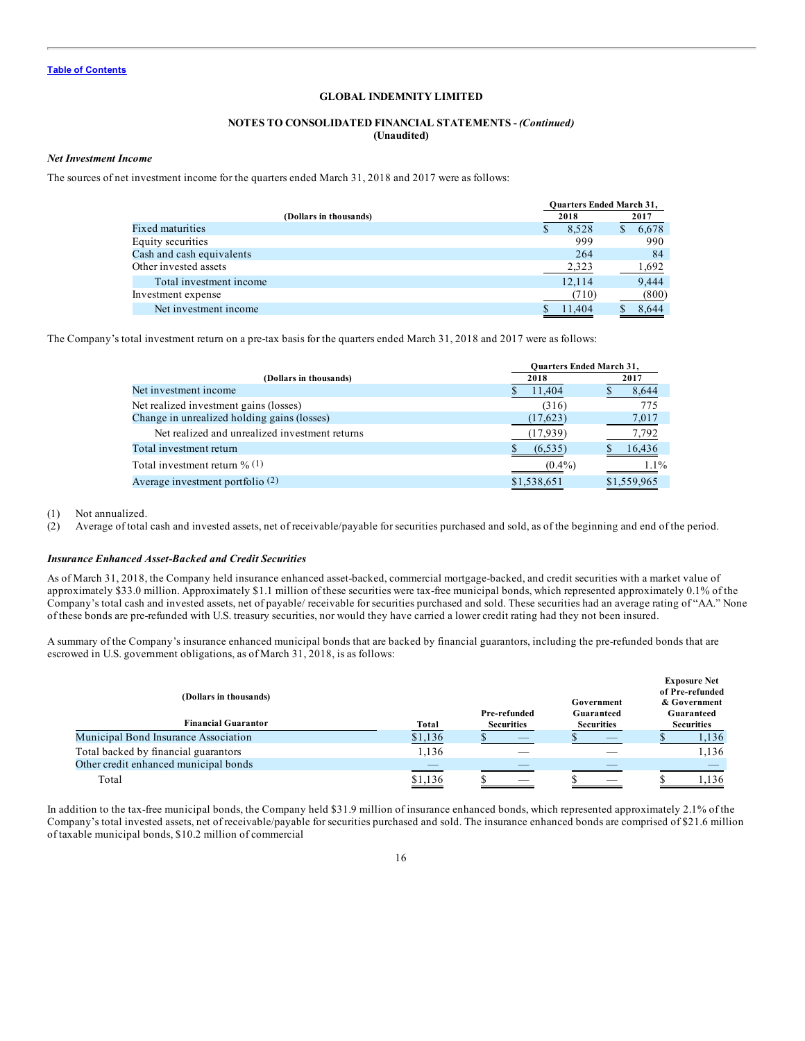GLOBAL INDEMNITY LIMITED

NOTES TO CONSOLIDATED FINANCIAL STATEMENTS - *(Continued)*
(Unaudited)

### *Net Investment Income*

The sources of net investment income for the quarters ended March 31, 2018 and 2017 were as follows:

| (Dollars in thousands) | Quarters Ended March 31, 2018 | Quarters Ended March 31, 2017 |
|---|---|---|
| Fixed maturities | $ 8,528 | $ 6,678 |
| Equity securities | 999 | 990 |
| Cash and cash equivalents | 264 | 84 |
| Other invested assets | 2,323 | 1,692 |
| Total investment income | 12,114 | 9,444 |
| Investment expense | (710) | (800) |
| Net investment income | $ 11,404 | $ 8,644 |

The Company's total investment return on a pre-tax basis for the quarters ended March 31, 2018 and 2017 were as follows:

| (Dollars in thousands) | Quarters Ended March 31, 2018 | Quarters Ended March 31, 2017 |
|---|---|---|
| Net investment income | $ 11,404 | $ 8,644 |
| Net realized investment gains (losses) | (316) | 775 |
| Change in unrealized holding gains (losses) | (17,623) | 7,017 |
| Net realized and unrealized investment returns | (17,939) | 7,792 |
| Total investment return | $ (6,535) | $ 16,436 |
| Total investment return % (1) | (0.4%) | 1.1% |
| Average investment portfolio (2) | $1,538,651 | $1,559,965 |

(1) Not annualized.
(2) Average of total cash and invested assets, net of receivable/payable for securities purchased and sold, as of the beginning and end of the period.

### *Insurance Enhanced Asset-Backed and Credit Securities*

As of March 31, 2018, the Company held insurance enhanced asset-backed, commercial mortgage-backed, and credit securities with a market value of approximately $33.0 million. Approximately $1.1 million of these securities were tax-free municipal bonds, which represented approximately 0.1% of the Company's total cash and invested assets, net of payable/ receivable for securities purchased and sold. These securities had an average rating of "AA." None of these bonds are pre-refunded with U.S. treasury securities, nor would they have carried a lower credit rating had they not been insured.

A summary of the Company's insurance enhanced municipal bonds that are backed by financial guarantors, including the pre-refunded bonds that are escrowed in U.S. government obligations, as of March 31, 2018, is as follows:

| (Dollars in thousands) Financial Guarantor | Total | Pre-refunded Securities | Government Guaranteed Securities | Exposure Net of Pre-refunded & Government Guaranteed Securities |
|---|---|---|---|---|
| Municipal Bond Insurance Association | $1,136 | $ — | $ — | $ 1,136 |
| Total backed by financial guarantors | 1,136 | — | — | 1,136 |
| Other credit enhanced municipal bonds | — | — | — | — |
| Total | $1,136 | $ — | $ — | $ 1,136 |

In addition to the tax-free municipal bonds, the Company held $31.9 million of insurance enhanced bonds, which represented approximately 2.1% of the Company's total invested assets, net of receivable/payable for securities purchased and sold. The insurance enhanced bonds are comprised of $21.6 million of taxable municipal bonds, $10.2 million of commercial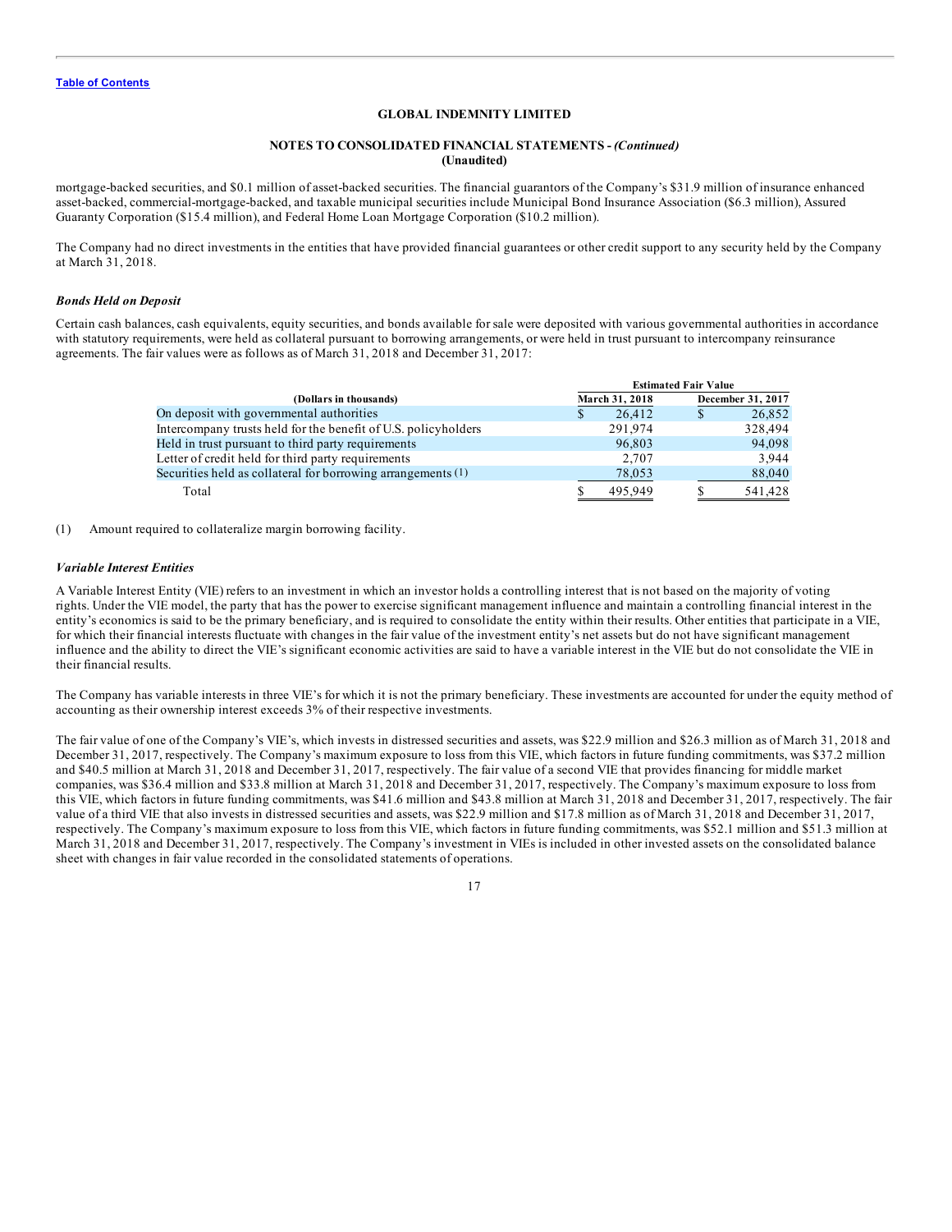mortgage-backed securities, and $0.1 million of asset-backed securities. The financial guarantors of the Company's $31.9 million of insurance enhanced asset-backed, commercial-mortgage-backed, and taxable municipal securities include Municipal Bond Insurance Association ($6.3 million), Assured Guaranty Corporation ($15.4 million), and Federal Home Loan Mortgage Corporation ($10.2 million).

The Company had no direct investments in the entities that have provided financial guarantees or other credit support to any security held by the Company at March 31, 2018.

***Bonds Held on Deposit***

Certain cash balances, cash equivalents, equity securities, and bonds available for sale were deposited with various governmental authorities in accordance with statutory requirements, were held as collateral pursuant to borrowing arrangements, or were held in trust pursuant to intercompany reinsurance agreements. The fair values were as follows as of March 31, 2018 and December 31, 2017:

| | Estimated Fair Value | |
|---|---|---|
| (Dollars in thousands) | March 31, 2018 | December 31, 2017 |
| On deposit with governmental authorities | $ 26,412 | $ 26,852 |
| Intercompany trusts held for the benefit of U.S. policyholders | 291,974 | 328,494 |
| Held in trust pursuant to third party requirements | 96,803 | 94,098 |
| Letter of credit held for third party requirements | 2,707 | 3,944 |
| Securities held as collateral for borrowing arrangements (1) | 78,053 | 88,040 |
| Total | $ 495,949 | $ 541,428 |

(1) Amount required to collateralize margin borrowing facility.

***Variable Interest Entities***

A Variable Interest Entity (VIE) refers to an investment in which an investor holds a controlling interest that is not based on the majority of voting rights. Under the VIE model, the party that has the power to exercise significant management influence and maintain a controlling financial interest in the entity's economics is said to be the primary beneficiary, and is required to consolidate the entity within their results. Other entities that participate in a VIE, for which their financial interests fluctuate with changes in the fair value of the investment entity's net assets but do not have significant management influence and the ability to direct the VIE's significant economic activities are said to have a variable interest in the VIE but do not consolidate the VIE in their financial results.

The Company has variable interests in three VIE's for which it is not the primary beneficiary. These investments are accounted for under the equity method of accounting as their ownership interest exceeds 3% of their respective investments.

The fair value of one of the Company's VIE's, which invests in distressed securities and assets, was $22.9 million and $26.3 million as of March 31, 2018 and December 31, 2017, respectively. The Company's maximum exposure to loss from this VIE, which factors in future funding commitments, was $37.2 million and $40.5 million at March 31, 2018 and December 31, 2017, respectively. The fair value of a second VIE that provides financing for middle market companies, was $36.4 million and $33.8 million at March 31, 2018 and December 31, 2017, respectively. The Company's maximum exposure to loss from this VIE, which factors in future funding commitments, was $41.6 million and $43.8 million at March 31, 2018 and December 31, 2017, respectively. The fair value of a third VIE that also invests in distressed securities and assets, was $22.9 million and $17.8 million as of March 31, 2018 and December 31, 2017, respectively. The Company's maximum exposure to loss from this VIE, which factors in future funding commitments, was $52.1 million and $51.3 million at March 31, 2018 and December 31, 2017, respectively. The Company's investment in VIEs is included in other invested assets on the consolidated balance sheet with changes in fair value recorded in the consolidated statements of operations.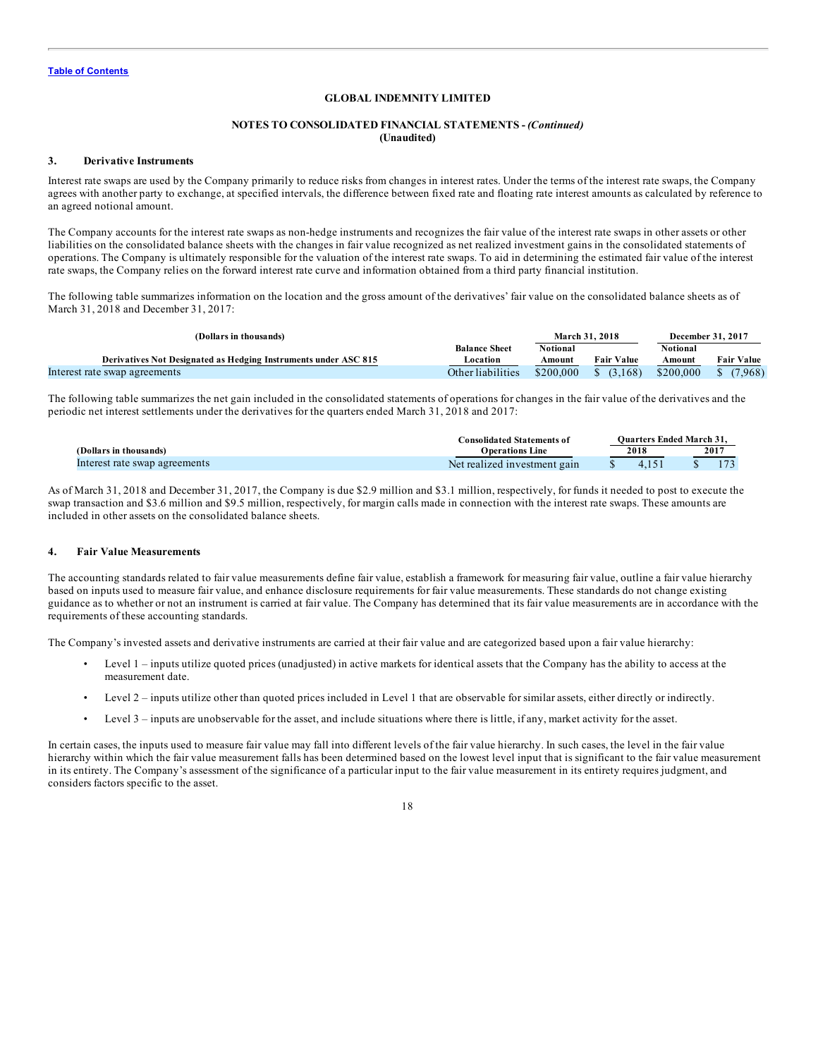[Table of Contents]

**GLOBAL INDEMNITY LIMITED**

**NOTES TO CONSOLIDATED FINANCIAL STATEMENTS -** ***(Continued)***
**(Unaudited)**

## 3. Derivative Instruments

Interest rate swaps are used by the Company primarily to reduce risks from changes in interest rates. Under the terms of the interest rate swaps, the Company agrees with another party to exchange, at specified intervals, the difference between fixed rate and floating rate interest amounts as calculated by reference to an agreed notional amount.

The Company accounts for the interest rate swaps as non-hedge instruments and recognizes the fair value of the interest rate swaps in other assets or other liabilities on the consolidated balance sheets with the changes in fair value recognized as net realized investment gains in the consolidated statements of operations. The Company is ultimately responsible for the valuation of the interest rate swaps. To aid in determining the estimated fair value of the interest rate swaps, the Company relies on the forward interest rate curve and information obtained from a third party financial institution.

The following table summarizes information on the location and the gross amount of the derivatives' fair value on the consolidated balance sheets as of March 31, 2018 and December 31, 2017:

| (Dollars in thousands) | | March 31, 2018 | | December 31, 2017 | |
|---|---|---|---|---|---|
| Derivatives Not Designated as Hedging Instruments under ASC 815 | Balance Sheet Location | Notional Amount | Fair Value | Notional Amount | Fair Value |
| Interest rate swap agreements | Other liabilities | $200,000 | $ (3,168) | $200,000 | $ (7,968) |

The following table summarizes the net gain included in the consolidated statements of operations for changes in the fair value of the derivatives and the periodic net interest settlements under the derivatives for the quarters ended March 31, 2018 and 2017:

| | Consolidated Statements of | Quarters Ended March 31, | |
|---|---|---|---|
| (Dollars in thousands) | Operations Line | 2018 | 2017 |
| Interest rate swap agreements | Net realized investment gain | $ 4,151 | $ 173 |

As of March 31, 2018 and December 31, 2017, the Company is due $2.9 million and $3.1 million, respectively, for funds it needed to post to execute the swap transaction and $3.6 million and $9.5 million, respectively, for margin calls made in connection with the interest rate swaps. These amounts are included in other assets on the consolidated balance sheets.

## 4. Fair Value Measurements

The accounting standards related to fair value measurements define fair value, establish a framework for measuring fair value, outline a fair value hierarchy based on inputs used to measure fair value, and enhance disclosure requirements for fair value measurements. These standards do not change existing guidance as to whether or not an instrument is carried at fair value. The Company has determined that its fair value measurements are in accordance with the requirements of these accounting standards.

The Company's invested assets and derivative instruments are carried at their fair value and are categorized based upon a fair value hierarchy:

- Level 1 – inputs utilize quoted prices (unadjusted) in active markets for identical assets that the Company has the ability to access at the measurement date.
- Level 2 – inputs utilize other than quoted prices included in Level 1 that are observable for similar assets, either directly or indirectly.
- Level 3 – inputs are unobservable for the asset, and include situations where there is little, if any, market activity for the asset.

In certain cases, the inputs used to measure fair value may fall into different levels of the fair value hierarchy. In such cases, the level in the fair value hierarchy within which the fair value measurement falls has been determined based on the lowest level input that is significant to the fair value measurement in its entirety. The Company's assessment of the significance of a particular input to the fair value measurement in its entirety requires judgment, and considers factors specific to the asset.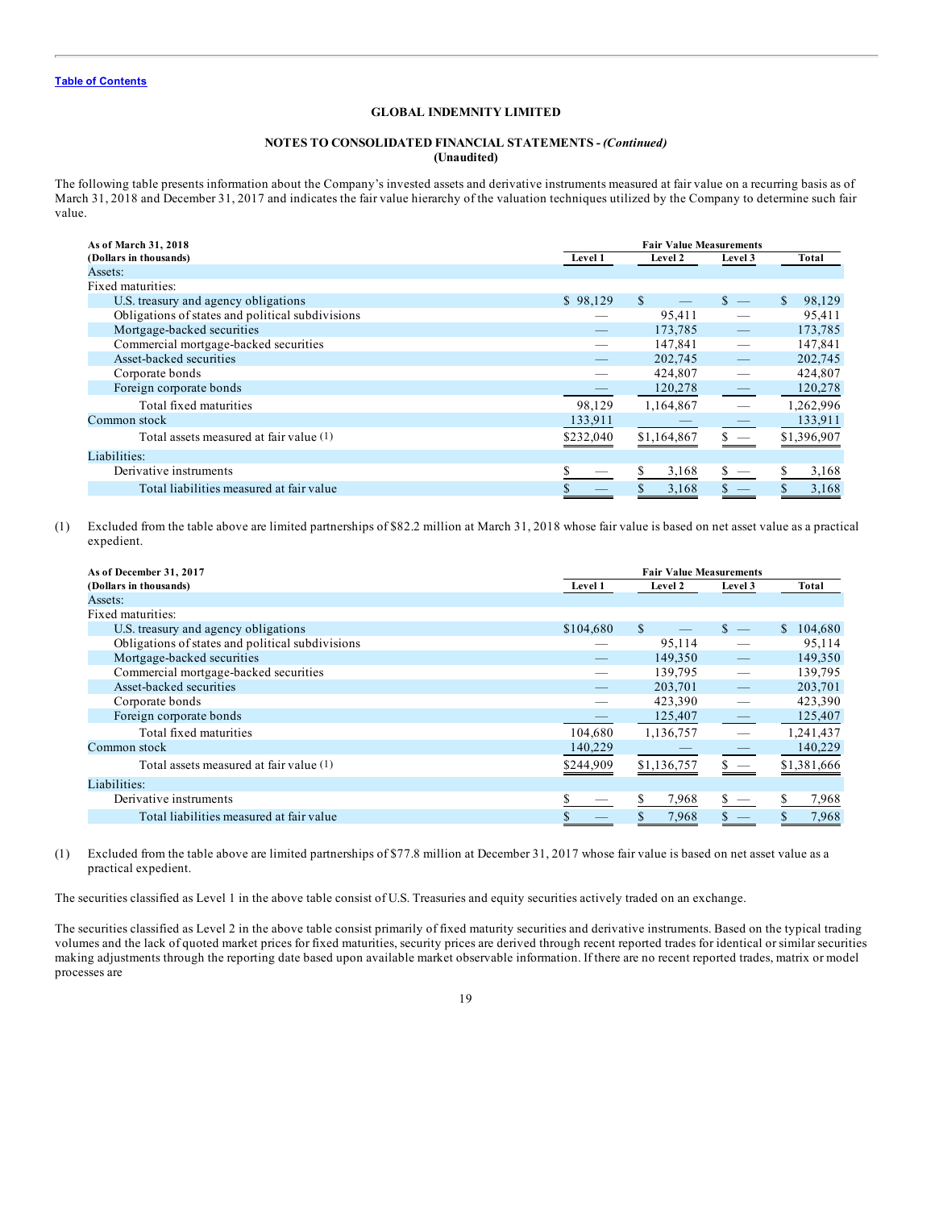Table of Contents

**GLOBAL INDEMNITY LIMITED**

**NOTES TO CONSOLIDATED FINANCIAL STATEMENTS -** ***(Continued)***
**(Unaudited)**

The following table presents information about the Company's invested assets and derivative instruments measured at fair value on a recurring basis as of March 31, 2018 and December 31, 2017 and indicates the fair value hierarchy of the valuation techniques utilized by the Company to determine such fair value.

| As of March 31, 2018 | Fair Value Measurements | | | |
|---|---|---|---|---|
| (Dollars in thousands) | Level 1 | Level 2 | Level 3 | Total |
| Assets: | | | | |
| Fixed maturities: | | | | |
| U.S. treasury and agency obligations | $ 98,129 | $ — | $ — | $ 98,129 |
| Obligations of states and political subdivisions | — | 95,411 | — | 95,411 |
| Mortgage-backed securities | — | 173,785 | — | 173,785 |
| Commercial mortgage-backed securities | — | 147,841 | — | 147,841 |
| Asset-backed securities | — | 202,745 | — | 202,745 |
| Corporate bonds | — | 424,807 | — | 424,807 |
| Foreign corporate bonds | — | 120,278 | — | 120,278 |
| Total fixed maturities | 98,129 | 1,164,867 | — | 1,262,996 |
| Common stock | 133,911 | — | — | 133,911 |
| Total assets measured at fair value (1) | $232,040 | $1,164,867 | $ — | $1,396,907 |
| Liabilities: | | | | |
| Derivative instruments | $ — | $ 3,168 | $ — | $ 3,168 |
| Total liabilities measured at fair value | $ — | $ 3,168 | $ — | $ 3,168 |

(1) Excluded from the table above are limited partnerships of $82.2 million at March 31, 2018 whose fair value is based on net asset value as a practical expedient.

| As of December 31, 2017 | Fair Value Measurements | | | |
|---|---|---|---|---|
| (Dollars in thousands) | Level 1 | Level 2 | Level 3 | Total |
| Assets: | | | | |
| Fixed maturities: | | | | |
| U.S. treasury and agency obligations | $104,680 | $ — | $ — | $ 104,680 |
| Obligations of states and political subdivisions | — | 95,114 | — | 95,114 |
| Mortgage-backed securities | — | 149,350 | — | 149,350 |
| Commercial mortgage-backed securities | — | 139,795 | — | 139,795 |
| Asset-backed securities | — | 203,701 | — | 203,701 |
| Corporate bonds | — | 423,390 | — | 423,390 |
| Foreign corporate bonds | — | 125,407 | — | 125,407 |
| Total fixed maturities | 104,680 | 1,136,757 | — | 1,241,437 |
| Common stock | 140,229 | — | — | 140,229 |
| Total assets measured at fair value (1) | $244,909 | $1,136,757 | $ — | $1,381,666 |
| Liabilities: | | | | |
| Derivative instruments | $ — | $ 7,968 | $ — | $ 7,968 |
| Total liabilities measured at fair value | $ — | $ 7,968 | $ — | $ 7,968 |

(1) Excluded from the table above are limited partnerships of $77.8 million at December 31, 2017 whose fair value is based on net asset value as a practical expedient.

The securities classified as Level 1 in the above table consist of U.S. Treasuries and equity securities actively traded on an exchange.

The securities classified as Level 2 in the above table consist primarily of fixed maturity securities and derivative instruments. Based on the typical trading volumes and the lack of quoted market prices for fixed maturities, security prices are derived through recent reported trades for identical or similar securities making adjustments through the reporting date based upon available market observable information. If there are no recent reported trades, matrix or model processes are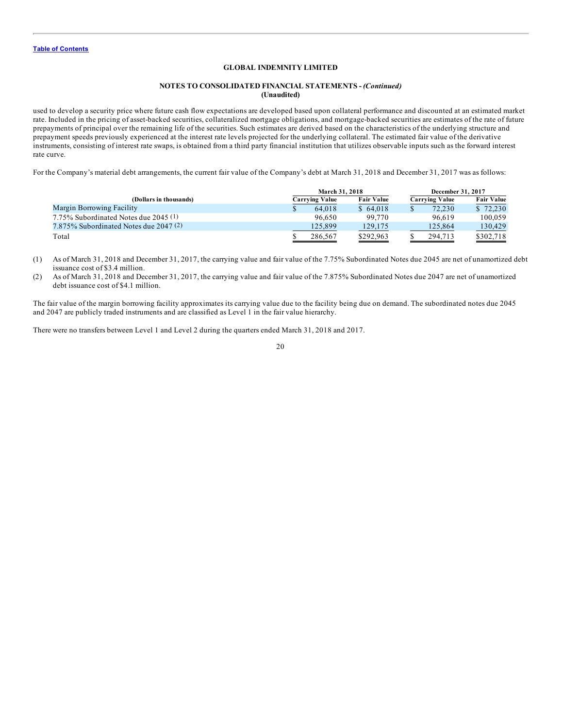**GLOBAL INDEMNITY LIMITED**

**NOTES TO CONSOLIDATED FINANCIAL STATEMENTS -** ***(Continued)***
**(Unaudited)**

used to develop a security price where future cash flow expectations are developed based upon collateral performance and discounted at an estimated market rate. Included in the pricing of asset-backed securities, collateralized mortgage obligations, and mortgage-backed securities are estimates of the rate of future prepayments of principal over the remaining life of the securities. Such estimates are derived based on the characteristics of the underlying structure and prepayment speeds previously experienced at the interest rate levels projected for the underlying collateral. The estimated fair value of the derivative instruments, consisting of interest rate swaps, is obtained from a third party financial institution that utilizes observable inputs such as the forward interest rate curve.

For the Company's material debt arrangements, the current fair value of the Company's debt at March 31, 2018 and December 31, 2017 was as follows:

| | March 31, 2018 | | December 31, 2017 | |
|---|---|---|---|---|
| (Dollars in thousands) | Carrying Value | Fair Value | Carrying Value | Fair Value |
| Margin Borrowing Facility | $ 64,018 | $ 64,018 | $ 72,230 | $ 72,230 |
| 7.75% Subordinated Notes due 2045 (1) | 96,650 | 99,770 | 96,619 | 100,059 |
| 7.875% Subordinated Notes due 2047 (2) | 125,899 | 129,175 | 125,864 | 130,429 |
| Total | $ 286,567 | $292,963 | $ 294,713 | $302,718 |

(1) As of March 31, 2018 and December 31, 2017, the carrying value and fair value of the 7.75% Subordinated Notes due 2045 are net of unamortized debt issuance cost of $3.4 million.

(2) As of March 31, 2018 and December 31, 2017, the carrying value and fair value of the 7.875% Subordinated Notes due 2047 are net of unamortized debt issuance cost of $4.1 million.

The fair value of the margin borrowing facility approximates its carrying value due to the facility being due on demand. The subordinated notes due 2045 and 2047 are publicly traded instruments and are classified as Level 1 in the fair value hierarchy.

There were no transfers between Level 1 and Level 2 during the quarters ended March 31, 2018 and 2017.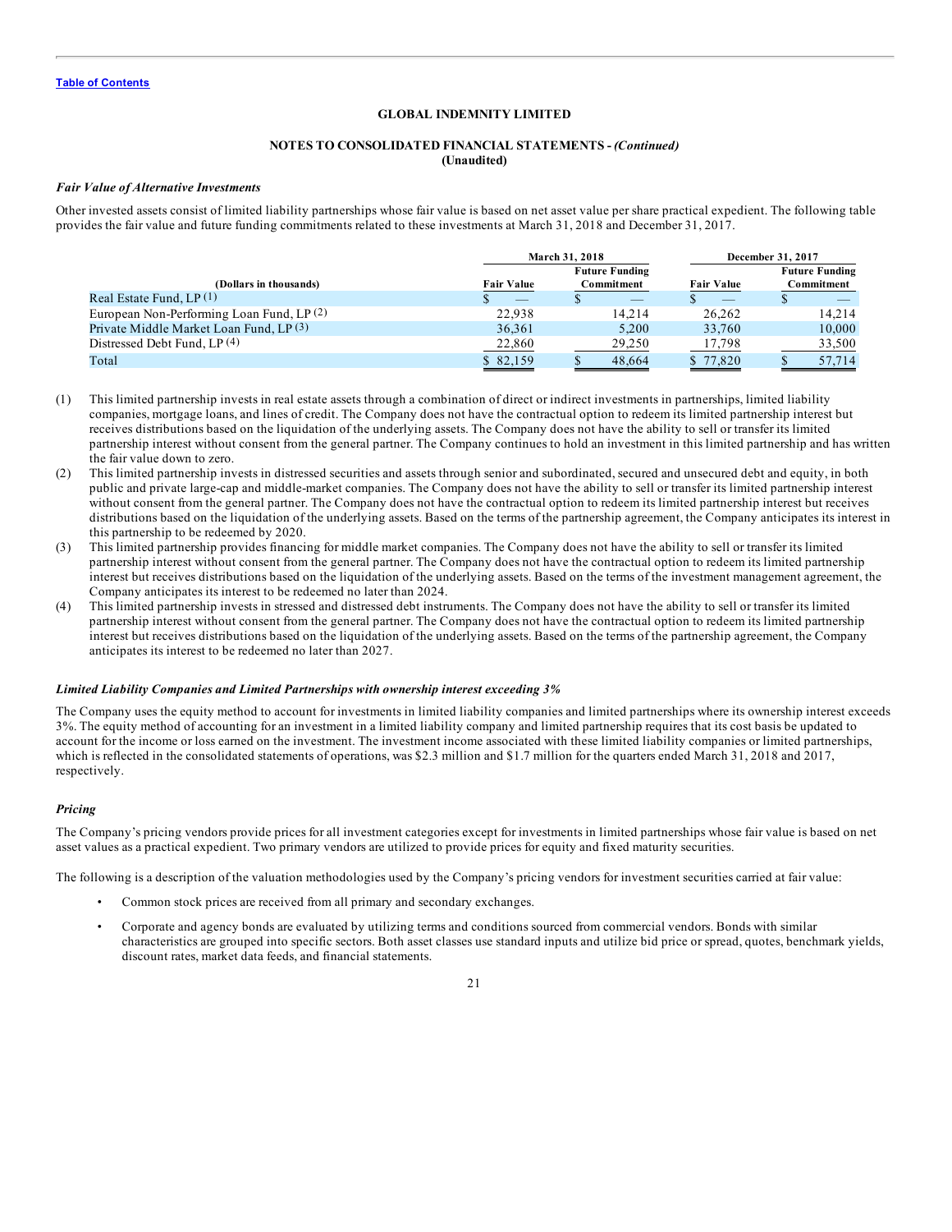**GLOBAL INDEMNITY LIMITED**

**NOTES TO CONSOLIDATED FINANCIAL STATEMENTS -** ***(Continued)***
**(Unaudited)**

***Fair Value of Alternative Investments***

Other invested assets consist of limited liability partnerships whose fair value is based on net asset value per share practical expedient. The following table provides the fair value and future funding commitments related to these investments at March 31, 2018 and December 31, 2017.

| (Dollars in thousands) | March 31, 2018 | | December 31, 2017 | |
|---|---|---|---|---|
| | Fair Value | Future Funding Commitment | Fair Value | Future Funding Commitment |
| Real Estate Fund, LP (1) | $ — | $ — | $ — | $ — |
| European Non-Performing Loan Fund, LP (2) | 22,938 | 14,214 | 26,262 | 14,214 |
| Private Middle Market Loan Fund, LP (3) | 36,361 | 5,200 | 33,760 | 10,000 |
| Distressed Debt Fund, LP (4) | 22,860 | 29,250 | 17,798 | 33,500 |
| Total | $ 82,159 | $ 48,664 | $ 77,820 | $ 57,714 |

(1) This limited partnership invests in real estate assets through a combination of direct or indirect investments in partnerships, limited liability companies, mortgage loans, and lines of credit. The Company does not have the contractual option to redeem its limited partnership interest but receives distributions based on the liquidation of the underlying assets. The Company does not have the ability to sell or transfer its limited partnership interest without consent from the general partner. The Company continues to hold an investment in this limited partnership and has written the fair value down to zero.

(2) This limited partnership invests in distressed securities and assets through senior and subordinated, secured and unsecured debt and equity, in both public and private large-cap and middle-market companies. The Company does not have the ability to sell or transfer its limited partnership interest without consent from the general partner. The Company does not have the contractual option to redeem its limited partnership interest but receives distributions based on the liquidation of the underlying assets. Based on the terms of the partnership agreement, the Company anticipates its interest in this partnership to be redeemed by 2020.

(3) This limited partnership provides financing for middle market companies. The Company does not have the ability to sell or transfer its limited partnership interest without consent from the general partner. The Company does not have the contractual option to redeem its limited partnership interest but receives distributions based on the liquidation of the underlying assets. Based on the terms of the investment management agreement, the Company anticipates its interest to be redeemed no later than 2024.

(4) This limited partnership invests in stressed and distressed debt instruments. The Company does not have the ability to sell or transfer its limited partnership interest without consent from the general partner. The Company does not have the contractual option to redeem its limited partnership interest but receives distributions based on the liquidation of the underlying assets. Based on the terms of the partnership agreement, the Company anticipates its interest to be redeemed no later than 2027.

***Limited Liability Companies and Limited Partnerships with ownership interest exceeding 3%***

The Company uses the equity method to account for investments in limited liability companies and limited partnerships where its ownership interest exceeds 3%. The equity method of accounting for an investment in a limited liability company and limited partnership requires that its cost basis be updated to account for the income or loss earned on the investment. The investment income associated with these limited liability companies or limited partnerships, which is reflected in the consolidated statements of operations, was $2.3 million and $1.7 million for the quarters ended March 31, 2018 and 2017, respectively.

***Pricing***

The Company's pricing vendors provide prices for all investment categories except for investments in limited partnerships whose fair value is based on net asset values as a practical expedient. Two primary vendors are utilized to provide prices for equity and fixed maturity securities.

The following is a description of the valuation methodologies used by the Company's pricing vendors for investment securities carried at fair value:

- Common stock prices are received from all primary and secondary exchanges.
- Corporate and agency bonds are evaluated by utilizing terms and conditions sourced from commercial vendors. Bonds with similar characteristics are grouped into specific sectors. Both asset classes use standard inputs and utilize bid price or spread, quotes, benchmark yields, discount rates, market data feeds, and financial statements.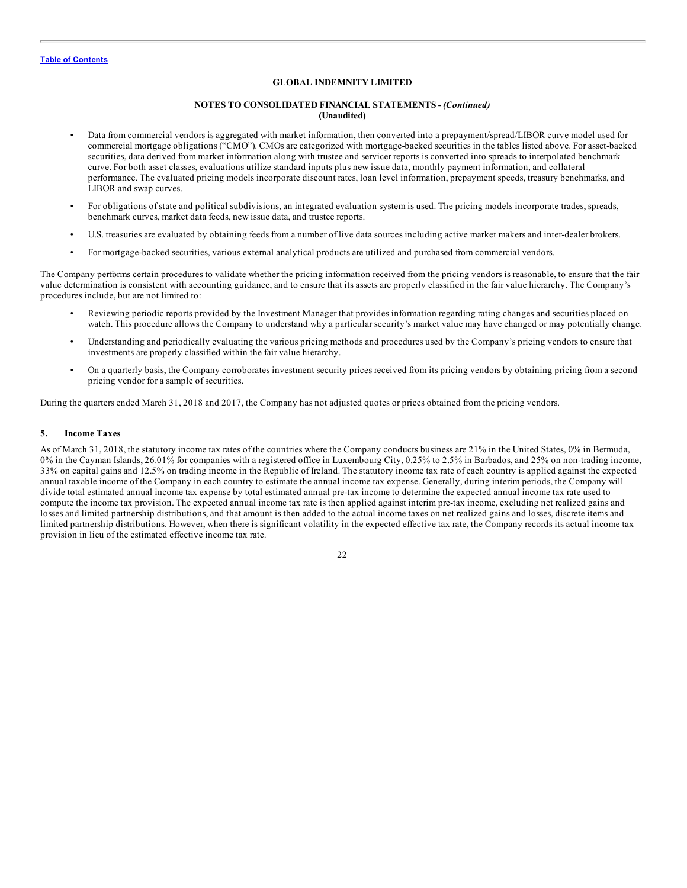- Data from commercial vendors is aggregated with market information, then converted into a prepayment/spread/LIBOR curve model used for commercial mortgage obligations ("CMO"). CMOs are categorized with mortgage-backed securities in the tables listed above. For asset-backed securities, data derived from market information along with trustee and servicer reports is converted into spreads to interpolated benchmark curve. For both asset classes, evaluations utilize standard inputs plus new issue data, monthly payment information, and collateral performance. The evaluated pricing models incorporate discount rates, loan level information, prepayment speeds, treasury benchmarks, and LIBOR and swap curves.
- For obligations of state and political subdivisions, an integrated evaluation system is used. The pricing models incorporate trades, spreads, benchmark curves, market data feeds, new issue data, and trustee reports.
- U.S. treasuries are evaluated by obtaining feeds from a number of live data sources including active market makers and inter-dealer brokers.
- For mortgage-backed securities, various external analytical products are utilized and purchased from commercial vendors.

The Company performs certain procedures to validate whether the pricing information received from the pricing vendors is reasonable, to ensure that the fair value determination is consistent with accounting guidance, and to ensure that its assets are properly classified in the fair value hierarchy. The Company's procedures include, but are not limited to:

- Reviewing periodic reports provided by the Investment Manager that provides information regarding rating changes and securities placed on watch. This procedure allows the Company to understand why a particular security's market value may have changed or may potentially change.
- Understanding and periodically evaluating the various pricing methods and procedures used by the Company's pricing vendors to ensure that investments are properly classified within the fair value hierarchy.
- On a quarterly basis, the Company corroborates investment security prices received from its pricing vendors by obtaining pricing from a second pricing vendor for a sample of securities.

During the quarters ended March 31, 2018 and 2017, the Company has not adjusted quotes or prices obtained from the pricing vendors.

## 5. Income Taxes

As of March 31, 2018, the statutory income tax rates of the countries where the Company conducts business are 21% in the United States, 0% in Bermuda, 0% in the Cayman Islands, 26.01% for companies with a registered office in Luxembourg City, 0.25% to 2.5% in Barbados, and 25% on non-trading income, 33% on capital gains and 12.5% on trading income in the Republic of Ireland. The statutory income tax rate of each country is applied against the expected annual taxable income of the Company in each country to estimate the annual income tax expense. Generally, during interim periods, the Company will divide total estimated annual income tax expense by total estimated annual pre-tax income to determine the expected annual income tax rate used to compute the income tax provision. The expected annual income tax rate is then applied against interim pre-tax income, excluding net realized gains and losses and limited partnership distributions, and that amount is then added to the actual income taxes on net realized gains and losses, discrete items and limited partnership distributions. However, when there is significant volatility in the expected effective tax rate, the Company records its actual income tax provision in lieu of the estimated effective income tax rate.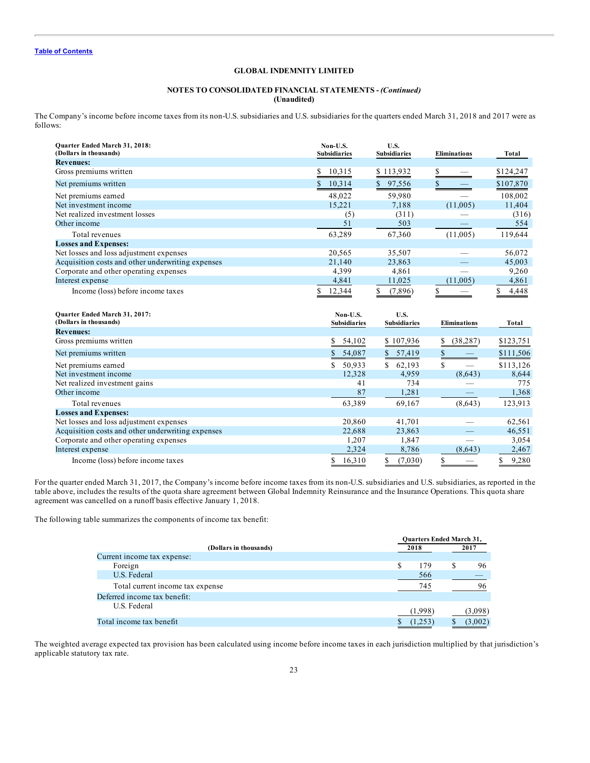## GLOBAL INDEMNITY LIMITED

### NOTES TO CONSOLIDATED FINANCIAL STATEMENTS - *(Continued)*
**(Unaudited)**

The Company's income before income taxes from its non-U.S. subsidiaries and U.S. subsidiaries for the quarters ended March 31, 2018 and 2017 were as follows:

| Quarter Ended March 31, 2018: (Dollars in thousands) | Non-U.S. Subsidiaries | U.S. Subsidiaries | Eliminations | Total |
|---|---|---|---|---|
| **Revenues:** | | | | |
| Gross premiums written | $ 10,315 | $ 113,932 | $ — | $124,247 |
| Net premiums written | $ 10,314 | $ 97,556 | $ — | $107,870 |
| Net premiums earned | 48,022 | 59,980 | — | 108,002 |
| Net investment income | 15,221 | 7,188 | (11,005) | 11,404 |
| Net realized investment losses | (5) | (311) | — | (316) |
| Other income | 51 | 503 | — | 554 |
| Total revenues | 63,289 | 67,360 | (11,005) | 119,644 |
| **Losses and Expenses:** | | | | |
| Net losses and loss adjustment expenses | 20,565 | 35,507 | — | 56,072 |
| Acquisition costs and other underwriting expenses | 21,140 | 23,863 | — | 45,003 |
| Corporate and other operating expenses | 4,399 | 4,861 | — | 9,260 |
| Interest expense | 4,841 | 11,025 | (11,005) | 4,861 |
| Income (loss) before income taxes | $ 12,344 | $ (7,896) | $ — | $ 4,448 |

| Quarter Ended March 31, 2017: (Dollars in thousands) | Non-U.S. Subsidiaries | U.S. Subsidiaries | Eliminations | Total |
|---|---|---|---|---|
| **Revenues:** | | | | |
| Gross premiums written | $ 54,102 | $ 107,936 | $ (38,287) | $123,751 |
| Net premiums written | $ 54,087 | $ 57,419 | $ — | $111,506 |
| Net premiums earned | $ 50,933 | $ 62,193 | $ — | $113,126 |
| Net investment income | 12,328 | 4,959 | (8,643) | 8,644 |
| Net realized investment gains | 41 | 734 | — | 775 |
| Other income | 87 | 1,281 | — | 1,368 |
| Total revenues | 63,389 | 69,167 | (8,643) | 123,913 |
| **Losses and Expenses:** | | | | |
| Net losses and loss adjustment expenses | 20,860 | 41,701 | — | 62,561 |
| Acquisition costs and other underwriting expenses | 22,688 | 23,863 | — | 46,551 |
| Corporate and other operating expenses | 1,207 | 1,847 | — | 3,054 |
| Interest expense | 2,324 | 8,786 | (8,643) | 2,467 |
| Income (loss) before income taxes | $ 16,310 | $ (7,030) | $ — | $ 9,280 |

For the quarter ended March 31, 2017, the Company's income before income taxes from its non-U.S. subsidiaries and U.S. subsidiaries, as reported in the table above, includes the results of the quota share agreement between Global Indemnity Reinsurance and the Insurance Operations. This quota share agreement was cancelled on a runoff basis effective January 1, 2018.

The following table summarizes the components of income tax benefit:

| (Dollars in thousands) | Quarters Ended March 31, 2018 | 2017 |
|---|---|---|
| Current income tax expense: | | |
| Foreign | $ 179 | $ 96 |
| U.S. Federal | 566 | — |
| Total current income tax expense | 745 | 96 |
| Deferred income tax benefit: | | |
| U.S. Federal | (1,998) | (3,098) |
| Total income tax benefit | $ (1,253) | $ (3,002) |

The weighted average expected tax provision has been calculated using income before income taxes in each jurisdiction multiplied by that jurisdiction's applicable statutory tax rate.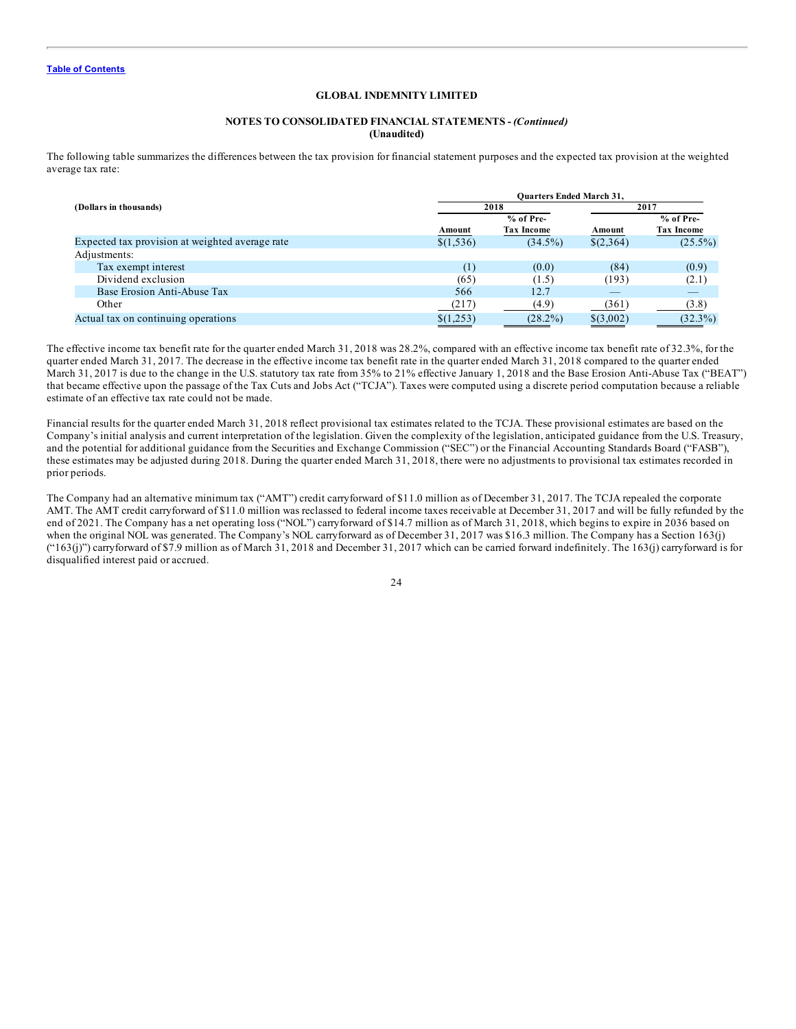**GLOBAL INDEMNITY LIMITED**

**NOTES TO CONSOLIDATED FINANCIAL STATEMENTS -** ***(Continued)***
**(Unaudited)**

The following table summarizes the differences between the tax provision for financial statement purposes and the expected tax provision at the weighted average tax rate:

| (Dollars in thousands) | Quarters Ended March 31, | | | |
|---|---|---|---|---|
| | 2018 | | 2017 | |
| | Amount | % of Pre-Tax Income | Amount | % of Pre-Tax Income |
| Expected tax provision at weighted average rate | $(1,536) | (34.5%) | $(2,364) | (25.5%) |
| Adjustments: | | | | |
| Tax exempt interest | (1) | (0.0) | (84) | (0.9) |
| Dividend exclusion | (65) | (1.5) | (193) | (2.1) |
| Base Erosion Anti-Abuse Tax | 566 | 12.7 | — | — |
| Other | (217) | (4.9) | (361) | (3.8) |
| Actual tax on continuing operations | $(1,253) | (28.2%) | $(3,002) | (32.3%) |

The effective income tax benefit rate for the quarter ended March 31, 2018 was 28.2%, compared with an effective income tax benefit rate of 32.3%, for the quarter ended March 31, 2017. The decrease in the effective income tax benefit rate in the quarter ended March 31, 2018 compared to the quarter ended March 31, 2017 is due to the change in the U.S. statutory tax rate from 35% to 21% effective January 1, 2018 and the Base Erosion Anti-Abuse Tax ("BEAT") that became effective upon the passage of the Tax Cuts and Jobs Act ("TCJA"). Taxes were computed using a discrete period computation because a reliable estimate of an effective tax rate could not be made.

Financial results for the quarter ended March 31, 2018 reflect provisional tax estimates related to the TCJA. These provisional estimates are based on the Company's initial analysis and current interpretation of the legislation. Given the complexity of the legislation, anticipated guidance from the U.S. Treasury, and the potential for additional guidance from the Securities and Exchange Commission ("SEC") or the Financial Accounting Standards Board ("FASB"), these estimates may be adjusted during 2018. During the quarter ended March 31, 2018, there were no adjustments to provisional tax estimates recorded in prior periods.

The Company had an alternative minimum tax ("AMT") credit carryforward of $11.0 million as of December 31, 2017. The TCJA repealed the corporate AMT. The AMT credit carryforward of $11.0 million was reclassed to federal income taxes receivable at December 31, 2017 and will be fully refunded by the end of 2021. The Company has a net operating loss ("NOL") carryforward of $14.7 million as of March 31, 2018, which begins to expire in 2036 based on when the original NOL was generated. The Company's NOL carryforward as of December 31, 2017 was $16.3 million. The Company has a Section 163(j) ("163(j)") carryforward of $7.9 million as of March 31, 2018 and December 31, 2017 which can be carried forward indefinitely. The 163(j) carryforward is for disqualified interest paid or accrued.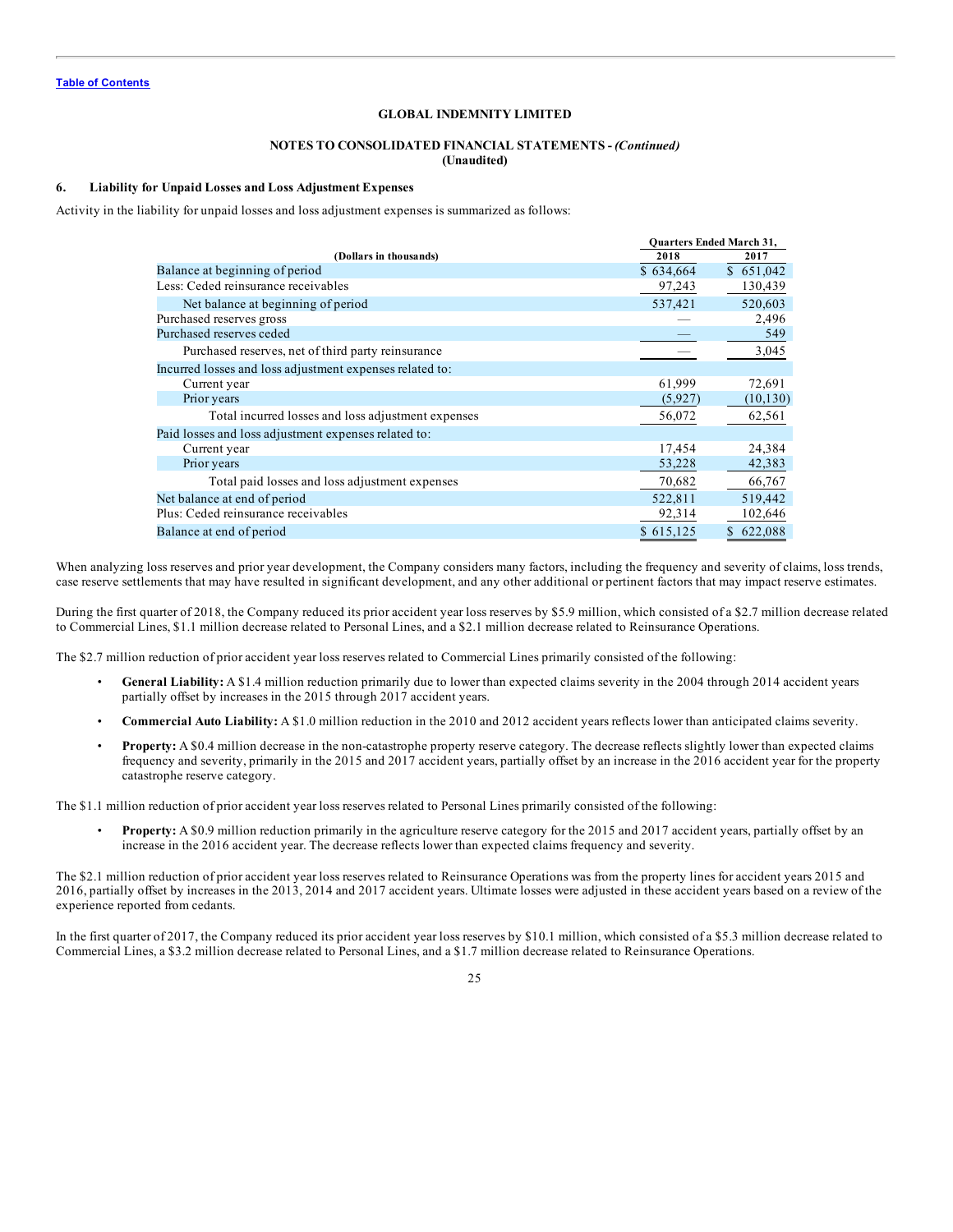**GLOBAL INDEMNITY LIMITED**

**NOTES TO CONSOLIDATED FINANCIAL STATEMENTS -** ***(Continued)***
**(Unaudited)**

## 6. Liability for Unpaid Losses and Loss Adjustment Expenses

Activity in the liability for unpaid losses and loss adjustment expenses is summarized as follows:

| (Dollars in thousands) | Quarters Ended March 31, 2018 | 2017 |
|---|---|---|
| Balance at beginning of period | $ 634,664 | $ 651,042 |
| Less: Ceded reinsurance receivables | 97,243 | 130,439 |
| Net balance at beginning of period | 537,421 | 520,603 |
| Purchased reserves gross | — | 2,496 |
| Purchased reserves ceded | — | 549 |
| Purchased reserves, net of third party reinsurance | — | 3,045 |
| Incurred losses and loss adjustment expenses related to: | | |
| Current year | 61,999 | 72,691 |
| Prior years | (5,927) | (10,130) |
| Total incurred losses and loss adjustment expenses | 56,072 | 62,561 |
| Paid losses and loss adjustment expenses related to: | | |
| Current year | 17,454 | 24,384 |
| Prior years | 53,228 | 42,383 |
| Total paid losses and loss adjustment expenses | 70,682 | 66,767 |
| Net balance at end of period | 522,811 | 519,442 |
| Plus: Ceded reinsurance receivables | 92,314 | 102,646 |
| Balance at end of period | $ 615,125 | $ 622,088 |

When analyzing loss reserves and prior year development, the Company considers many factors, including the frequency and severity of claims, loss trends, case reserve settlements that may have resulted in significant development, and any other additional or pertinent factors that may impact reserve estimates.

During the first quarter of 2018, the Company reduced its prior accident year loss reserves by $5.9 million, which consisted of a $2.7 million decrease related to Commercial Lines, $1.1 million decrease related to Personal Lines, and a $2.1 million decrease related to Reinsurance Operations.

The $2.7 million reduction of prior accident year loss reserves related to Commercial Lines primarily consisted of the following:

- **General Liability:** A $1.4 million reduction primarily due to lower than expected claims severity in the 2004 through 2014 accident years partially offset by increases in the 2015 through 2017 accident years.
- **Commercial Auto Liability:** A $1.0 million reduction in the 2010 and 2012 accident years reflects lower than anticipated claims severity.
- **Property:** A $0.4 million decrease in the non-catastrophe property reserve category. The decrease reflects slightly lower than expected claims frequency and severity, primarily in the 2015 and 2017 accident years, partially offset by an increase in the 2016 accident year for the property catastrophe reserve category.

The $1.1 million reduction of prior accident year loss reserves related to Personal Lines primarily consisted of the following:

- **Property:** A $0.9 million reduction primarily in the agriculture reserve category for the 2015 and 2017 accident years, partially offset by an increase in the 2016 accident year. The decrease reflects lower than expected claims frequency and severity.

The $2.1 million reduction of prior accident year loss reserves related to Reinsurance Operations was from the property lines for accident years 2015 and 2016, partially offset by increases in the 2013, 2014 and 2017 accident years. Ultimate losses were adjusted in these accident years based on a review of the experience reported from cedants.

In the first quarter of 2017, the Company reduced its prior accident year loss reserves by $10.1 million, which consisted of a $5.3 million decrease related to Commercial Lines, a $3.2 million decrease related to Personal Lines, and a $1.7 million decrease related to Reinsurance Operations.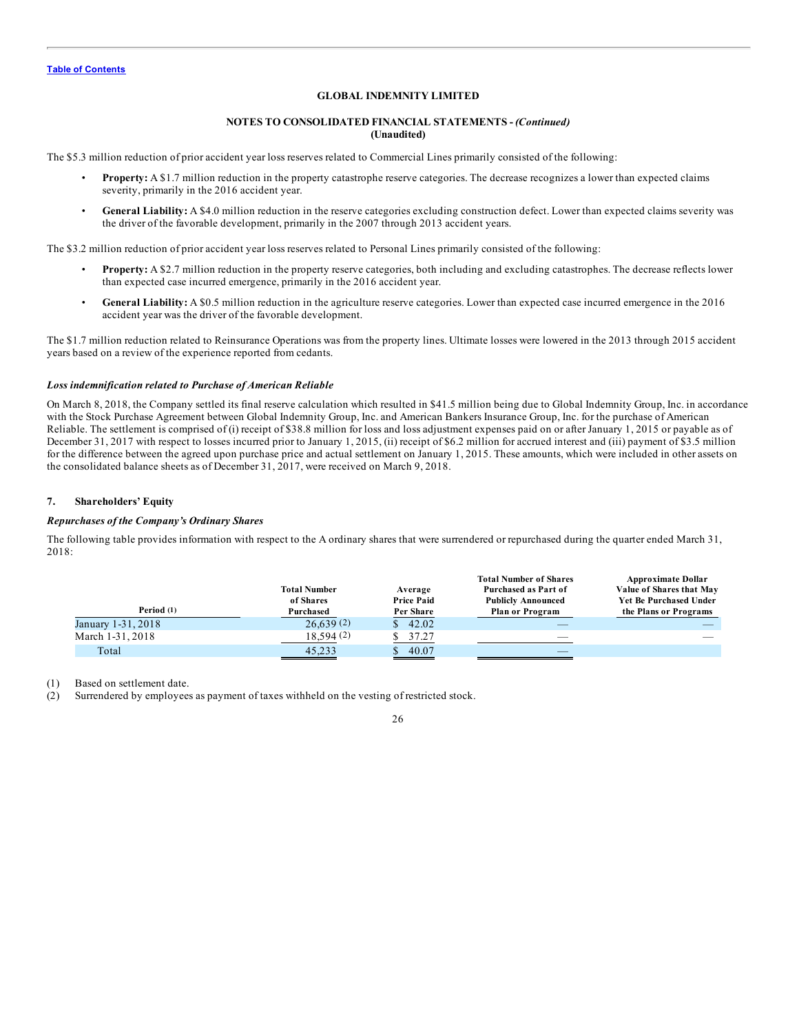GLOBAL INDEMNITY LIMITED

NOTES TO CONSOLIDATED FINANCIAL STATEMENTS - *(Continued)*
(Unaudited)

The $5.3 million reduction of prior accident year loss reserves related to Commercial Lines primarily consisted of the following:

- **Property:** A $1.7 million reduction in the property catastrophe reserve categories. The decrease recognizes a lower than expected claims severity, primarily in the 2016 accident year.
- **General Liability:** A $4.0 million reduction in the reserve categories excluding construction defect. Lower than expected claims severity was the driver of the favorable development, primarily in the 2007 through 2013 accident years.

The $3.2 million reduction of prior accident year loss reserves related to Personal Lines primarily consisted of the following:

- **Property:** A $2.7 million reduction in the property reserve categories, both including and excluding catastrophes. The decrease reflects lower than expected case incurred emergence, primarily in the 2016 accident year.
- **General Liability:** A $0.5 million reduction in the agriculture reserve categories. Lower than expected case incurred emergence in the 2016 accident year was the driver of the favorable development.

The $1.7 million reduction related to Reinsurance Operations was from the property lines. Ultimate losses were lowered in the 2013 through 2015 accident years based on a review of the experience reported from cedants.

***Loss indemnification related to Purchase of American Reliable***

On March 8, 2018, the Company settled its final reserve calculation which resulted in $41.5 million being due to Global Indemnity Group, Inc. in accordance with the Stock Purchase Agreement between Global Indemnity Group, Inc. and American Bankers Insurance Group, Inc. for the purchase of American Reliable. The settlement is comprised of (i) receipt of $38.8 million for loss and loss adjustment expenses paid on or after January 1, 2015 or payable as of December 31, 2017 with respect to losses incurred prior to January 1, 2015, (ii) receipt of $6.2 million for accrued interest and (iii) payment of $3.5 million for the difference between the agreed upon purchase price and actual settlement on January 1, 2015. These amounts, which were included in other assets on the consolidated balance sheets as of December 31, 2017, were received on March 9, 2018.

## 7. Shareholders' Equity

***Repurchases of the Company's Ordinary Shares***

The following table provides information with respect to the A ordinary shares that were surrendered or repurchased during the quarter ended March 31, 2018:

| Period (1) | Total Number of Shares Purchased | Average Price Paid Per Share | Total Number of Shares Purchased as Part of Publicly Announced Plan or Program | Approximate Dollar Value of Shares that May Yet Be Purchased Under the Plans or Programs |
|---|---|---|---|---|
| January 1-31, 2018 | 26,639 (2) | $ 42.02 | — | — |
| March 1-31, 2018 | 18,594 (2) | $ 37.27 | — | — |
| Total | 45,233 | $ 40.07 | — | |

(1) Based on settlement date.
(2) Surrendered by employees as payment of taxes withheld on the vesting of restricted stock.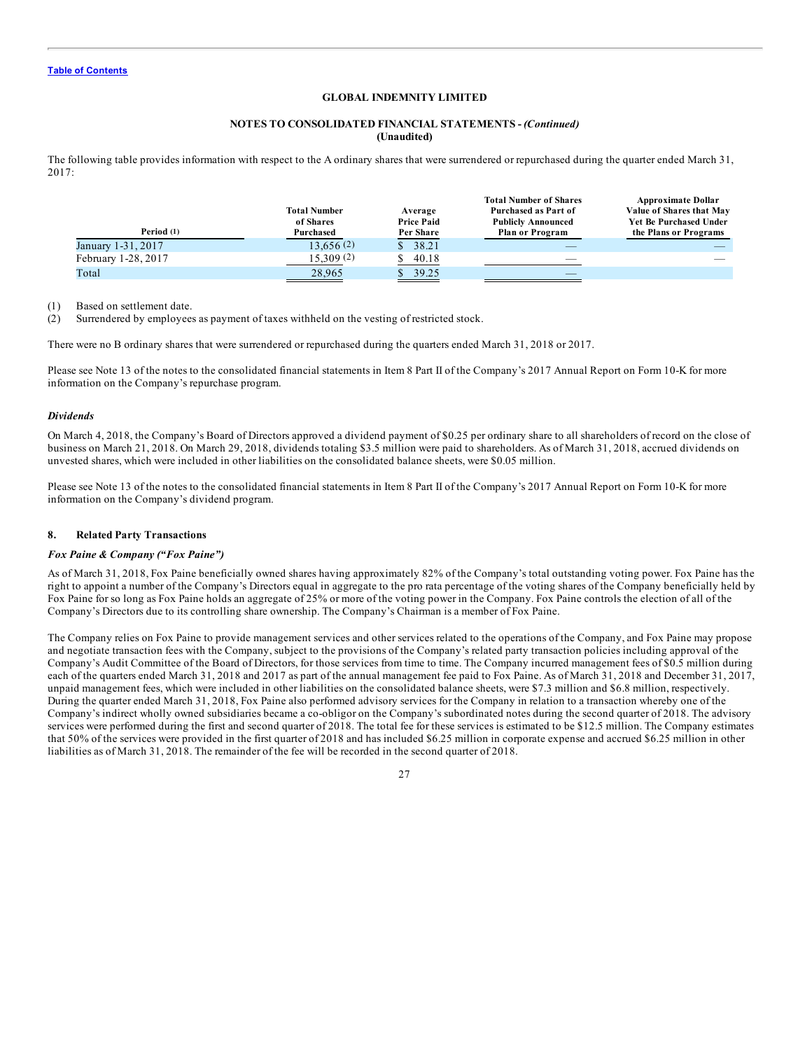**GLOBAL INDEMNITY LIMITED**

**NOTES TO CONSOLIDATED FINANCIAL STATEMENTS -** ***(Continued)***
**(Unaudited)**

The following table provides information with respect to the A ordinary shares that were surrendered or repurchased during the quarter ended March 31, 2017:

| Period (1) | Total Number of Shares Purchased | Average Price Paid Per Share | Total Number of Shares Purchased as Part of Publicly Announced Plan or Program | Approximate Dollar Value of Shares that May Yet Be Purchased Under the Plans or Programs |
|---|---|---|---|---|
| January 1-31, 2017 | 13,656 (2) | $ 38.21 | — | — |
| February 1-28, 2017 | 15,309 (2) | $ 40.18 | — | — |
| Total | 28,965 | $ 39.25 | — | |

(1) Based on settlement date.
(2) Surrendered by employees as payment of taxes withheld on the vesting of restricted stock.

There were no B ordinary shares that were surrendered or repurchased during the quarters ended March 31, 2018 or 2017.

Please see Note 13 of the notes to the consolidated financial statements in Item 8 Part II of the Company's 2017 Annual Report on Form 10-K for more information on the Company's repurchase program.

***Dividends***

On March 4, 2018, the Company's Board of Directors approved a dividend payment of $0.25 per ordinary share to all shareholders of record on the close of business on March 21, 2018. On March 29, 2018, dividends totaling $3.5 million were paid to shareholders. As of March 31, 2018, accrued dividends on unvested shares, which were included in other liabilities on the consolidated balance sheets, were $0.05 million.

Please see Note 13 of the notes to the consolidated financial statements in Item 8 Part II of the Company's 2017 Annual Report on Form 10-K for more information on the Company's dividend program.

## 8. Related Party Transactions

***Fox Paine & Company ("Fox Paine")***

As of March 31, 2018, Fox Paine beneficially owned shares having approximately 82% of the Company's total outstanding voting power. Fox Paine has the right to appoint a number of the Company's Directors equal in aggregate to the pro rata percentage of the voting shares of the Company beneficially held by Fox Paine for so long as Fox Paine holds an aggregate of 25% or more of the voting power in the Company. Fox Paine controls the election of all of the Company's Directors due to its controlling share ownership. The Company's Chairman is a member of Fox Paine.

The Company relies on Fox Paine to provide management services and other services related to the operations of the Company, and Fox Paine may propose and negotiate transaction fees with the Company, subject to the provisions of the Company's related party transaction policies including approval of the Company's Audit Committee of the Board of Directors, for those services from time to time. The Company incurred management fees of $0.5 million during each of the quarters ended March 31, 2018 and 2017 as part of the annual management fee paid to Fox Paine. As of March 31, 2018 and December 31, 2017, unpaid management fees, which were included in other liabilities on the consolidated balance sheets, were $7.3 million and $6.8 million, respectively. During the quarter ended March 31, 2018, Fox Paine also performed advisory services for the Company in relation to a transaction whereby one of the Company's indirect wholly owned subsidiaries became a co-obligor on the Company's subordinated notes during the second quarter of 2018. The advisory services were performed during the first and second quarter of 2018. The total fee for these services is estimated to be $12.5 million. The Company estimates that 50% of the services were provided in the first quarter of 2018 and has included $6.25 million in corporate expense and accrued $6.25 million in other liabilities as of March 31, 2018. The remainder of the fee will be recorded in the second quarter of 2018.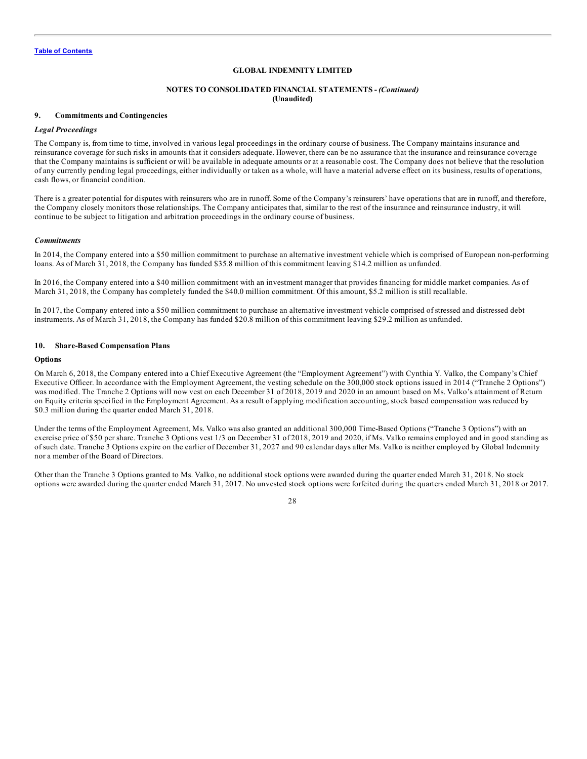GLOBAL INDEMNITY LIMITED

NOTES TO CONSOLIDATED FINANCIAL STATEMENTS - *(Continued)*
**(Unaudited)**

### 9. Commitments and Contingencies

*Legal Proceedings*

The Company is, from time to time, involved in various legal proceedings in the ordinary course of business. The Company maintains insurance and reinsurance coverage for such risks in amounts that it considers adequate. However, there can be no assurance that the insurance and reinsurance coverage that the Company maintains is sufficient or will be available in adequate amounts or at a reasonable cost. The Company does not believe that the resolution of any currently pending legal proceedings, either individually or taken as a whole, will have a material adverse effect on its business, results of operations, cash flows, or financial condition.

There is a greater potential for disputes with reinsurers who are in runoff. Some of the Company's reinsurers' have operations that are in runoff, and therefore, the Company closely monitors those relationships. The Company anticipates that, similar to the rest of the insurance and reinsurance industry, it will continue to be subject to litigation and arbitration proceedings in the ordinary course of business.

*Commitments*

In 2014, the Company entered into a $50 million commitment to purchase an alternative investment vehicle which is comprised of European non-performing loans. As of March 31, 2018, the Company has funded $35.8 million of this commitment leaving $14.2 million as unfunded.

In 2016, the Company entered into a $40 million commitment with an investment manager that provides financing for middle market companies. As of March 31, 2018, the Company has completely funded the $40.0 million commitment. Of this amount, $5.2 million is still recallable.

In 2017, the Company entered into a $50 million commitment to purchase an alternative investment vehicle comprised of stressed and distressed debt instruments. As of March 31, 2018, the Company has funded $20.8 million of this commitment leaving $29.2 million as unfunded.

### 10. Share-Based Compensation Plans

**Options**

On March 6, 2018, the Company entered into a Chief Executive Agreement (the "Employment Agreement") with Cynthia Y. Valko, the Company's Chief Executive Officer. In accordance with the Employment Agreement, the vesting schedule on the 300,000 stock options issued in 2014 ("Tranche 2 Options") was modified. The Tranche 2 Options will now vest on each December 31 of 2018, 2019 and 2020 in an amount based on Ms. Valko's attainment of Return on Equity criteria specified in the Employment Agreement. As a result of applying modification accounting, stock based compensation was reduced by $0.3 million during the quarter ended March 31, 2018.

Under the terms of the Employment Agreement, Ms. Valko was also granted an additional 300,000 Time-Based Options ("Tranche 3 Options") with an exercise price of $50 per share. Tranche 3 Options vest 1/3 on December 31 of 2018, 2019 and 2020, if Ms. Valko remains employed and in good standing as of such date. Tranche 3 Options expire on the earlier of December 31, 2027 and 90 calendar days after Ms. Valko is neither employed by Global Indemnity nor a member of the Board of Directors.

Other than the Tranche 3 Options granted to Ms. Valko, no additional stock options were awarded during the quarter ended March 31, 2018. No stock options were awarded during the quarter ended March 31, 2017. No unvested stock options were forfeited during the quarters ended March 31, 2018 or 2017.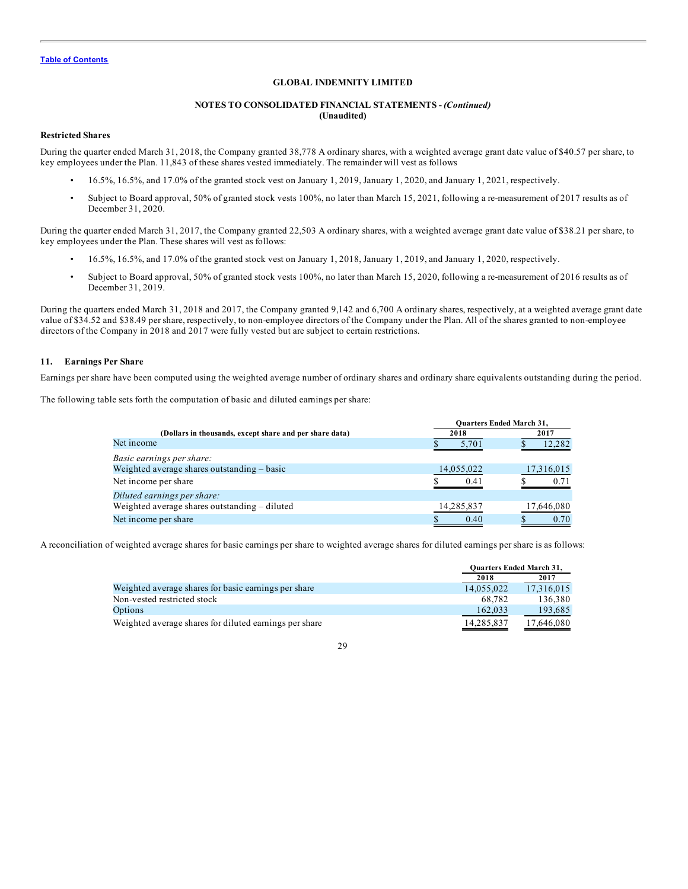GLOBAL INDEMNITY LIMITED

NOTES TO CONSOLIDATED FINANCIAL STATEMENTS - *(Continued)*
**(Unaudited)**

**Restricted Shares**

During the quarter ended March 31, 2018, the Company granted 38,778 A ordinary shares, with a weighted average grant date value of $40.57 per share, to key employees under the Plan. 11,843 of these shares vested immediately. The remainder will vest as follows

- 16.5%, 16.5%, and 17.0% of the granted stock vest on January 1, 2019, January 1, 2020, and January 1, 2021, respectively.
- Subject to Board approval, 50% of granted stock vests 100%, no later than March 15, 2021, following a re-measurement of 2017 results as of December 31, 2020.

During the quarter ended March 31, 2017, the Company granted 22,503 A ordinary shares, with a weighted average grant date value of $38.21 per share, to key employees under the Plan. These shares will vest as follows:

- 16.5%, 16.5%, and 17.0% of the granted stock vest on January 1, 2018, January 1, 2019, and January 1, 2020, respectively.
- Subject to Board approval, 50% of granted stock vests 100%, no later than March 15, 2020, following a re-measurement of 2016 results as of December 31, 2019.

During the quarters ended March 31, 2018 and 2017, the Company granted 9,142 and 6,700 A ordinary shares, respectively, at a weighted average grant date value of $34.52 and $38.49 per share, respectively, to non-employee directors of the Company under the Plan. All of the shares granted to non-employee directors of the Company in 2018 and 2017 were fully vested but are subject to certain restrictions.

## 11. Earnings Per Share

Earnings per share have been computed using the weighted average number of ordinary shares and ordinary share equivalents outstanding during the period.

The following table sets forth the computation of basic and diluted earnings per share:

| (Dollars in thousands, except share and per share data) | Quarters Ended March 31, 2018 | Quarters Ended March 31, 2017 |
|---|---|---|
| Net income | $ 5,701 | $ 12,282 |
| *Basic earnings per share:* | | |
| Weighted average shares outstanding – basic | 14,055,022 | 17,316,015 |
| Net income per share | $ 0.41 | $ 0.71 |
| *Diluted earnings per share:* | | |
| Weighted average shares outstanding – diluted | 14,285,837 | 17,646,080 |
| Net income per share | $ 0.40 | $ 0.70 |

A reconciliation of weighted average shares for basic earnings per share to weighted average shares for diluted earnings per share is as follows:

| | Quarters Ended March 31, 2018 | Quarters Ended March 31, 2017 |
|---|---|---|
| Weighted average shares for basic earnings per share | 14,055,022 | 17,316,015 |
| Non-vested restricted stock | 68,782 | 136,380 |
| Options | 162,033 | 193,685 |
| Weighted average shares for diluted earnings per share | 14,285,837 | 17,646,080 |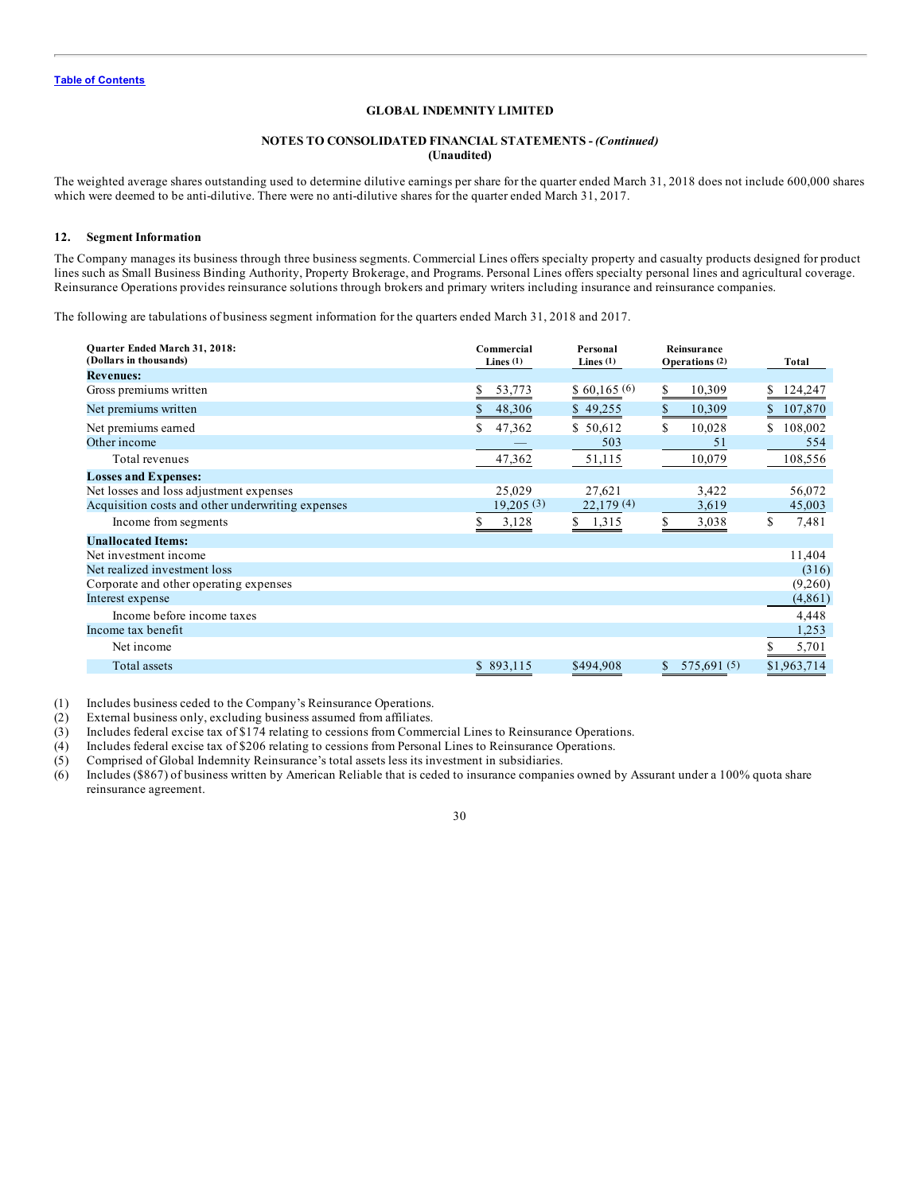**GLOBAL INDEMNITY LIMITED**

**NOTES TO CONSOLIDATED FINANCIAL STATEMENTS -** ***(Continued)***
**(Unaudited)**

The weighted average shares outstanding used to determine dilutive earnings per share for the quarter ended March 31, 2018 does not include 600,000 shares which were deemed to be anti-dilutive. There were no anti-dilutive shares for the quarter ended March 31, 2017.

## 12. Segment Information

The Company manages its business through three business segments. Commercial Lines offers specialty property and casualty products designed for product lines such as Small Business Binding Authority, Property Brokerage, and Programs. Personal Lines offers specialty personal lines and agricultural coverage. Reinsurance Operations provides reinsurance solutions through brokers and primary writers including insurance and reinsurance companies.

The following are tabulations of business segment information for the quarters ended March 31, 2018 and 2017.

| Quarter Ended March 31, 2018: (Dollars in thousands) | Commercial Lines (1) | Personal Lines (1) | Reinsurance Operations (2) | Total |
|---|---|---|---|---|
| **Revenues:** | | | | |
| Gross premiums written | $ 53,773 | $ 60,165 (6) | $ 10,309 | $ 124,247 |
| Net premiums written | $ 48,306 | $ 49,255 | $ 10,309 | $ 107,870 |
| Net premiums earned | $ 47,362 | $ 50,612 | $ 10,028 | $ 108,002 |
| Other income | — | 503 | 51 | 554 |
| Total revenues | 47,362 | 51,115 | 10,079 | 108,556 |
| **Losses and Expenses:** | | | | |
| Net losses and loss adjustment expenses | 25,029 | 27,621 | 3,422 | 56,072 |
| Acquisition costs and other underwriting expenses | 19,205 (3) | 22,179 (4) | 3,619 | 45,003 |
| Income from segments | $ 3,128 | $ 1,315 | $ 3,038 | $ 7,481 |
| **Unallocated Items:** | | | | |
| Net investment income | | | | 11,404 |
| Net realized investment loss | | | | (316) |
| Corporate and other operating expenses | | | | (9,260) |
| Interest expense | | | | (4,861) |
| Income before income taxes | | | | 4,448 |
| Income tax benefit | | | | 1,253 |
| Net income | | | | $ 5,701 |
| Total assets | $ 893,115 | $494,908 | $ 575,691 (5) | $1,963,714 |

(1) Includes business ceded to the Company's Reinsurance Operations.
(2) External business only, excluding business assumed from affiliates.
(3) Includes federal excise tax of $174 relating to cessions from Commercial Lines to Reinsurance Operations.
(4) Includes federal excise tax of $206 relating to cessions from Personal Lines to Reinsurance Operations.
(5) Comprised of Global Indemnity Reinsurance's total assets less its investment in subsidiaries.
(6) Includes ($867) of business written by American Reliable that is ceded to insurance companies owned by Assurant under a 100% quota share reinsurance agreement.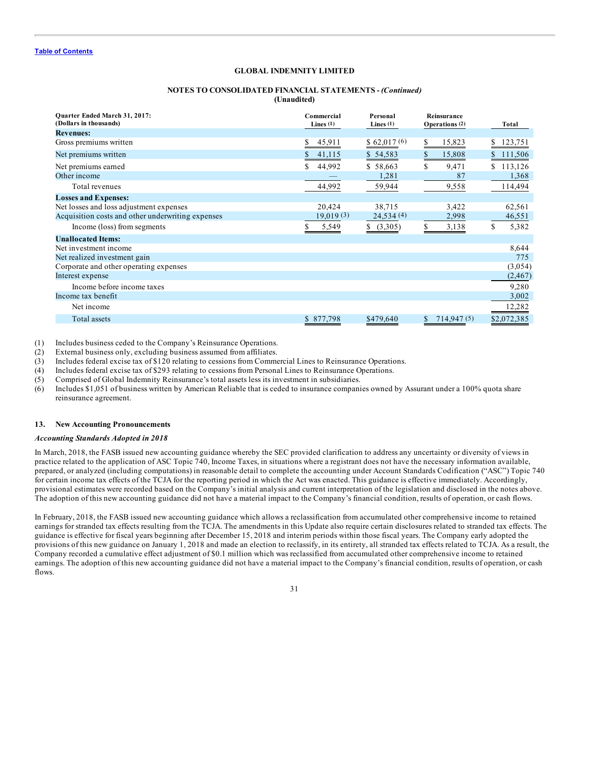GLOBAL INDEMNITY LIMITED

NOTES TO CONSOLIDATED FINANCIAL STATEMENTS - *(Continued)*
**(Unaudited)**

| **Quarter Ended March 31, 2017:** (Dollars in thousands) | Commercial Lines (1) | Personal Lines (1) | Reinsurance Operations (2) | Total |
|---|---|---|---|---|
| **Revenues:** | | | | |
| Gross premiums written | $ 45,911 | $ 62,017 (6) | $ 15,823 | $ 123,751 |
| Net premiums written | $ 41,115 | $ 54,583 | $ 15,808 | $ 111,506 |
| Net premiums earned | $ 44,992 | $ 58,663 | $ 9,471 | $ 113,126 |
| Other income | — | 1,281 | 87 | 1,368 |
| Total revenues | 44,992 | 59,944 | 9,558 | 114,494 |
| **Losses and Expenses:** | | | | |
| Net losses and loss adjustment expenses | 20,424 | 38,715 | 3,422 | 62,561 |
| Acquisition costs and other underwriting expenses | 19,019 (3) | 24,534 (4) | 2,998 | 46,551 |
| Income (loss) from segments | $ 5,549 | $ (3,305) | $ 3,138 | $ 5,382 |
| **Unallocated Items:** | | | | |
| Net investment income | | | | 8,644 |
| Net realized investment gain | | | | 775 |
| Corporate and other operating expenses | | | | (3,054) |
| Interest expense | | | | (2,467) |
| Income before income taxes | | | | 9,280 |
| Income tax benefit | | | | 3,002 |
| Net income | | | | 12,282 |
| Total assets | $ 877,798 | $479,640 | $ 714,947 (5) | $2,072,385 |

(1) Includes business ceded to the Company's Reinsurance Operations.
(2) External business only, excluding business assumed from affiliates.
(3) Includes federal excise tax of $120 relating to cessions from Commercial Lines to Reinsurance Operations.
(4) Includes federal excise tax of $293 relating to cessions from Personal Lines to Reinsurance Operations.
(5) Comprised of Global Indemnity Reinsurance's total assets less its investment in subsidiaries.
(6) Includes $1,051 of business written by American Reliable that is ceded to insurance companies owned by Assurant under a 100% quota share reinsurance agreement.

## 13. New Accounting Pronouncements

### *Accounting Standards Adopted in 2018*

In March, 2018, the FASB issued new accounting guidance whereby the SEC provided clarification to address any uncertainty or diversity of views in practice related to the application of ASC Topic 740, Income Taxes, in situations where a registrant does not have the necessary information available, prepared, or analyzed (including computations) in reasonable detail to complete the accounting under Account Standards Codification ("ASC") Topic 740 for certain income tax effects of the TCJA for the reporting period in which the Act was enacted. This guidance is effective immediately. Accordingly, provisional estimates were recorded based on the Company's initial analysis and current interpretation of the legislation and disclosed in the notes above. The adoption of this new accounting guidance did not have a material impact to the Company's financial condition, results of operation, or cash flows.

In February, 2018, the FASB issued new accounting guidance which allows a reclassification from accumulated other comprehensive income to retained earnings for stranded tax effects resulting from the TCJA. The amendments in this Update also require certain disclosures related to stranded tax effects. The guidance is effective for fiscal years beginning after December 15, 2018 and interim periods within those fiscal years. The Company early adopted the provisions of this new guidance on January 1, 2018 and made an election to reclassify, in its entirety, all stranded tax effects related to TCJA. As a result, the Company recorded a cumulative effect adjustment of $0.1 million which was reclassified from accumulated other comprehensive income to retained earnings. The adoption of this new accounting guidance did not have a material impact to the Company's financial condition, results of operation, or cash flows.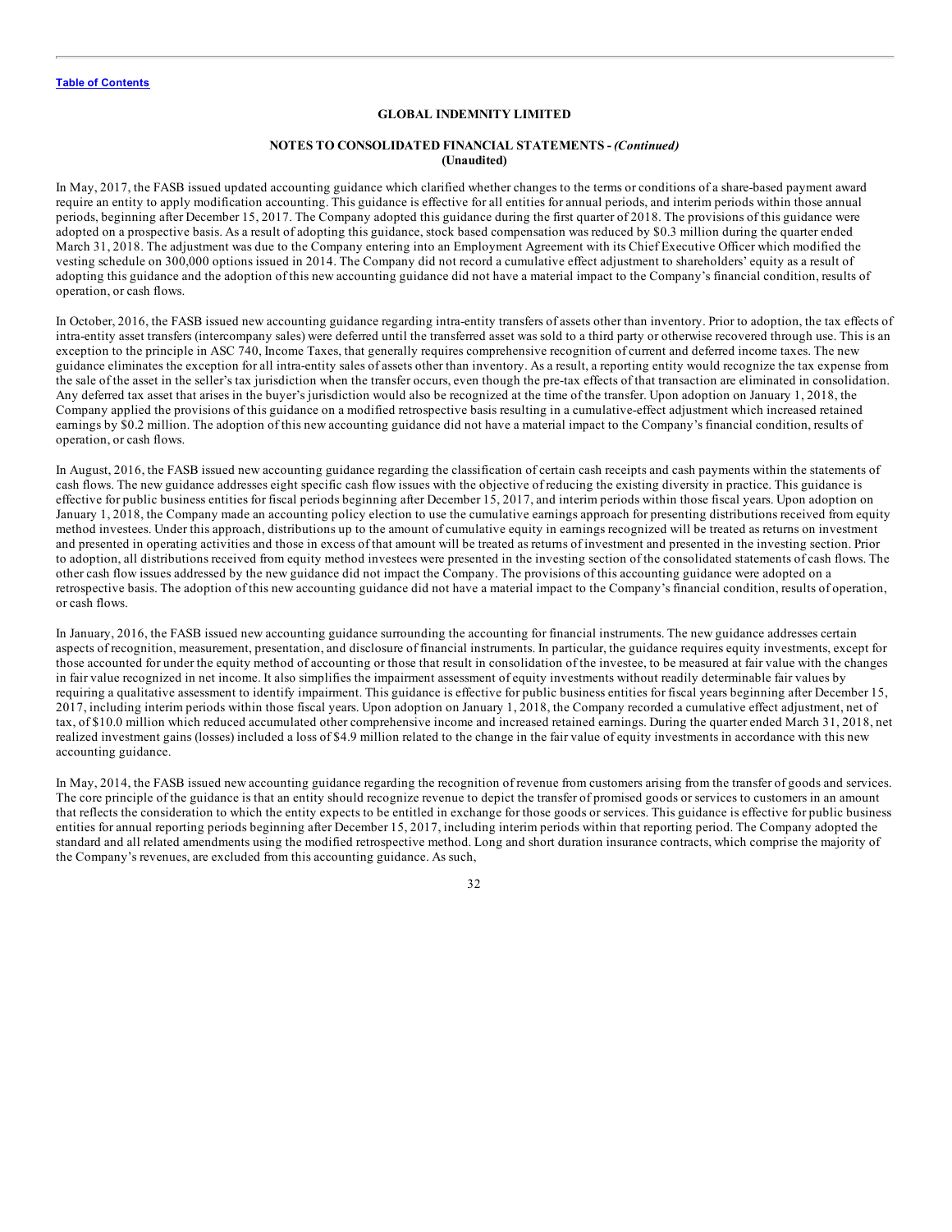**Table of Contents**

**GLOBAL INDEMNITY LIMITED**

**NOTES TO CONSOLIDATED FINANCIAL STATEMENTS -** ***(Continued)***
**(Unaudited)**

In May, 2017, the FASB issued updated accounting guidance which clarified whether changes to the terms or conditions of a share-based payment award require an entity to apply modification accounting. This guidance is effective for all entities for annual periods, and interim periods within those annual periods, beginning after December 15, 2017. The Company adopted this guidance during the first quarter of 2018. The provisions of this guidance were adopted on a prospective basis. As a result of adopting this guidance, stock based compensation was reduced by $0.3 million during the quarter ended March 31, 2018. The adjustment was due to the Company entering into an Employment Agreement with its Chief Executive Officer which modified the vesting schedule on 300,000 options issued in 2014. The Company did not record a cumulative effect adjustment to shareholders' equity as a result of adopting this guidance and the adoption of this new accounting guidance did not have a material impact to the Company's financial condition, results of operation, or cash flows.

In October, 2016, the FASB issued new accounting guidance regarding intra-entity transfers of assets other than inventory. Prior to adoption, the tax effects of intra-entity asset transfers (intercompany sales) were deferred until the transferred asset was sold to a third party or otherwise recovered through use. This is an exception to the principle in ASC 740, Income Taxes, that generally requires comprehensive recognition of current and deferred income taxes. The new guidance eliminates the exception for all intra-entity sales of assets other than inventory. As a result, a reporting entity would recognize the tax expense from the sale of the asset in the seller's tax jurisdiction when the transfer occurs, even though the pre-tax effects of that transaction are eliminated in consolidation. Any deferred tax asset that arises in the buyer's jurisdiction would also be recognized at the time of the transfer. Upon adoption on January 1, 2018, the Company applied the provisions of this guidance on a modified retrospective basis resulting in a cumulative-effect adjustment which increased retained earnings by $0.2 million. The adoption of this new accounting guidance did not have a material impact to the Company's financial condition, results of operation, or cash flows.

In August, 2016, the FASB issued new accounting guidance regarding the classification of certain cash receipts and cash payments within the statements of cash flows. The new guidance addresses eight specific cash flow issues with the objective of reducing the existing diversity in practice. This guidance is effective for public business entities for fiscal periods beginning after December 15, 2017, and interim periods within those fiscal years. Upon adoption on January 1, 2018, the Company made an accounting policy election to use the cumulative earnings approach for presenting distributions received from equity method investees. Under this approach, distributions up to the amount of cumulative equity in earnings recognized will be treated as returns on investment and presented in operating activities and those in excess of that amount will be treated as returns of investment and presented in the investing section. Prior to adoption, all distributions received from equity method investees were presented in the investing section of the consolidated statements of cash flows. The other cash flow issues addressed by the new guidance did not impact the Company. The provisions of this accounting guidance were adopted on a retrospective basis. The adoption of this new accounting guidance did not have a material impact to the Company's financial condition, results of operation, or cash flows.

In January, 2016, the FASB issued new accounting guidance surrounding the accounting for financial instruments. The new guidance addresses certain aspects of recognition, measurement, presentation, and disclosure of financial instruments. In particular, the guidance requires equity investments, except for those accounted for under the equity method of accounting or those that result in consolidation of the investee, to be measured at fair value with the changes in fair value recognized in net income. It also simplifies the impairment assessment of equity investments without readily determinable fair values by requiring a qualitative assessment to identify impairment. This guidance is effective for public business entities for fiscal years beginning after December 15, 2017, including interim periods within those fiscal years. Upon adoption on January 1, 2018, the Company recorded a cumulative effect adjustment, net of tax, of $10.0 million which reduced accumulated other comprehensive income and increased retained earnings. During the quarter ended March 31, 2018, net realized investment gains (losses) included a loss of $4.9 million related to the change in the fair value of equity investments in accordance with this new accounting guidance.

In May, 2014, the FASB issued new accounting guidance regarding the recognition of revenue from customers arising from the transfer of goods and services. The core principle of the guidance is that an entity should recognize revenue to depict the transfer of promised goods or services to customers in an amount that reflects the consideration to which the entity expects to be entitled in exchange for those goods or services. This guidance is effective for public business entities for annual reporting periods beginning after December 15, 2017, including interim periods within that reporting period. The Company adopted the standard and all related amendments using the modified retrospective method. Long and short duration insurance contracts, which comprise the majority of the Company's revenues, are excluded from this accounting guidance. As such,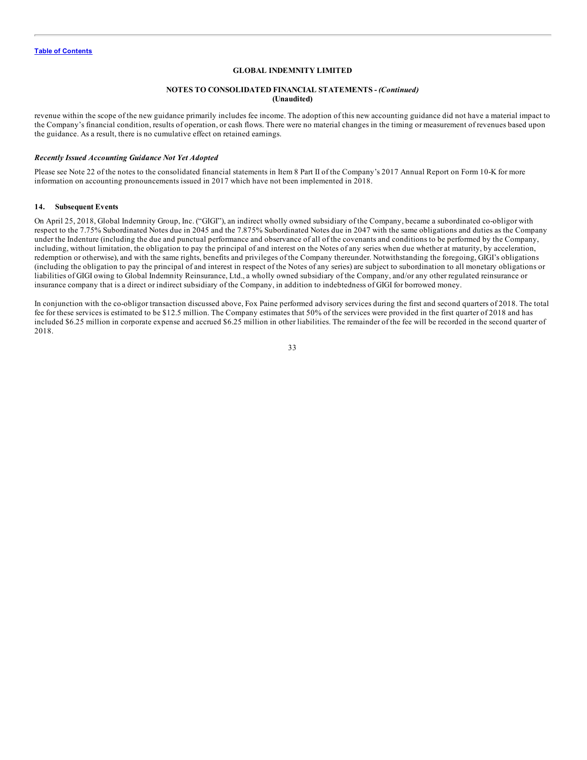revenue within the scope of the new guidance primarily includes fee income. The adoption of this new accounting guidance did not have a material impact to the Company's financial condition, results of operation, or cash flows. There were no material changes in the timing or measurement of revenues based upon the guidance. As a result, there is no cumulative effect on retained earnings.

***Recently Issued Accounting Guidance Not Yet Adopted***

Please see Note 22 of the notes to the consolidated financial statements in Item 8 Part II of the Company's 2017 Annual Report on Form 10-K for more information on accounting pronouncements issued in 2017 which have not been implemented in 2018.

## 14. Subsequent Events

On April 25, 2018, Global Indemnity Group, Inc. ("GIGI"), an indirect wholly owned subsidiary of the Company, became a subordinated co-obligor with respect to the 7.75% Subordinated Notes due in 2045 and the 7.875% Subordinated Notes due in 2047 with the same obligations and duties as the Company under the Indenture (including the due and punctual performance and observance of all of the covenants and conditions to be performed by the Company, including, without limitation, the obligation to pay the principal of and interest on the Notes of any series when due whether at maturity, by acceleration, redemption or otherwise), and with the same rights, benefits and privileges of the Company thereunder. Notwithstanding the foregoing, GIGI's obligations (including the obligation to pay the principal of and interest in respect of the Notes of any series) are subject to subordination to all monetary obligations or liabilities of GIGI owing to Global Indemnity Reinsurance, Ltd., a wholly owned subsidiary of the Company, and/or any other regulated reinsurance or insurance company that is a direct or indirect subsidiary of the Company, in addition to indebtedness of GIGI for borrowed money.

In conjunction with the co-obligor transaction discussed above, Fox Paine performed advisory services during the first and second quarters of 2018. The total fee for these services is estimated to be $12.5 million. The Company estimates that 50% of the services were provided in the first quarter of 2018 and has included $6.25 million in corporate expense and accrued $6.25 million in other liabilities. The remainder of the fee will be recorded in the second quarter of 2018.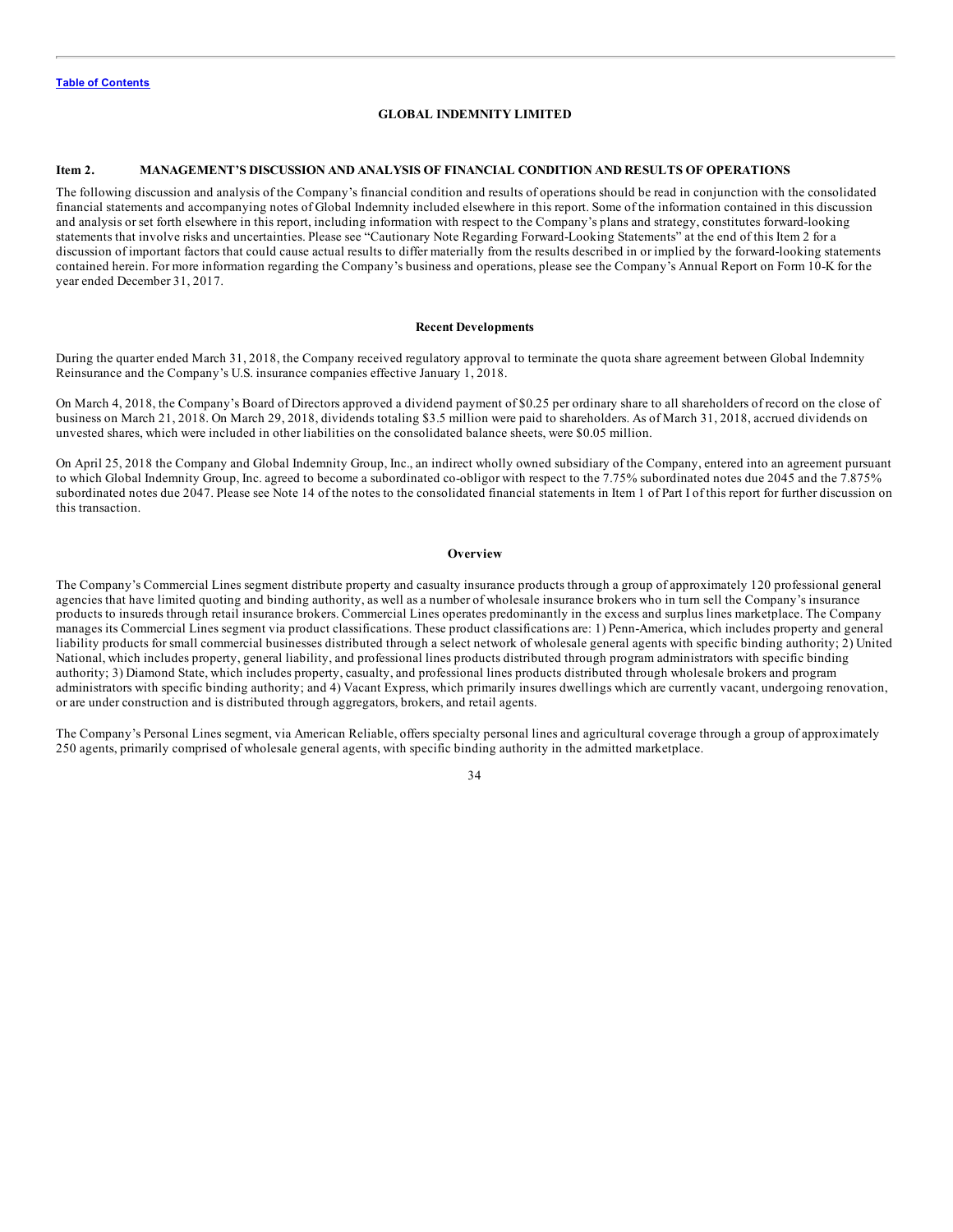[Table of Contents](#)

**GLOBAL INDEMNITY LIMITED**

## Item 2. MANAGEMENT'S DISCUSSION AND ANALYSIS OF FINANCIAL CONDITION AND RESULTS OF OPERATIONS

The following discussion and analysis of the Company's financial condition and results of operations should be read in conjunction with the consolidated financial statements and accompanying notes of Global Indemnity included elsewhere in this report. Some of the information contained in this discussion and analysis or set forth elsewhere in this report, including information with respect to the Company's plans and strategy, constitutes forward-looking statements that involve risks and uncertainties. Please see "Cautionary Note Regarding Forward-Looking Statements" at the end of this Item 2 for a discussion of important factors that could cause actual results to differ materially from the results described in or implied by the forward-looking statements contained herein. For more information regarding the Company's business and operations, please see the Company's Annual Report on Form 10-K for the year ended December 31, 2017.

### Recent Developments

During the quarter ended March 31, 2018, the Company received regulatory approval to terminate the quota share agreement between Global Indemnity Reinsurance and the Company's U.S. insurance companies effective January 1, 2018.

On March 4, 2018, the Company's Board of Directors approved a dividend payment of $0.25 per ordinary share to all shareholders of record on the close of business on March 21, 2018. On March 29, 2018, dividends totaling $3.5 million were paid to shareholders. As of March 31, 2018, accrued dividends on unvested shares, which were included in other liabilities on the consolidated balance sheets, were $0.05 million.

On April 25, 2018 the Company and Global Indemnity Group, Inc., an indirect wholly owned subsidiary of the Company, entered into an agreement pursuant to which Global Indemnity Group, Inc. agreed to become a subordinated co-obligor with respect to the 7.75% subordinated notes due 2045 and the 7.875% subordinated notes due 2047. Please see Note 14 of the notes to the consolidated financial statements in Item 1 of Part I of this report for further discussion on this transaction.

### Overview

The Company's Commercial Lines segment distribute property and casualty insurance products through a group of approximately 120 professional general agencies that have limited quoting and binding authority, as well as a number of wholesale insurance brokers who in turn sell the Company's insurance products to insureds through retail insurance brokers. Commercial Lines operates predominantly in the excess and surplus lines marketplace. The Company manages its Commercial Lines segment via product classifications. These product classifications are: 1) Penn-America, which includes property and general liability products for small commercial businesses distributed through a select network of wholesale general agents with specific binding authority; 2) United National, which includes property, general liability, and professional lines products distributed through program administrators with specific binding authority; 3) Diamond State, which includes property, casualty, and professional lines products distributed through wholesale brokers and program administrators with specific binding authority; and 4) Vacant Express, which primarily insures dwellings which are currently vacant, undergoing renovation, or are under construction and is distributed through aggregators, brokers, and retail agents.

The Company's Personal Lines segment, via American Reliable, offers specialty personal lines and agricultural coverage through a group of approximately 250 agents, primarily comprised of wholesale general agents, with specific binding authority in the admitted marketplace.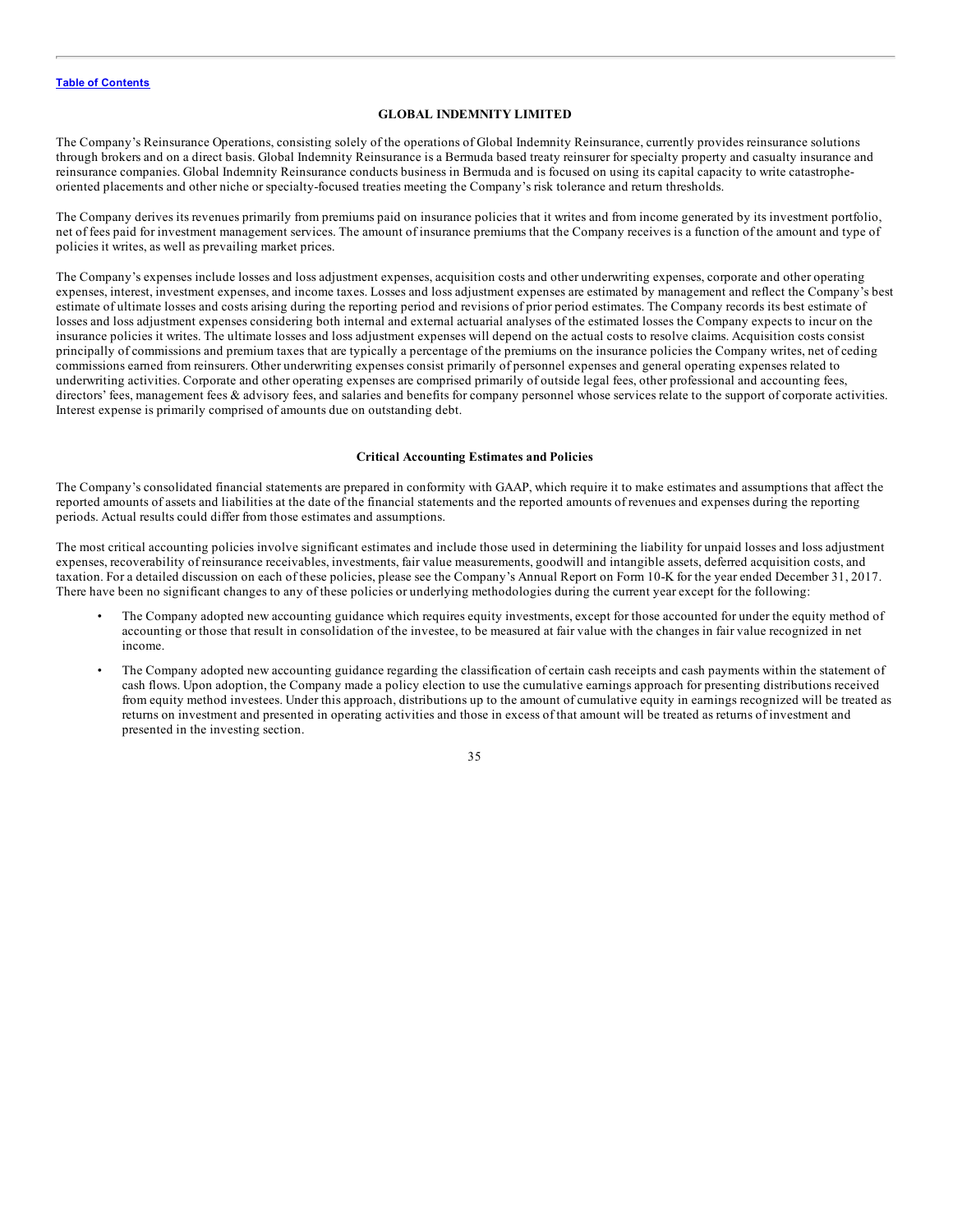The Company's Reinsurance Operations, consisting solely of the operations of Global Indemnity Reinsurance, currently provides reinsurance solutions through brokers and on a direct basis. Global Indemnity Reinsurance is a Bermuda based treaty reinsurer for specialty property and casualty insurance and reinsurance companies. Global Indemnity Reinsurance conducts business in Bermuda and is focused on using its capital capacity to write catastrophe-oriented placements and other niche or specialty-focused treaties meeting the Company's risk tolerance and return thresholds.

The Company derives its revenues primarily from premiums paid on insurance policies that it writes and from income generated by its investment portfolio, net of fees paid for investment management services. The amount of insurance premiums that the Company receives is a function of the amount and type of policies it writes, as well as prevailing market prices.

The Company's expenses include losses and loss adjustment expenses, acquisition costs and other underwriting expenses, corporate and other operating expenses, interest, investment expenses, and income taxes. Losses and loss adjustment expenses are estimated by management and reflect the Company's best estimate of ultimate losses and costs arising during the reporting period and revisions of prior period estimates. The Company records its best estimate of losses and loss adjustment expenses considering both internal and external actuarial analyses of the estimated losses the Company expects to incur on the insurance policies it writes. The ultimate losses and loss adjustment expenses will depend on the actual costs to resolve claims. Acquisition costs consist principally of commissions and premium taxes that are typically a percentage of the premiums on the insurance policies the Company writes, net of ceding commissions earned from reinsurers. Other underwriting expenses consist primarily of personnel expenses and general operating expenses related to underwriting activities. Corporate and other operating expenses are comprised primarily of outside legal fees, other professional and accounting fees, directors' fees, management fees & advisory fees, and salaries and benefits for company personnel whose services relate to the support of corporate activities. Interest expense is primarily comprised of amounts due on outstanding debt.

## Critical Accounting Estimates and Policies

The Company's consolidated financial statements are prepared in conformity with GAAP, which require it to make estimates and assumptions that affect the reported amounts of assets and liabilities at the date of the financial statements and the reported amounts of revenues and expenses during the reporting periods. Actual results could differ from those estimates and assumptions.

The most critical accounting policies involve significant estimates and include those used in determining the liability for unpaid losses and loss adjustment expenses, recoverability of reinsurance receivables, investments, fair value measurements, goodwill and intangible assets, deferred acquisition costs, and taxation. For a detailed discussion on each of these policies, please see the Company's Annual Report on Form 10-K for the year ended December 31, 2017. There have been no significant changes to any of these policies or underlying methodologies during the current year except for the following:

- The Company adopted new accounting guidance which requires equity investments, except for those accounted for under the equity method of accounting or those that result in consolidation of the investee, to be measured at fair value with the changes in fair value recognized in net income.
- The Company adopted new accounting guidance regarding the classification of certain cash receipts and cash payments within the statement of cash flows. Upon adoption, the Company made a policy election to use the cumulative earnings approach for presenting distributions received from equity method investees. Under this approach, distributions up to the amount of cumulative equity in earnings recognized will be treated as returns on investment and presented in operating activities and those in excess of that amount will be treated as returns of investment and presented in the investing section.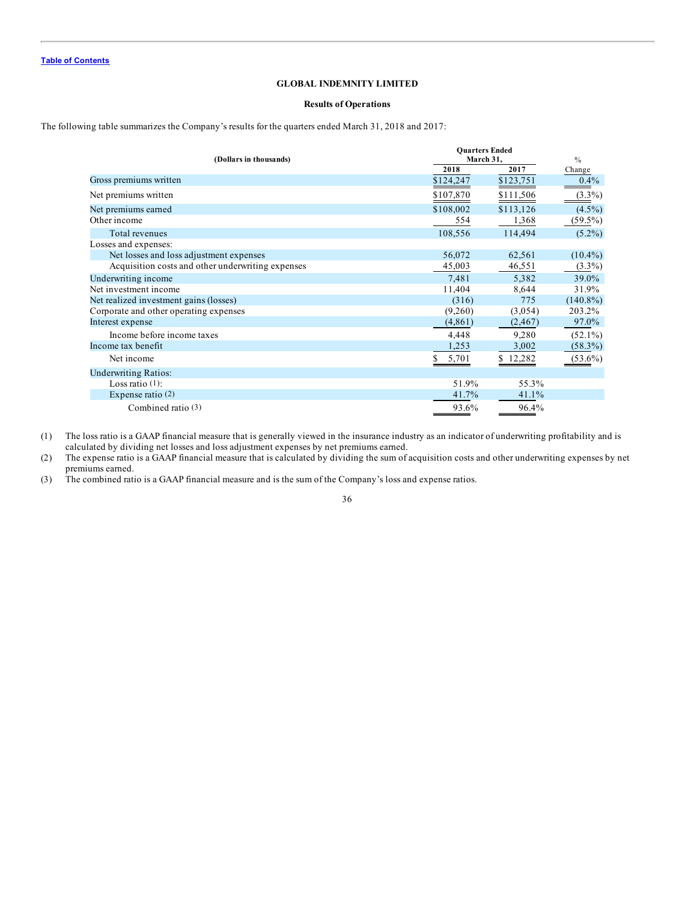Table of Contents

## GLOBAL INDEMNITY LIMITED

### Results of Operations

The following table summarizes the Company's results for the quarters ended March 31, 2018 and 2017:

| (Dollars in thousands) | Quarters Ended March 31, | | % |
|---|---|---|---|
| | 2018 | 2017 | Change |
| Gross premiums written | $124,247 | $123,751 | 0.4% |
| Net premiums written | $107,870 | $111,506 | (3.3%) |
| Net premiums earned | $108,002 | $113,126 | (4.5%) |
| Other income | 554 | 1,368 | (59.5%) |
| Total revenues | 108,556 | 114,494 | (5.2%) |
| Losses and expenses: | | | |
| Net losses and loss adjustment expenses | 56,072 | 62,561 | (10.4%) |
| Acquisition costs and other underwriting expenses | 45,003 | 46,551 | (3.3%) |
| Underwriting income | 7,481 | 5,382 | 39.0% |
| Net investment income | 11,404 | 8,644 | 31.9% |
| Net realized investment gains (losses) | (316) | 775 | (140.8%) |
| Corporate and other operating expenses | (9,260) | (3,054) | 203.2% |
| Interest expense | (4,861) | (2,467) | 97.0% |
| Income before income taxes | 4,448 | 9,280 | (52.1%) |
| Income tax benefit | 1,253 | 3,002 | (58.3%) |
| Net income | $ 5,701 | $ 12,282 | (53.6%) |
| Underwriting Ratios: | | | |
| Loss ratio (1): | 51.9% | 55.3% | |
| Expense ratio (2) | 41.7% | 41.1% | |
| Combined ratio (3) | 93.6% | 96.4% | |

(1) The loss ratio is a GAAP financial measure that is generally viewed in the insurance industry as an indicator of underwriting profitability and is calculated by dividing net losses and loss adjustment expenses by net premiums earned.

(2) The expense ratio is a GAAP financial measure that is calculated by dividing the sum of acquisition costs and other underwriting expenses by net premiums earned.

(3) The combined ratio is a GAAP financial measure and is the sum of the Company's loss and expense ratios.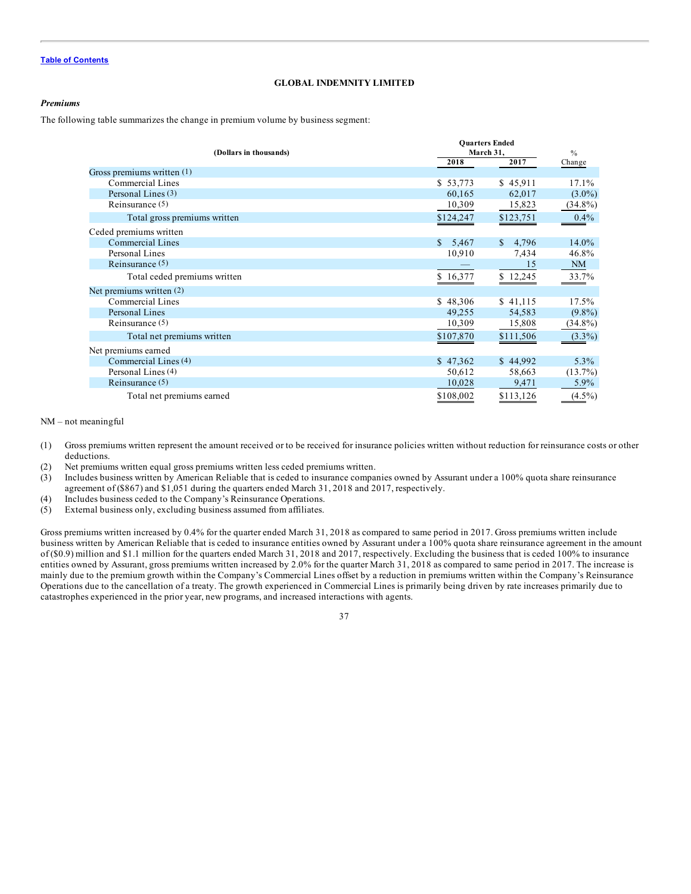**GLOBAL INDEMNITY LIMITED**

***Premiums***

The following table summarizes the change in premium volume by business segment:

| (Dollars in thousands) | Quarters Ended March 31, 2018 | Quarters Ended March 31, 2017 | % Change |
|---|---|---|---|
| Gross premiums written (1) | | | |
| Commercial Lines | $ 53,773 | $ 45,911 | 17.1% |
| Personal Lines (3) | 60,165 | 62,017 | (3.0%) |
| Reinsurance (5) | 10,309 | 15,823 | (34.8%) |
| Total gross premiums written | $124,247 | $123,751 | 0.4% |
| Ceded premiums written | | | |
| Commercial Lines | $ 5,467 | $ 4,796 | 14.0% |
| Personal Lines | 10,910 | 7,434 | 46.8% |
| Reinsurance (5) | — | 15 | NM |
| Total ceded premiums written | $ 16,377 | $ 12,245 | 33.7% |
| Net premiums written (2) | | | |
| Commercial Lines | $ 48,306 | $ 41,115 | 17.5% |
| Personal Lines | 49,255 | 54,583 | (9.8%) |
| Reinsurance (5) | 10,309 | 15,808 | (34.8%) |
| Total net premiums written | $107,870 | $111,506 | (3.3%) |
| Net premiums earned | | | |
| Commercial Lines (4) | $ 47,362 | $ 44,992 | 5.3% |
| Personal Lines (4) | 50,612 | 58,663 | (13.7%) |
| Reinsurance (5) | 10,028 | 9,471 | 5.9% |
| Total net premiums earned | $108,002 | $113,126 | (4.5%) |

NM – not meaningful

(1) Gross premiums written represent the amount received or to be received for insurance policies written without reduction for reinsurance costs or other deductions.

(2) Net premiums written equal gross premiums written less ceded premiums written.

(3) Includes business written by American Reliable that is ceded to insurance companies owned by Assurant under a 100% quota share reinsurance agreement of ($867) and $1,051 during the quarters ended March 31, 2018 and 2017, respectively.

(4) Includes business ceded to the Company's Reinsurance Operations.

(5) External business only, excluding business assumed from affiliates.

Gross premiums written increased by 0.4% for the quarter ended March 31, 2018 as compared to same period in 2017. Gross premiums written include business written by American Reliable that is ceded to insurance entities owned by Assurant under a 100% quota share reinsurance agreement in the amount of ($0.9) million and $1.1 million for the quarters ended March 31, 2018 and 2017, respectively. Excluding the business that is ceded 100% to insurance entities owned by Assurant, gross premiums written increased by 2.0% for the quarter March 31, 2018 as compared to same period in 2017. The increase is mainly due to the premium growth within the Company's Commercial Lines offset by a reduction in premiums written within the Company's Reinsurance Operations due to the cancellation of a treaty. The growth experienced in Commercial Lines is primarily being driven by rate increases primarily due to catastrophes experienced in the prior year, new programs, and increased interactions with agents.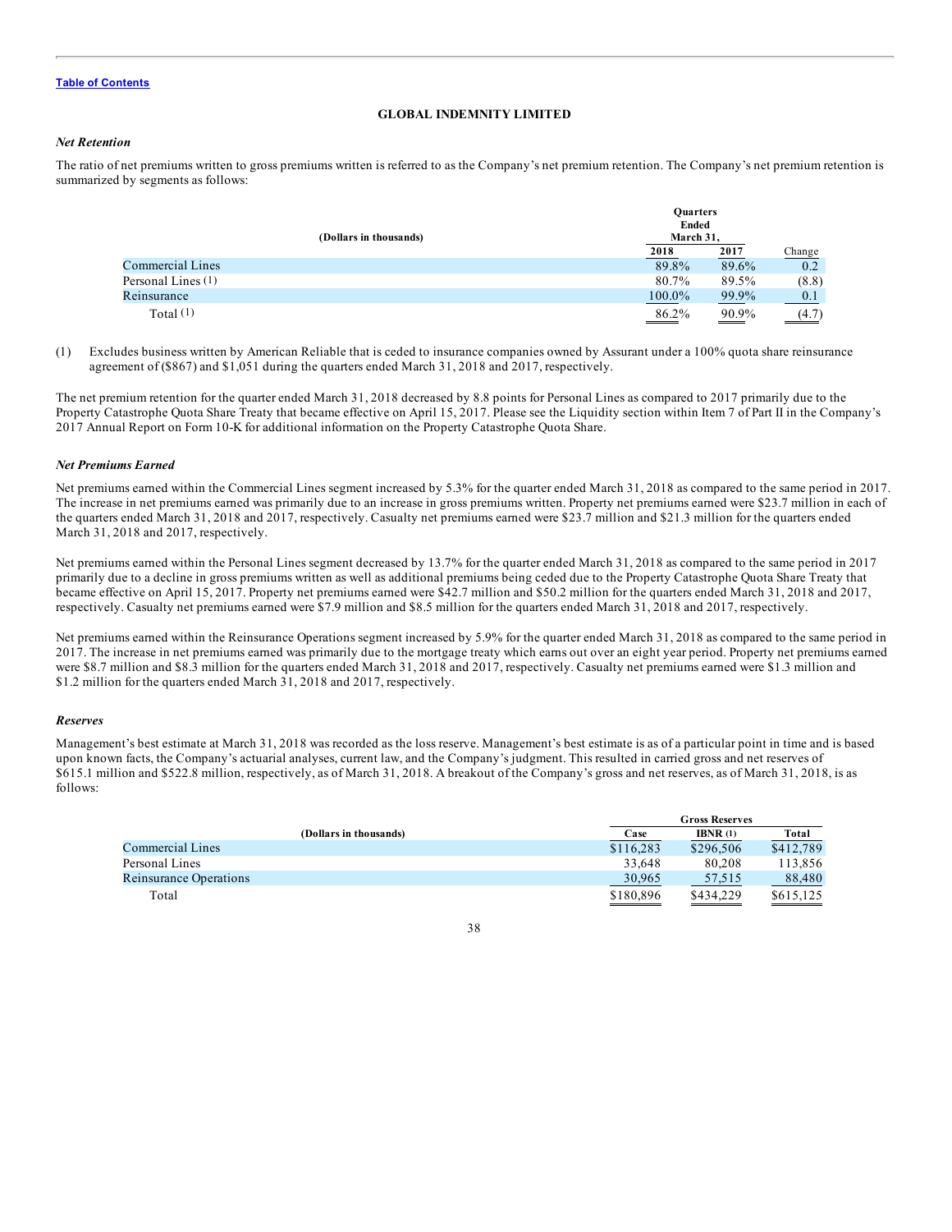**GLOBAL INDEMNITY LIMITED**

***Net Retention***

The ratio of net premiums written to gross premiums written is referred to as the Company's net premium retention. The Company's net premium retention is summarized by segments as follows:

| (Dollars in thousands) | Quarters Ended March 31, | | |
|---|---|---|---|
| | 2018 | 2017 | Change |
| Commercial Lines | 89.8% | 89.6% | 0.2 |
| Personal Lines (1) | 80.7% | 89.5% | (8.8) |
| Reinsurance | 100.0% | 99.9% | 0.1 |
| Total (1) | 86.2% | 90.9% | (4.7) |

(1) Excludes business written by American Reliable that is ceded to insurance companies owned by Assurant under a 100% quota share reinsurance agreement of ($867) and $1,051 during the quarters ended March 31, 2018 and 2017, respectively.

The net premium retention for the quarter ended March 31, 2018 decreased by 8.8 points for Personal Lines as compared to 2017 primarily due to the Property Catastrophe Quota Share Treaty that became effective on April 15, 2017. Please see the Liquidity section within Item 7 of Part II in the Company's 2017 Annual Report on Form 10-K for additional information on the Property Catastrophe Quota Share.

***Net Premiums Earned***

Net premiums earned within the Commercial Lines segment increased by 5.3% for the quarter ended March 31, 2018 as compared to the same period in 2017. The increase in net premiums earned was primarily due to an increase in gross premiums written. Property net premiums earned were $23.7 million in each of the quarters ended March 31, 2018 and 2017, respectively. Casualty net premiums earned were $23.7 million and $21.3 million for the quarters ended March 31, 2018 and 2017, respectively.

Net premiums earned within the Personal Lines segment decreased by 13.7% for the quarter ended March 31, 2018 as compared to the same period in 2017 primarily due to a decline in gross premiums written as well as additional premiums being ceded due to the Property Catastrophe Quota Share Treaty that became effective on April 15, 2017. Property net premiums earned were $42.7 million and $50.2 million for the quarters ended March 31, 2018 and 2017, respectively. Casualty net premiums earned were $7.9 million and $8.5 million for the quarters ended March 31, 2018 and 2017, respectively.

Net premiums earned within the Reinsurance Operations segment increased by 5.9% for the quarter ended March 31, 2018 as compared to the same period in 2017. The increase in net premiums earned was primarily due to the mortgage treaty which earns out over an eight year period. Property net premiums earned were $8.7 million and $8.3 million for the quarters ended March 31, 2018 and 2017, respectively. Casualty net premiums earned were $1.3 million and $1.2 million for the quarters ended March 31, 2018 and 2017, respectively.

***Reserves***

Management's best estimate at March 31, 2018 was recorded as the loss reserve. Management's best estimate is as of a particular point in time and is based upon known facts, the Company's actuarial analyses, current law, and the Company's judgment. This resulted in carried gross and net reserves of $615.1 million and $522.8 million, respectively, as of March 31, 2018. A breakout of the Company's gross and net reserves, as of March 31, 2018, is as follows:

| (Dollars in thousands) | Gross Reserves | | |
|---|---|---|---|
| | Case | IBNR (1) | Total |
| Commercial Lines | $116,283 | $296,506 | $412,789 |
| Personal Lines | 33,648 | 80,208 | 113,856 |
| Reinsurance Operations | 30,965 | 57,515 | 88,480 |
| Total | $180,896 | $434,229 | $615,125 |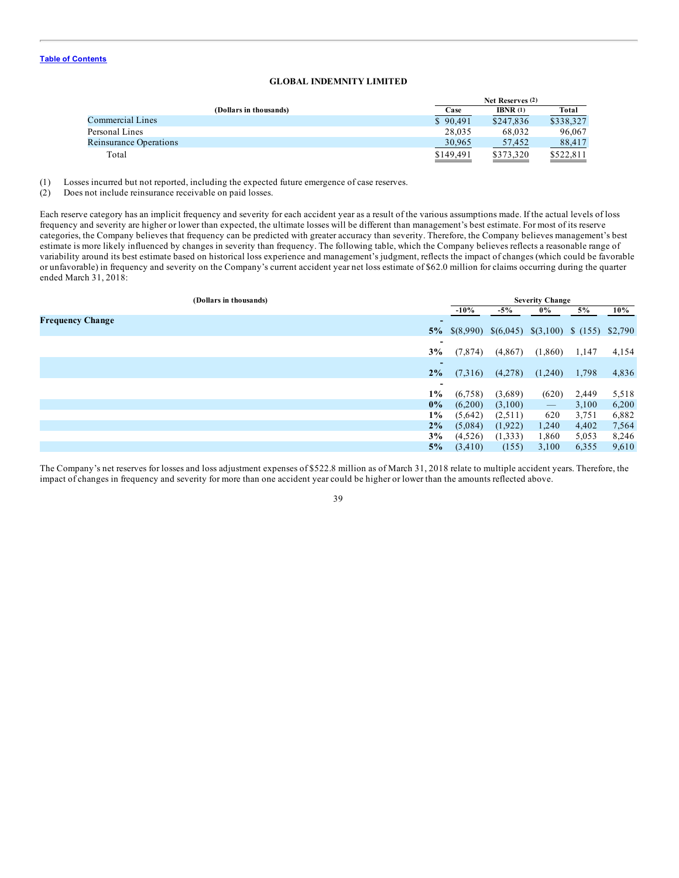**GLOBAL INDEMNITY LIMITED**

| (Dollars in thousands) | Net Reserves (2) | | |
|---|---|---|---|
| | Case | IBNR (1) | Total |
| Commercial Lines | $ 90,491 | $247,836 | $338,327 |
| Personal Lines | 28,035 | 68,032 | 96,067 |
| Reinsurance Operations | 30,965 | 57,452 | 88,417 |
| Total | $149,491 | $373,320 | $522,811 |

(1) Losses incurred but not reported, including the expected future emergence of case reserves.
(2) Does not include reinsurance receivable on paid losses.

Each reserve category has an implicit frequency and severity for each accident year as a result of the various assumptions made. If the actual levels of loss frequency and severity are higher or lower than expected, the ultimate losses will be different than management's best estimate. For most of its reserve categories, the Company believes that frequency can be predicted with greater accuracy than severity. Therefore, the Company believes management's best estimate is more likely influenced by changes in severity than frequency. The following table, which the Company believes reflects a reasonable range of variability around its best estimate based on historical loss experience and management's judgment, reflects the impact of changes (which could be favorable or unfavorable) in frequency and severity on the Company's current accident year net loss estimate of $62.0 million for claims occurring during the quarter ended March 31, 2018:

| (Dollars in thousands) | | Severity Change | | | | |
|---|---|---|---|---|---|---|
| | | -10% | -5% | 0% | 5% | 10% |
| **Frequency Change** | -5% | $(8,990) | $(6,045) | $(3,100) | $ (155) | $2,790 |
| | -3% | (7,874) | (4,867) | (1,860) | 1,147 | 4,154 |
| | -2% | (7,316) | (4,278) | (1,240) | 1,798 | 4,836 |
| | -1% | (6,758) | (3,689) | (620) | 2,449 | 5,518 |
| | 0% | (6,200) | (3,100) | — | 3,100 | 6,200 |
| | 1% | (5,642) | (2,511) | 620 | 3,751 | 6,882 |
| | 2% | (5,084) | (1,922) | 1,240 | 4,402 | 7,564 |
| | 3% | (4,526) | (1,333) | 1,860 | 5,053 | 8,246 |
| | 5% | (3,410) | (155) | 3,100 | 6,355 | 9,610 |

The Company's net reserves for losses and loss adjustment expenses of $522.8 million as of March 31, 2018 relate to multiple accident years. Therefore, the impact of changes in frequency and severity for more than one accident year could be higher or lower than the amounts reflected above.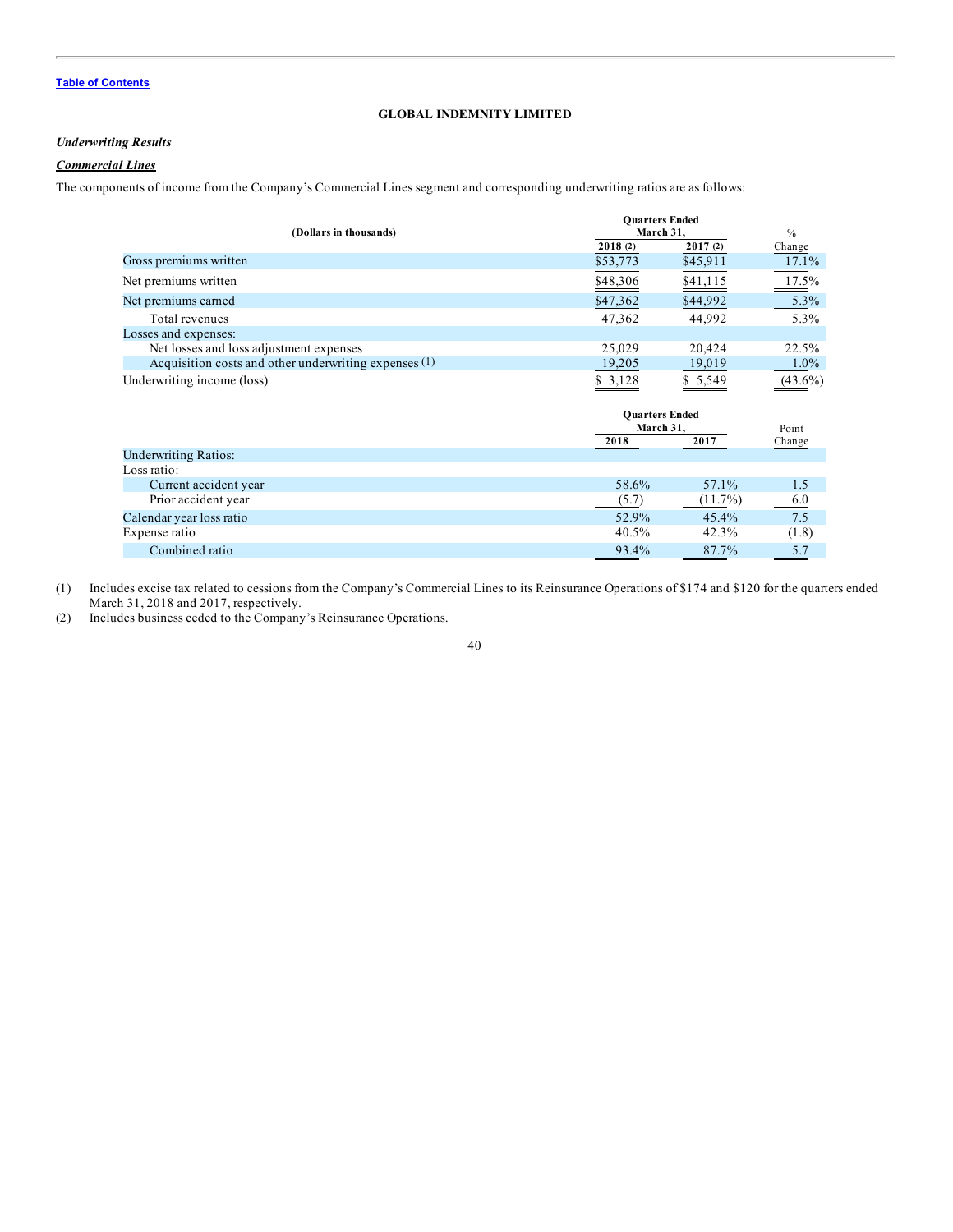**GLOBAL INDEMNITY LIMITED**

***Underwriting Results***

***Commercial Lines***

The components of income from the Company's Commercial Lines segment and corresponding underwriting ratios are as follows:

| (Dollars in thousands) | Quarters Ended March 31, | | % |
|---|---|---|---|
| | 2018 (2) | 2017 (2) | Change |
| Gross premiums written | $53,773 | $45,911 | 17.1% |
| Net premiums written | $48,306 | $41,115 | 17.5% |
| Net premiums earned | $47,362 | $44,992 | 5.3% |
| Total revenues | 47,362 | 44,992 | 5.3% |
| Losses and expenses: | | | |
| Net losses and loss adjustment expenses | 25,029 | 20,424 | 22.5% |
| Acquisition costs and other underwriting expenses (1) | 19,205 | 19,019 | 1.0% |
| Underwriting income (loss) | $ 3,128 | $ 5,549 | (43.6%) |

| | Quarters Ended March 31, | | Point |
|---|---|---|---|
| | 2018 | 2017 | Change |
| Underwriting Ratios: | | | |
| Loss ratio: | | | |
| Current accident year | 58.6% | 57.1% | 1.5 |
| Prior accident year | (5.7) | (11.7%) | 6.0 |
| Calendar year loss ratio | 52.9% | 45.4% | 7.5 |
| Expense ratio | 40.5% | 42.3% | (1.8) |
| Combined ratio | 93.4% | 87.7% | 5.7 |

(1) Includes excise tax related to cessions from the Company's Commercial Lines to its Reinsurance Operations of $174 and $120 for the quarters ended March 31, 2018 and 2017, respectively.

(2) Includes business ceded to the Company's Reinsurance Operations.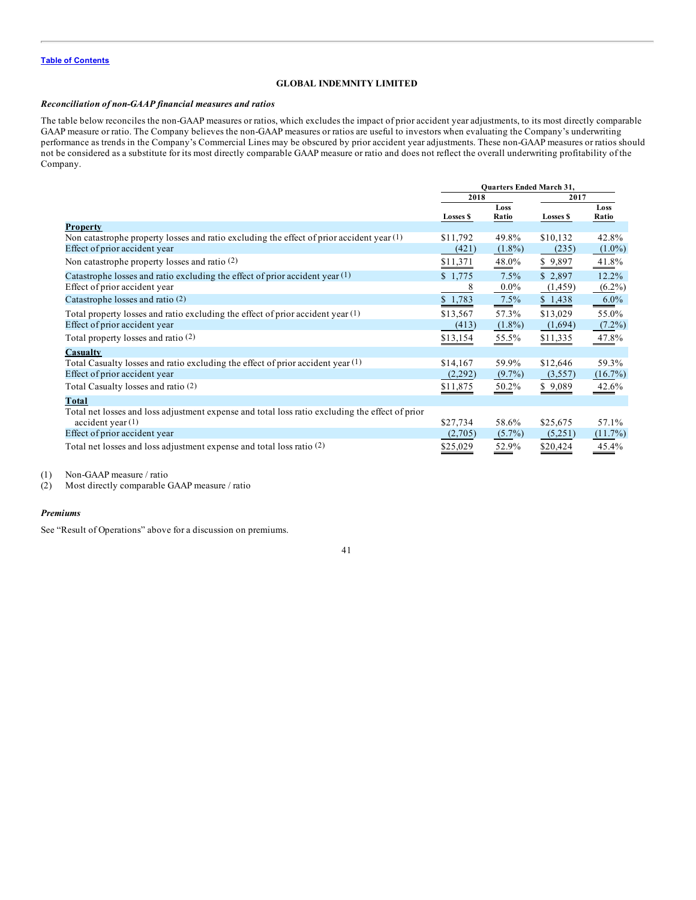Table of Contents

**GLOBAL INDEMNITY LIMITED**

***Reconciliation of non-GAAP financial measures and ratios***

The table below reconciles the non-GAAP measures or ratios, which excludes the impact of prior accident year adjustments, to its most directly comparable GAAP measure or ratio. The Company believes the non-GAAP measures or ratios are useful to investors when evaluating the Company's underwriting performance as trends in the Company's Commercial Lines may be obscured by prior accident year adjustments. These non-GAAP measures or ratios should not be considered as a substitute for its most directly comparable GAAP measure or ratio and does not reflect the overall underwriting profitability of the Company.

| | Quarters Ended March 31, | | | |
|---|---|---|---|---|
| | 2018 | | 2017 | |
| | Losses $ | Loss Ratio | Losses $ | Loss Ratio |
| **Property** | | | | |
| Non catastrophe property losses and ratio excluding the effect of prior accident year (1) | $11,792 | 49.8% | $10,132 | 42.8% |
| Effect of prior accident year | (421) | (1.8%) | (235) | (1.0%) |
| Non catastrophe property losses and ratio (2) | $11,371 | 48.0% | $ 9,897 | 41.8% |
| Catastrophe losses and ratio excluding the effect of prior accident year (1) | $ 1,775 | 7.5% | $ 2,897 | 12.2% |
| Effect of prior accident year | 8 | 0.0% | (1,459) | (6.2%) |
| Catastrophe losses and ratio (2) | $ 1,783 | 7.5% | $ 1,438 | 6.0% |
| Total property losses and ratio excluding the effect of prior accident year (1) | $13,567 | 57.3% | $13,029 | 55.0% |
| Effect of prior accident year | (413) | (1.8%) | (1,694) | (7.2%) |
| Total property losses and ratio (2) | $13,154 | 55.5% | $11,335 | 47.8% |
| **Casualty** | | | | |
| Total Casualty losses and ratio excluding the effect of prior accident year (1) | $14,167 | 59.9% | $12,646 | 59.3% |
| Effect of prior accident year | (2,292) | (9.7%) | (3,557) | (16.7%) |
| Total Casualty losses and ratio (2) | $11,875 | 50.2% | $ 9,089 | 42.6% |
| **Total** | | | | |
| Total net losses and loss adjustment expense and total loss ratio excluding the effect of prior accident year (1) | $27,734 | 58.6% | $25,675 | 57.1% |
| Effect of prior accident year | (2,705) | (5.7%) | (5,251) | (11.7%) |
| Total net losses and loss adjustment expense and total loss ratio (2) | $25,029 | 52.9% | $20,424 | 45.4% |

(1) Non-GAAP measure / ratio
(2) Most directly comparable GAAP measure / ratio

***Premiums***

See "Result of Operations" above for a discussion on premiums.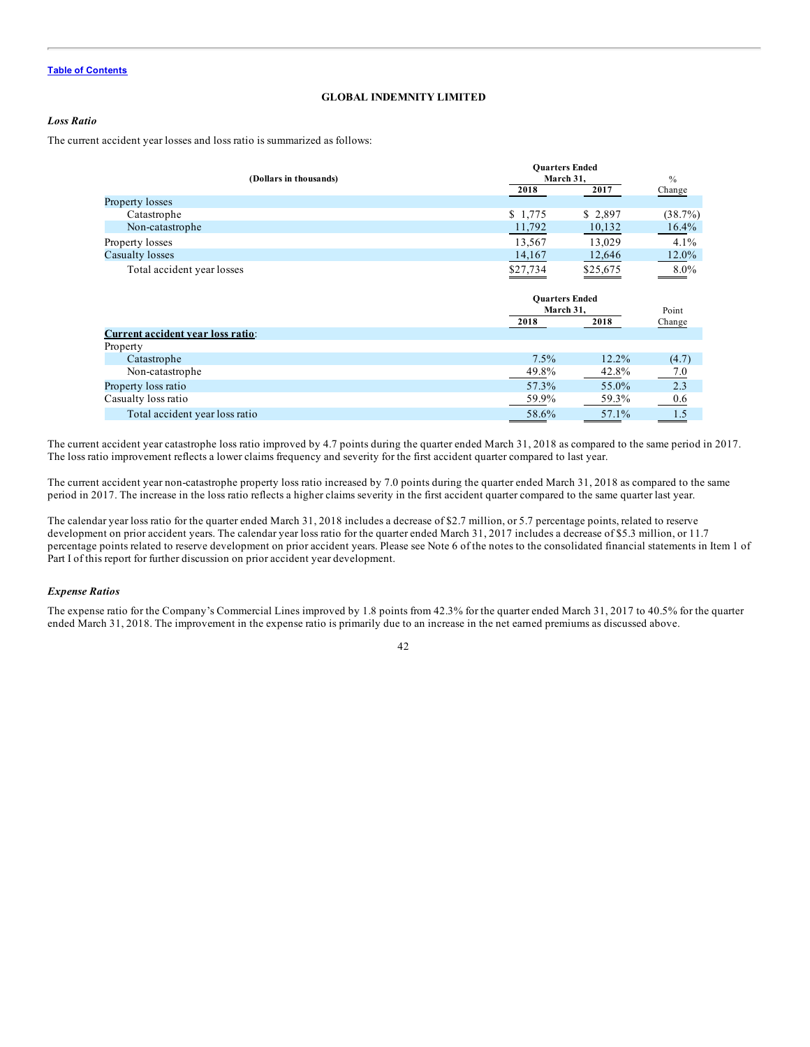**GLOBAL INDEMNITY LIMITED**

***Loss Ratio***

The current accident year losses and loss ratio is summarized as follows:

| (Dollars in thousands) | Quarters Ended March 31, | | % |
|---|---|---|---|
| | 2018 | 2017 | Change |
| Property losses | | | |
| Catastrophe | $ 1,775 | $ 2,897 | (38.7%) |
| Non-catastrophe | 11,792 | 10,132 | 16.4% |
| Property losses | 13,567 | 13,029 | 4.1% |
| Casualty losses | 14,167 | 12,646 | 12.0% |
| Total accident year losses | $27,734 | $25,675 | 8.0% |

| | Quarters Ended March 31, | | Point |
|---|---|---|---|
| | 2018 | 2018 | Change |
| **Current accident year loss ratio**: | | | |
| Property | | | |
| Catastrophe | 7.5% | 12.2% | (4.7) |
| Non-catastrophe | 49.8% | 42.8% | 7.0 |
| Property loss ratio | 57.3% | 55.0% | 2.3 |
| Casualty loss ratio | 59.9% | 59.3% | 0.6 |
| Total accident year loss ratio | 58.6% | 57.1% | 1.5 |

The current accident year catastrophe loss ratio improved by 4.7 points during the quarter ended March 31, 2018 as compared to the same period in 2017. The loss ratio improvement reflects a lower claims frequency and severity for the first accident quarter compared to last year.

The current accident year non-catastrophe property loss ratio increased by 7.0 points during the quarter ended March 31, 2018 as compared to the same period in 2017. The increase in the loss ratio reflects a higher claims severity in the first accident quarter compared to the same quarter last year.

The calendar year loss ratio for the quarter ended March 31, 2018 includes a decrease of $2.7 million, or 5.7 percentage points, related to reserve development on prior accident years. The calendar year loss ratio for the quarter ended March 31, 2017 includes a decrease of $5.3 million, or 11.7 percentage points related to reserve development on prior accident years. Please see Note 6 of the notes to the consolidated financial statements in Item 1 of Part I of this report for further discussion on prior accident year development.

***Expense Ratios***

The expense ratio for the Company's Commercial Lines improved by 1.8 points from 42.3% for the quarter ended March 31, 2017 to 40.5% for the quarter ended March 31, 2018. The improvement in the expense ratio is primarily due to an increase in the net earned premiums as discussed above.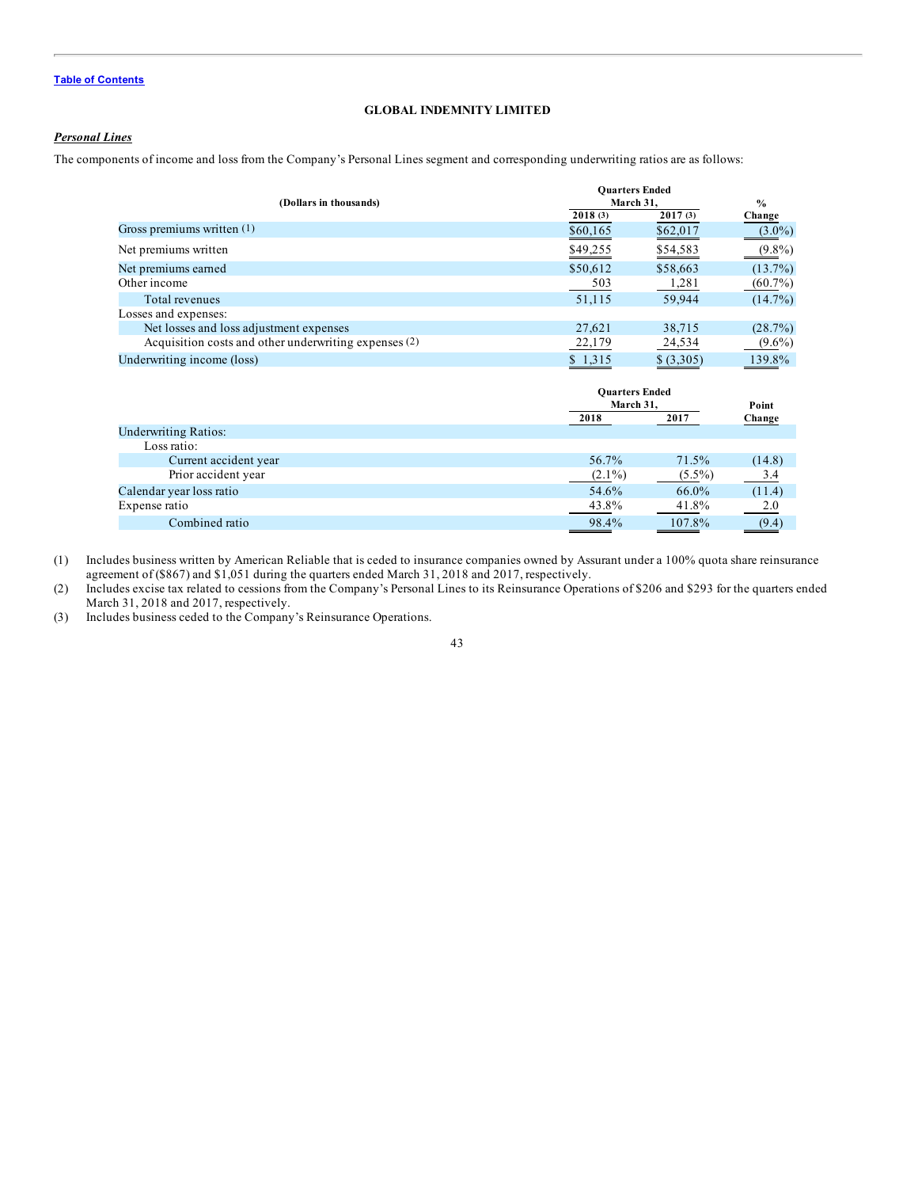**GLOBAL INDEMNITY LIMITED**

***Personal Lines***

The components of income and loss from the Company's Personal Lines segment and corresponding underwriting ratios are as follows:

| (Dollars in thousands) | Quarters Ended March 31, 2018 (3) | Quarters Ended March 31, 2017 (3) | % Change |
|---|---|---|---|
| Gross premiums written (1) | $60,165 | $62,017 | (3.0%) |
| Net premiums written | $49,255 | $54,583 | (9.8%) |
| Net premiums earned | $50,612 | $58,663 | (13.7%) |
| Other income | 503 | 1,281 | (60.7%) |
| Total revenues | 51,115 | 59,944 | (14.7%) |
| Losses and expenses: | | | |
| Net losses and loss adjustment expenses | 27,621 | 38,715 | (28.7%) |
| Acquisition costs and other underwriting expenses (2) | 22,179 | 24,534 | (9.6%) |
| Underwriting income (loss) | $ 1,315 | $ (3,305) | 139.8% |

| | Quarters Ended March 31, 2018 | Quarters Ended March 31, 2017 | Point Change |
|---|---|---|---|
| Underwriting Ratios: | | | |
| Loss ratio: | | | |
| Current accident year | 56.7% | 71.5% | (14.8) |
| Prior accident year | (2.1%) | (5.5%) | 3.4 |
| Calendar year loss ratio | 54.6% | 66.0% | (11.4) |
| Expense ratio | 43.8% | 41.8% | 2.0 |
| Combined ratio | 98.4% | 107.8% | (9.4) |

(1) Includes business written by American Reliable that is ceded to insurance companies owned by Assurant under a 100% quota share reinsurance agreement of ($867) and $1,051 during the quarters ended March 31, 2018 and 2017, respectively.

(2) Includes excise tax related to cessions from the Company's Personal Lines to its Reinsurance Operations of $206 and $293 for the quarters ended March 31, 2018 and 2017, respectively.

(3) Includes business ceded to the Company's Reinsurance Operations.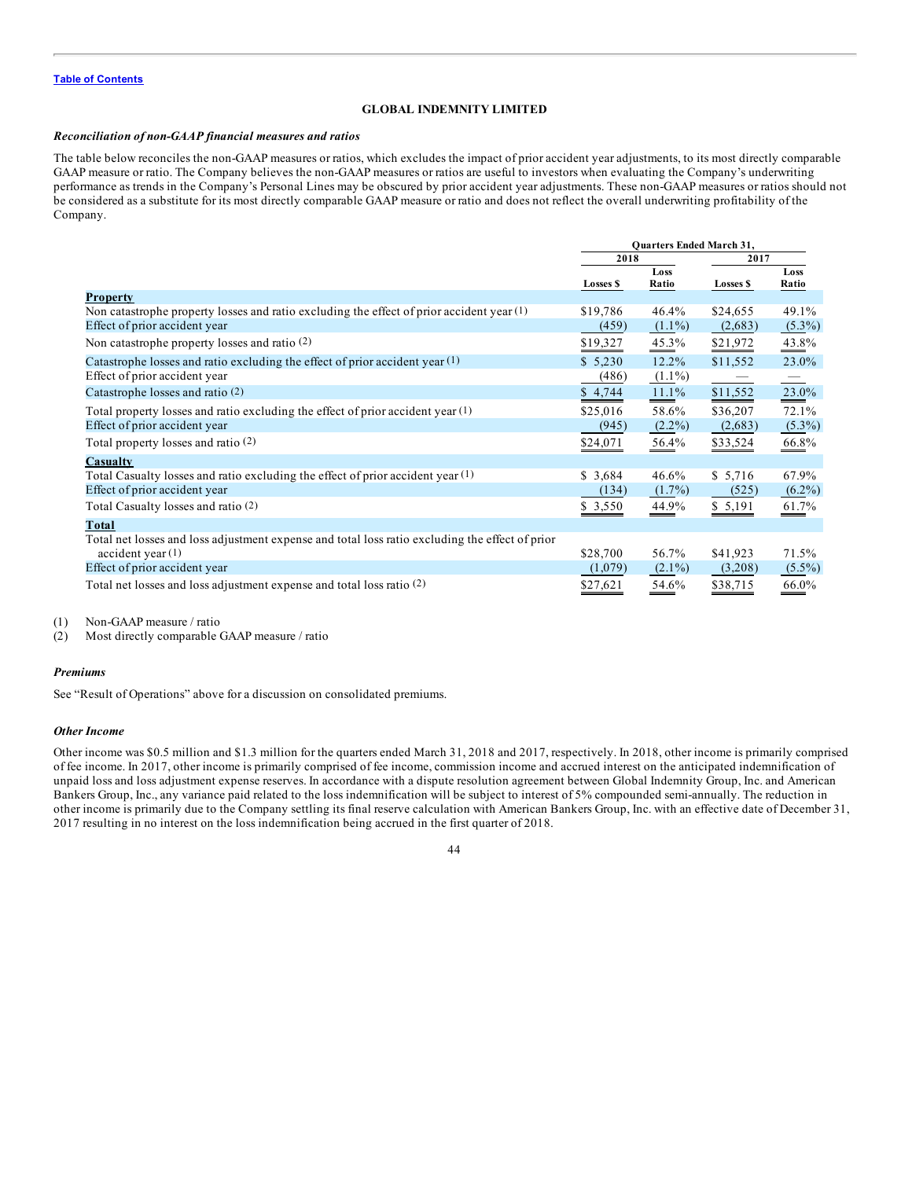Table of Contents

**GLOBAL INDEMNITY LIMITED**

***Reconciliation of non-GAAP financial measures and ratios***

The table below reconciles the non-GAAP measures or ratios, which excludes the impact of prior accident year adjustments, to its most directly comparable GAAP measure or ratio. The Company believes the non-GAAP measures or ratios are useful to investors when evaluating the Company's underwriting performance as trends in the Company's Personal Lines may be obscured by prior accident year adjustments. These non-GAAP measures or ratios should not be considered as a substitute for its most directly comparable GAAP measure or ratio and does not reflect the overall underwriting profitability of the Company.

| | Quarters Ended March 31, | | | |
|---|---|---|---|---|
| | 2018 | | 2017 | |
| | Losses $ | Loss Ratio | Losses $ | Loss Ratio |
| **Property** | | | | |
| Non catastrophe property losses and ratio excluding the effect of prior accident year (1) | $19,786 | 46.4% | $24,655 | 49.1% |
| Effect of prior accident year | (459) | (1.1%) | (2,683) | (5.3%) |
| Non catastrophe property losses and ratio (2) | $19,327 | 45.3% | $21,972 | 43.8% |
| Catastrophe losses and ratio excluding the effect of prior accident year (1) | $ 5,230 | 12.2% | $11,552 | 23.0% |
| Effect of prior accident year | (486) | (1.1%) | — | — |
| Catastrophe losses and ratio (2) | $ 4,744 | 11.1% | $11,552 | 23.0% |
| Total property losses and ratio excluding the effect of prior accident year (1) | $25,016 | 58.6% | $36,207 | 72.1% |
| Effect of prior accident year | (945) | (2.2%) | (2,683) | (5.3%) |
| Total property losses and ratio (2) | $24,071 | 56.4% | $33,524 | 66.8% |
| **Casualty** | | | | |
| Total Casualty losses and ratio excluding the effect of prior accident year (1) | $ 3,684 | 46.6% | $ 5,716 | 67.9% |
| Effect of prior accident year | (134) | (1.7%) | (525) | (6.2%) |
| Total Casualty losses and ratio (2) | $ 3,550 | 44.9% | $ 5,191 | 61.7% |
| **Total** | | | | |
| Total net losses and loss adjustment expense and total loss ratio excluding the effect of prior accident year (1) | $28,700 | 56.7% | $41,923 | 71.5% |
| Effect of prior accident year | (1,079) | (2.1%) | (3,208) | (5.5%) |
| Total net losses and loss adjustment expense and total loss ratio (2) | $27,621 | 54.6% | $38,715 | 66.0% |

(1) Non-GAAP measure / ratio
(2) Most directly comparable GAAP measure / ratio

***Premiums***

See "Result of Operations" above for a discussion on consolidated premiums.

***Other Income***

Other income was $0.5 million and $1.3 million for the quarters ended March 31, 2018 and 2017, respectively. In 2018, other income is primarily comprised of fee income. In 2017, other income is primarily comprised of fee income, commission income and accrued interest on the anticipated indemnification of unpaid loss and loss adjustment expense reserves. In accordance with a dispute resolution agreement between Global Indemnity Group, Inc. and American Bankers Group, Inc., any variance paid related to the loss indemnification will be subject to interest of 5% compounded semi-annually. The reduction in other income is primarily due to the Company settling its final reserve calculation with American Bankers Group, Inc. with an effective date of December 31, 2017 resulting in no interest on the loss indemnification being accrued in the first quarter of 2018.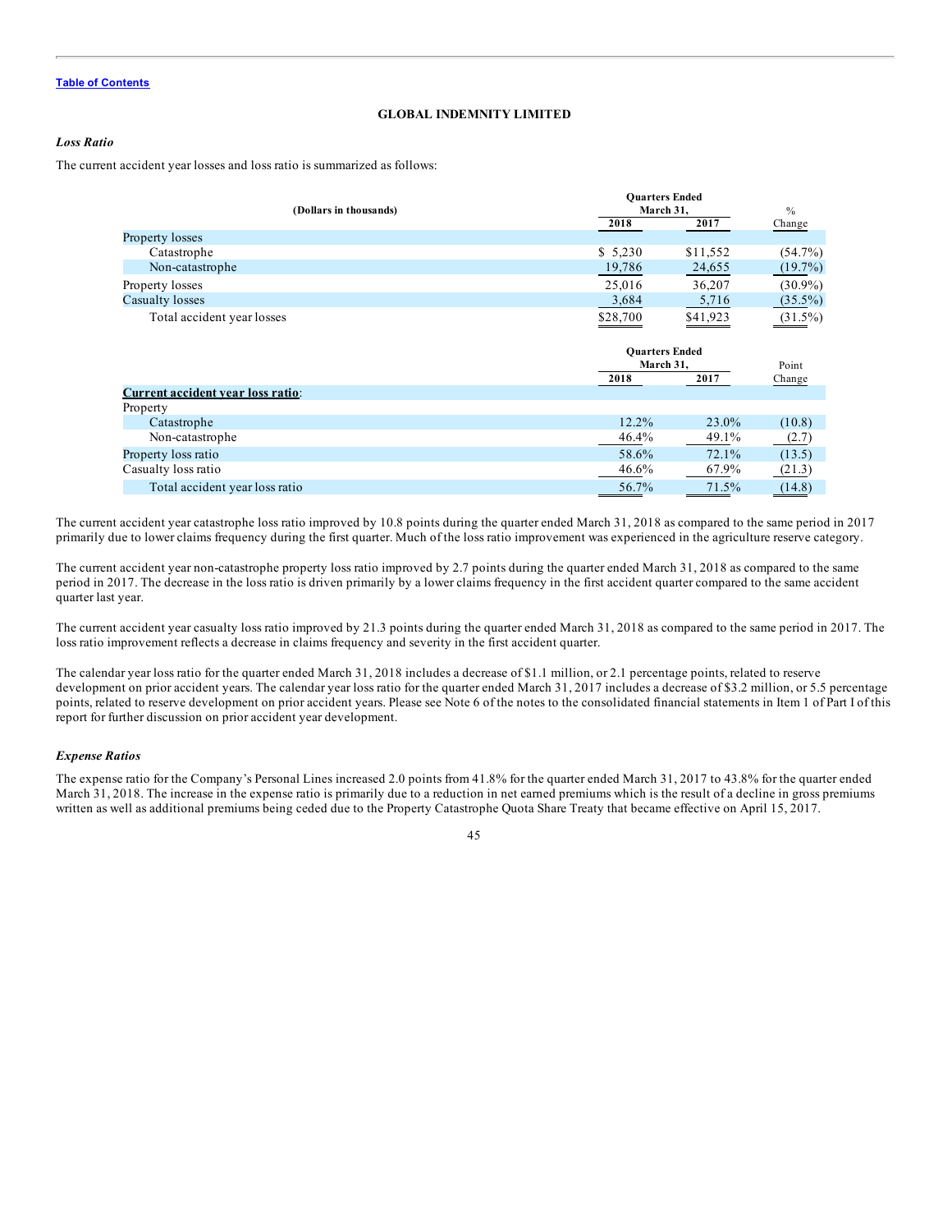GLOBAL INDEMNITY LIMITED

***Loss Ratio***

The current accident year losses and loss ratio is summarized as follows:

| (Dollars in thousands) | Quarters Ended March 31, | | % |
|---|---|---|---|
| | 2018 | 2017 | Change |
| Property losses | | | |
| Catastrophe | $ 5,230 | $11,552 | (54.7%) |
| Non-catastrophe | 19,786 | 24,655 | (19.7%) |
| Property losses | 25,016 | 36,207 | (30.9%) |
| Casualty losses | 3,684 | 5,716 | (35.5%) |
| Total accident year losses | $28,700 | $41,923 | (31.5%) |

| | Quarters Ended March 31, | | Point |
|---|---|---|---|
| | 2018 | 2017 | Change |
| **Current accident year loss ratio**: | | | |
| Property | | | |
| Catastrophe | 12.2% | 23.0% | (10.8) |
| Non-catastrophe | 46.4% | 49.1% | (2.7) |
| Property loss ratio | 58.6% | 72.1% | (13.5) |
| Casualty loss ratio | 46.6% | 67.9% | (21.3) |
| Total accident year loss ratio | 56.7% | 71.5% | (14.8) |

The current accident year catastrophe loss ratio improved by 10.8 points during the quarter ended March 31, 2018 as compared to the same period in 2017 primarily due to lower claims frequency during the first quarter. Much of the loss ratio improvement was experienced in the agriculture reserve category.

The current accident year non-catastrophe property loss ratio improved by 2.7 points during the quarter ended March 31, 2018 as compared to the same period in 2017. The decrease in the loss ratio is driven primarily by a lower claims frequency in the first accident quarter compared to the same accident quarter last year.

The current accident year casualty loss ratio improved by 21.3 points during the quarter ended March 31, 2018 as compared to the same period in 2017. The loss ratio improvement reflects a decrease in claims frequency and severity in the first accident quarter.

The calendar year loss ratio for the quarter ended March 31, 2018 includes a decrease of $1.1 million, or 2.1 percentage points, related to reserve development on prior accident years. The calendar year loss ratio for the quarter ended March 31, 2017 includes a decrease of $3.2 million, or 5.5 percentage points, related to reserve development on prior accident years. Please see Note 6 of the notes to the consolidated financial statements in Item 1 of Part I of this report for further discussion on prior accident year development.

***Expense Ratios***

The expense ratio for the Company's Personal Lines increased 2.0 points from 41.8% for the quarter ended March 31, 2017 to 43.8% for the quarter ended March 31, 2018. The increase in the expense ratio is primarily due to a reduction in net earned premiums which is the result of a decline in gross premiums written as well as additional premiums being ceded due to the Property Catastrophe Quota Share Treaty that became effective on April 15, 2017.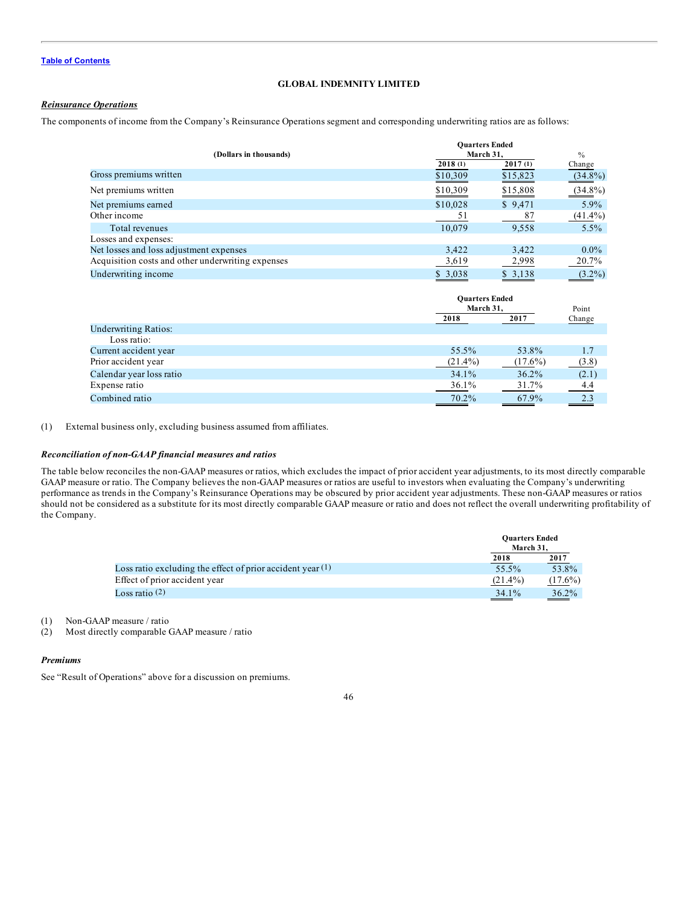[Table of Contents](#)

**GLOBAL INDEMNITY LIMITED**

***Reinsurance Operations***

The components of income from the Company's Reinsurance Operations segment and corresponding underwriting ratios are as follows:

| (Dollars in thousands) | Quarters Ended March 31, | | % |
|---|---|---|---|
| | 2018 (1) | 2017 (1) | Change |
| Gross premiums written | $10,309 | $15,823 | (34.8%) |
| Net premiums written | $10,309 | $15,808 | (34.8%) |
| Net premiums earned | $10,028 | $ 9,471 | 5.9% |
| Other income | 51 | 87 | (41.4%) |
| Total revenues | 10,079 | 9,558 | 5.5% |
| Losses and expenses: | | | |
| Net losses and loss adjustment expenses | 3,422 | 3,422 | 0.0% |
| Acquisition costs and other underwriting expenses | 3,619 | 2,998 | 20.7% |
| Underwriting income | $ 3,038 | $ 3,138 | (3.2%) |

| | Quarters Ended March 31, | | Point |
|---|---|---|---|
| | 2018 | 2017 | Change |
| Underwriting Ratios: | | | |
| Loss ratio: | | | |
| Current accident year | 55.5% | 53.8% | 1.7 |
| Prior accident year | (21.4%) | (17.6%) | (3.8) |
| Calendar year loss ratio | 34.1% | 36.2% | (2.1) |
| Expense ratio | 36.1% | 31.7% | 4.4 |
| Combined ratio | 70.2% | 67.9% | 2.3 |

(1) External business only, excluding business assumed from affiliates.

***Reconciliation of non-GAAP financial measures and ratios***

The table below reconciles the non-GAAP measures or ratios, which excludes the impact of prior accident year adjustments, to its most directly comparable GAAP measure or ratio. The Company believes the non-GAAP measures or ratios are useful to investors when evaluating the Company's underwriting performance as trends in the Company's Reinsurance Operations may be obscured by prior accident year adjustments. These non-GAAP measures or ratios should not be considered as a substitute for its most directly comparable GAAP measure or ratio and does not reflect the overall underwriting profitability of the Company.

| | Quarters Ended March 31, | |
|---|---|---|
| | 2018 | 2017 |
| Loss ratio excluding the effect of prior accident year (1) | 55.5% | 53.8% |
| Effect of prior accident year | (21.4%) | (17.6%) |
| Loss ratio (2) | 34.1% | 36.2% |

(1) Non-GAAP measure / ratio
(2) Most directly comparable GAAP measure / ratio

***Premiums***

See "Result of Operations" above for a discussion on premiums.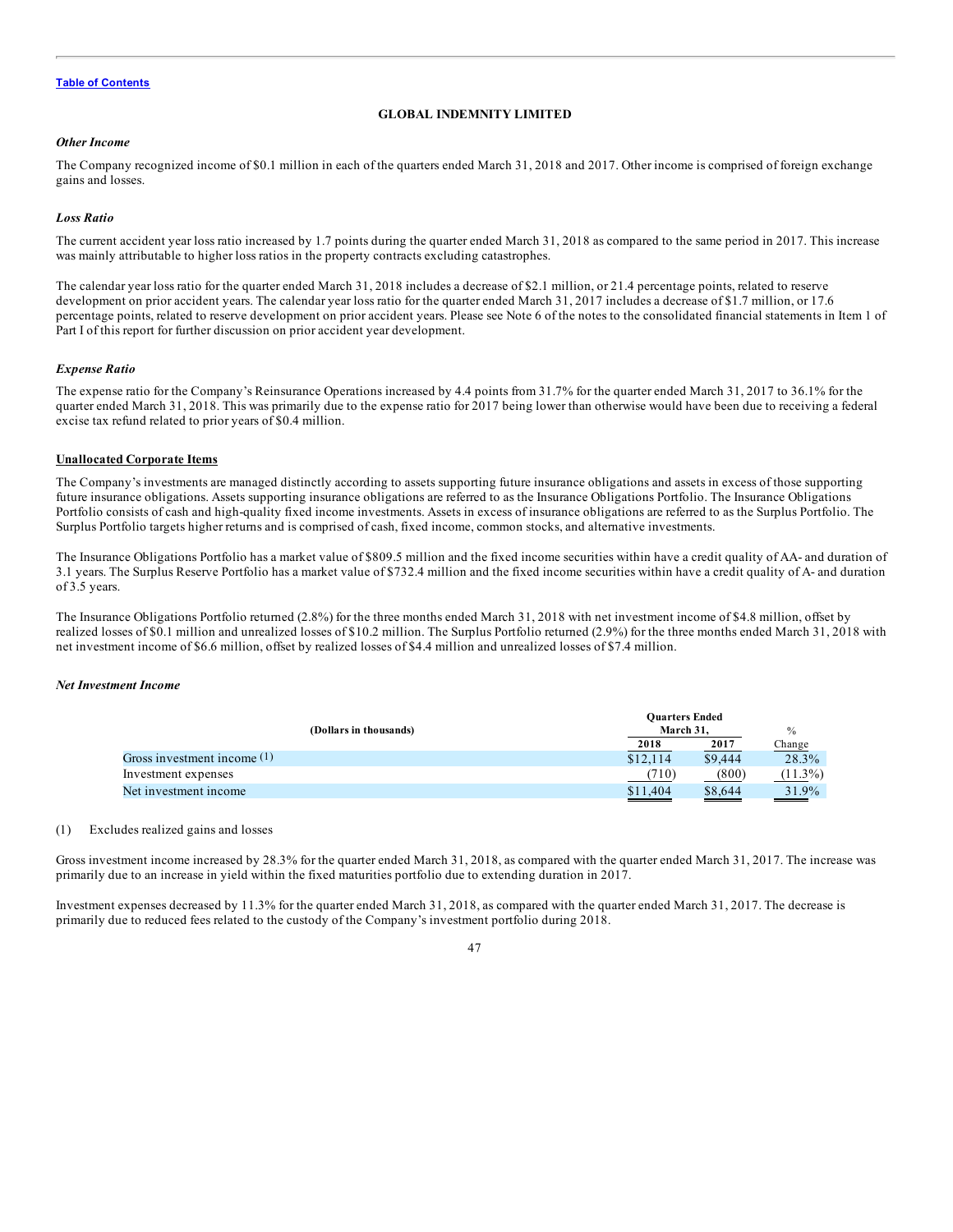*Other Income*

The Company recognized income of $0.1 million in each of the quarters ended March 31, 2018 and 2017. Other income is comprised of foreign exchange gains and losses.

*Loss Ratio*

The current accident year loss ratio increased by 1.7 points during the quarter ended March 31, 2018 as compared to the same period in 2017. This increase was mainly attributable to higher loss ratios in the property contracts excluding catastrophes.

The calendar year loss ratio for the quarter ended March 31, 2018 includes a decrease of $2.1 million, or 21.4 percentage points, related to reserve development on prior accident years. The calendar year loss ratio for the quarter ended March 31, 2017 includes a decrease of $1.7 million, or 17.6 percentage points, related to reserve development on prior accident years. Please see Note 6 of the notes to the consolidated financial statements in Item 1 of Part I of this report for further discussion on prior accident year development.

*Expense Ratio*

The expense ratio for the Company's Reinsurance Operations increased by 4.4 points from 31.7% for the quarter ended March 31, 2017 to 36.1% for the quarter ended March 31, 2018. This was primarily due to the expense ratio for 2017 being lower than otherwise would have been due to receiving a federal excise tax refund related to prior years of $0.4 million.

**Unallocated Corporate Items**

The Company's investments are managed distinctly according to assets supporting future insurance obligations and assets in excess of those supporting future insurance obligations. Assets supporting insurance obligations are referred to as the Insurance Obligations Portfolio. The Insurance Obligations Portfolio consists of cash and high-quality fixed income investments. Assets in excess of insurance obligations are referred to as the Surplus Portfolio. The Surplus Portfolio targets higher returns and is comprised of cash, fixed income, common stocks, and alternative investments.

The Insurance Obligations Portfolio has a market value of $809.5 million and the fixed income securities within have a credit quality of AA- and duration of 3.1 years. The Surplus Reserve Portfolio has a market value of $732.4 million and the fixed income securities within have a credit quality of A- and duration of 3.5 years.

The Insurance Obligations Portfolio returned (2.8%) for the three months ended March 31, 2018 with net investment income of $4.8 million, offset by realized losses of $0.1 million and unrealized losses of $10.2 million. The Surplus Portfolio returned (2.9%) for the three months ended March 31, 2018 with net investment income of $6.6 million, offset by realized losses of $4.4 million and unrealized losses of $7.4 million.

*Net Investment Income*

| (Dollars in thousands) | Quarters Ended March 31, | | % |
|---|---|---|---|
| | 2018 | 2017 | Change |
| Gross investment income (1) | $12,114 | $9,444 | 28.3% |
| Investment expenses | (710) | (800) | (11.3%) |
| Net investment income | $11,404 | $8,644 | 31.9% |

(1) Excludes realized gains and losses

Gross investment income increased by 28.3% for the quarter ended March 31, 2018, as compared with the quarter ended March 31, 2017. The increase was primarily due to an increase in yield within the fixed maturities portfolio due to extending duration in 2017.

Investment expenses decreased by 11.3% for the quarter ended March 31, 2018, as compared with the quarter ended March 31, 2017. The decrease is primarily due to reduced fees related to the custody of the Company's investment portfolio during 2018.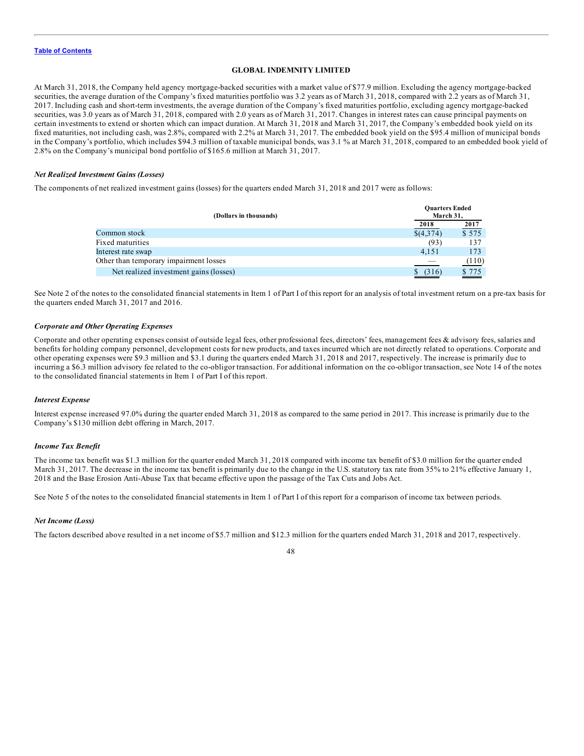Table of Contents

**GLOBAL INDEMNITY LIMITED**

At March 31, 2018, the Company held agency mortgage-backed securities with a market value of $77.9 million. Excluding the agency mortgage-backed securities, the average duration of the Company's fixed maturities portfolio was 3.2 years as of March 31, 2018, compared with 2.2 years as of March 31, 2017. Including cash and short-term investments, the average duration of the Company's fixed maturities portfolio, excluding agency mortgage-backed securities, was 3.0 years as of March 31, 2018, compared with 2.0 years as of March 31, 2017. Changes in interest rates can cause principal payments on certain investments to extend or shorten which can impact duration. At March 31, 2018 and March 31, 2017, the Company's embedded book yield on its fixed maturities, not including cash, was 2.8%, compared with 2.2% at March 31, 2017. The embedded book yield on the $95.4 million of municipal bonds in the Company's portfolio, which includes $94.3 million of taxable municipal bonds, was 3.1 % at March 31, 2018, compared to an embedded book yield of 2.8% on the Company's municipal bond portfolio of $165.6 million at March 31, 2017.

### *Net Realized Investment Gains (Losses)*

The components of net realized investment gains (losses) for the quarters ended March 31, 2018 and 2017 were as follows:

| (Dollars in thousands) | Quarters Ended March 31, | |
|---|---|---|
| | 2018 | 2017 |
| Common stock | $(4,374) | $ 575 |
| Fixed maturities | (93) | 137 |
| Interest rate swap | 4,151 | 173 |
| Other than temporary impairment losses | — | (110) |
| Net realized investment gains (losses) | $ (316) | $ 775 |

See Note 2 of the notes to the consolidated financial statements in Item 1 of Part I of this report for an analysis of total investment return on a pre-tax basis for the quarters ended March 31, 2017 and 2016.

### *Corporate and Other Operating Expenses*

Corporate and other operating expenses consist of outside legal fees, other professional fees, directors' fees, management fees & advisory fees, salaries and benefits for holding company personnel, development costs for new products, and taxes incurred which are not directly related to operations. Corporate and other operating expenses were $9.3 million and $3.1 during the quarters ended March 31, 2018 and 2017, respectively. The increase is primarily due to incurring a $6.3 million advisory fee related to the co-obligor transaction. For additional information on the co-obligor transaction, see Note 14 of the notes to the consolidated financial statements in Item 1 of Part I of this report.

### *Interest Expense*

Interest expense increased 97.0% during the quarter ended March 31, 2018 as compared to the same period in 2017. This increase is primarily due to the Company's $130 million debt offering in March, 2017.

### *Income Tax Benefit*

The income tax benefit was $1.3 million for the quarter ended March 31, 2018 compared with income tax benefit of $3.0 million for the quarter ended March 31, 2017. The decrease in the income tax benefit is primarily due to the change in the U.S. statutory tax rate from 35% to 21% effective January 1, 2018 and the Base Erosion Anti-Abuse Tax that became effective upon the passage of the Tax Cuts and Jobs Act.

See Note 5 of the notes to the consolidated financial statements in Item 1 of Part I of this report for a comparison of income tax between periods.

### *Net Income (Loss)*

The factors described above resulted in a net income of $5.7 million and $12.3 million for the quarters ended March 31, 2018 and 2017, respectively.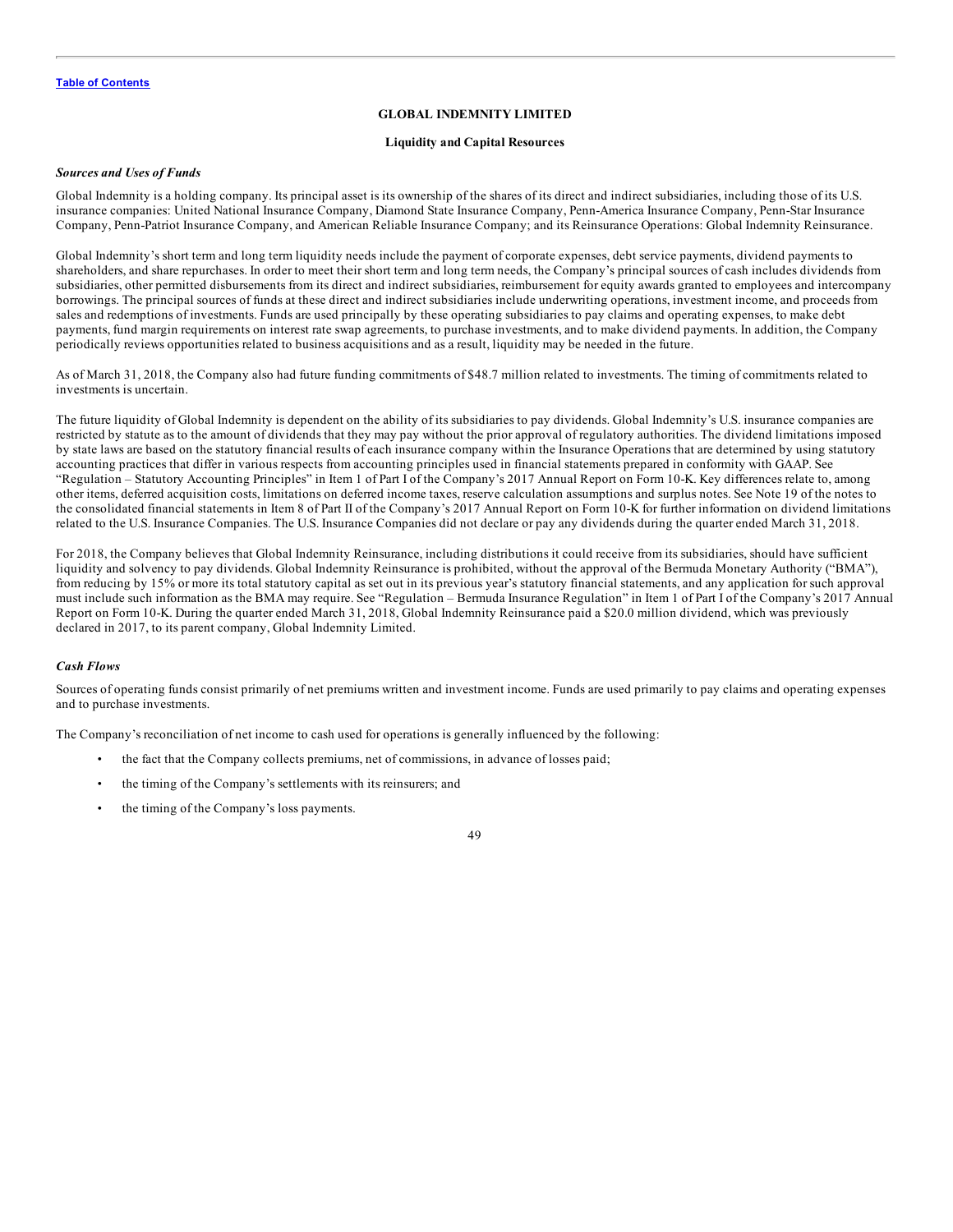## GLOBAL INDEMNITY LIMITED

### Liquidity and Capital Resources

***Sources and Uses of Funds***

Global Indemnity is a holding company. Its principal asset is its ownership of the shares of its direct and indirect subsidiaries, including those of its U.S. insurance companies: United National Insurance Company, Diamond State Insurance Company, Penn-America Insurance Company, Penn-Star Insurance Company, Penn-Patriot Insurance Company, and American Reliable Insurance Company; and its Reinsurance Operations: Global Indemnity Reinsurance.

Global Indemnity's short term and long term liquidity needs include the payment of corporate expenses, debt service payments, dividend payments to shareholders, and share repurchases. In order to meet their short term and long term needs, the Company's principal sources of cash includes dividends from subsidiaries, other permitted disbursements from its direct and indirect subsidiaries, reimbursement for equity awards granted to employees and intercompany borrowings. The principal sources of funds at these direct and indirect subsidiaries include underwriting operations, investment income, and proceeds from sales and redemptions of investments. Funds are used principally by these operating subsidiaries to pay claims and operating expenses, to make debt payments, fund margin requirements on interest rate swap agreements, to purchase investments, and to make dividend payments. In addition, the Company periodically reviews opportunities related to business acquisitions and as a result, liquidity may be needed in the future.

As of March 31, 2018, the Company also had future funding commitments of $48.7 million related to investments. The timing of commitments related to investments is uncertain.

The future liquidity of Global Indemnity is dependent on the ability of its subsidiaries to pay dividends. Global Indemnity's U.S. insurance companies are restricted by statute as to the amount of dividends that they may pay without the prior approval of regulatory authorities. The dividend limitations imposed by state laws are based on the statutory financial results of each insurance company within the Insurance Operations that are determined by using statutory accounting practices that differ in various respects from accounting principles used in financial statements prepared in conformity with GAAP. See "Regulation – Statutory Accounting Principles" in Item 1 of Part I of the Company's 2017 Annual Report on Form 10-K. Key differences relate to, among other items, deferred acquisition costs, limitations on deferred income taxes, reserve calculation assumptions and surplus notes. See Note 19 of the notes to the consolidated financial statements in Item 8 of Part II of the Company's 2017 Annual Report on Form 10-K for further information on dividend limitations related to the U.S. Insurance Companies. The U.S. Insurance Companies did not declare or pay any dividends during the quarter ended March 31, 2018.

For 2018, the Company believes that Global Indemnity Reinsurance, including distributions it could receive from its subsidiaries, should have sufficient liquidity and solvency to pay dividends. Global Indemnity Reinsurance is prohibited, without the approval of the Bermuda Monetary Authority ("BMA"), from reducing by 15% or more its total statutory capital as set out in its previous year's statutory financial statements, and any application for such approval must include such information as the BMA may require. See "Regulation – Bermuda Insurance Regulation" in Item 1 of Part I of the Company's 2017 Annual Report on Form 10-K. During the quarter ended March 31, 2018, Global Indemnity Reinsurance paid a $20.0 million dividend, which was previously declared in 2017, to its parent company, Global Indemnity Limited.

***Cash Flows***

Sources of operating funds consist primarily of net premiums written and investment income. Funds are used primarily to pay claims and operating expenses and to purchase investments.

The Company's reconciliation of net income to cash used for operations is generally influenced by the following:

- the fact that the Company collects premiums, net of commissions, in advance of losses paid;
- the timing of the Company's settlements with its reinsurers; and
- the timing of the Company's loss payments.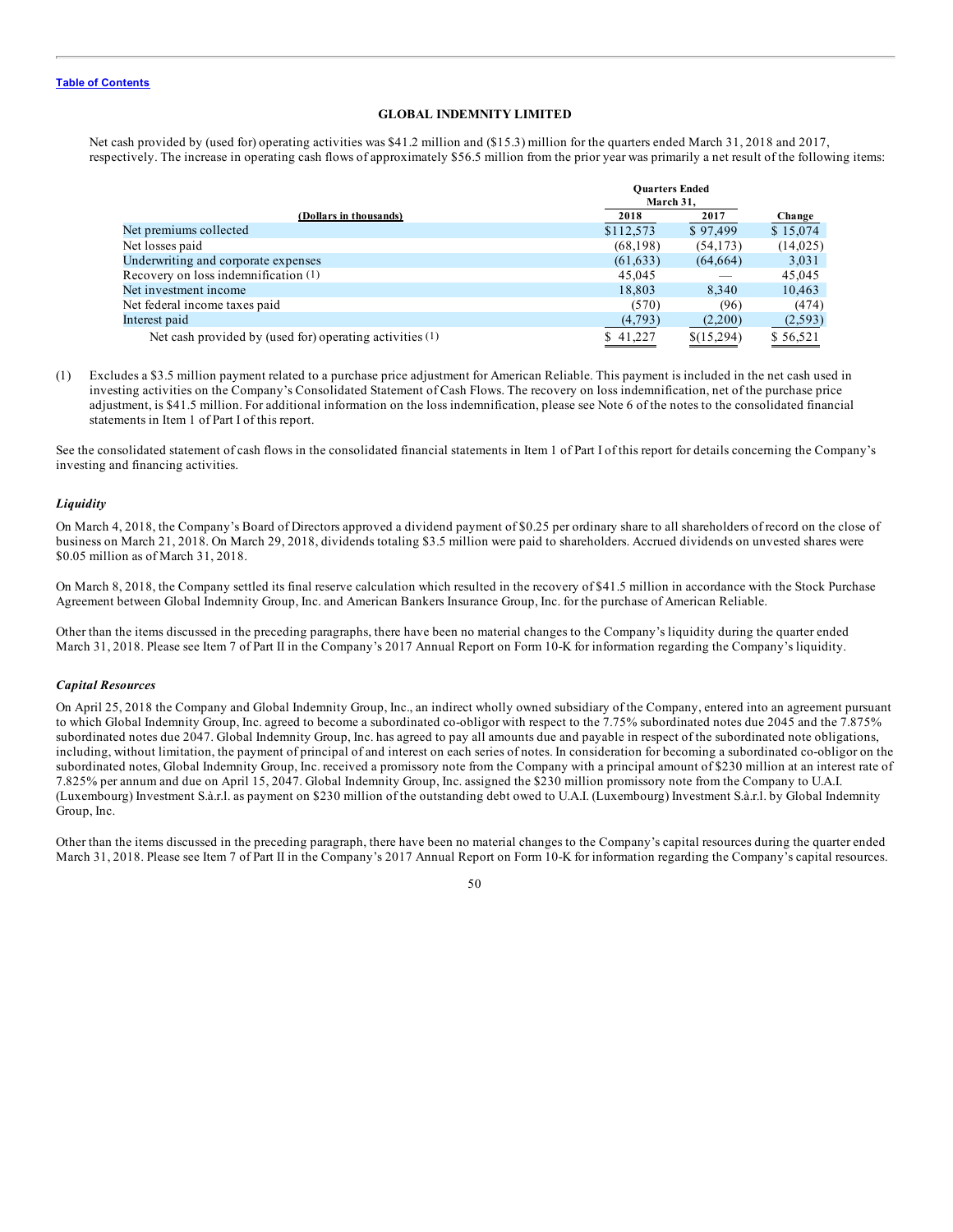**Table of Contents**

**GLOBAL INDEMNITY LIMITED**

Net cash provided by (used for) operating activities was $41.2 million and ($15.3) million for the quarters ended March 31, 2018 and 2017, respectively. The increase in operating cash flows of approximately $56.5 million from the prior year was primarily a net result of the following items:

| (Dollars in thousands) | Quarters Ended March 31, 2018 | 2017 | Change |
|---|---|---|---|
| Net premiums collected | $112,573 | $ 97,499 | $ 15,074 |
| Net losses paid | (68,198) | (54,173) | (14,025) |
| Underwriting and corporate expenses | (61,633) | (64,664) | 3,031 |
| Recovery on loss indemnification (1) | 45,045 | — | 45,045 |
| Net investment income | 18,803 | 8,340 | 10,463 |
| Net federal income taxes paid | (570) | (96) | (474) |
| Interest paid | (4,793) | (2,200) | (2,593) |
| Net cash provided by (used for) operating activities (1) | $ 41,227 | $(15,294) | $ 56,521 |

(1) Excludes a $3.5 million payment related to a purchase price adjustment for American Reliable. This payment is included in the net cash used in investing activities on the Company's Consolidated Statement of Cash Flows. The recovery on loss indemnification, net of the purchase price adjustment, is $41.5 million. For additional information on the loss indemnification, please see Note 6 of the notes to the consolidated financial statements in Item 1 of Part I of this report.

See the consolidated statement of cash flows in the consolidated financial statements in Item 1 of Part I of this report for details concerning the Company's investing and financing activities.

***Liquidity***

On March 4, 2018, the Company's Board of Directors approved a dividend payment of $0.25 per ordinary share to all shareholders of record on the close of business on March 21, 2018. On March 29, 2018, dividends totaling $3.5 million were paid to shareholders. Accrued dividends on unvested shares were $0.05 million as of March 31, 2018.

On March 8, 2018, the Company settled its final reserve calculation which resulted in the recovery of $41.5 million in accordance with the Stock Purchase Agreement between Global Indemnity Group, Inc. and American Bankers Insurance Group, Inc. for the purchase of American Reliable.

Other than the items discussed in the preceding paragraphs, there have been no material changes to the Company's liquidity during the quarter ended March 31, 2018. Please see Item 7 of Part II in the Company's 2017 Annual Report on Form 10-K for information regarding the Company's liquidity.

***Capital Resources***

On April 25, 2018 the Company and Global Indemnity Group, Inc., an indirect wholly owned subsidiary of the Company, entered into an agreement pursuant to which Global Indemnity Group, Inc. agreed to become a subordinated co-obligor with respect to the 7.75% subordinated notes due 2045 and the 7.875% subordinated notes due 2047. Global Indemnity Group, Inc. has agreed to pay all amounts due and payable in respect of the subordinated note obligations, including, without limitation, the payment of principal of and interest on each series of notes. In consideration for becoming a subordinated co-obligor on the subordinated notes, Global Indemnity Group, Inc. received a promissory note from the Company with a principal amount of $230 million at an interest rate of 7.825% per annum and due on April 15, 2047. Global Indemnity Group, Inc. assigned the $230 million promissory note from the Company to U.A.I. (Luxembourg) Investment S.à.r.l. as payment on $230 million of the outstanding debt owed to U.A.I. (Luxembourg) Investment S.à.r.l. by Global Indemnity Group, Inc.

Other than the items discussed in the preceding paragraph, there have been no material changes to the Company's capital resources during the quarter ended March 31, 2018. Please see Item 7 of Part II in the Company's 2017 Annual Report on Form 10-K for information regarding the Company's capital resources.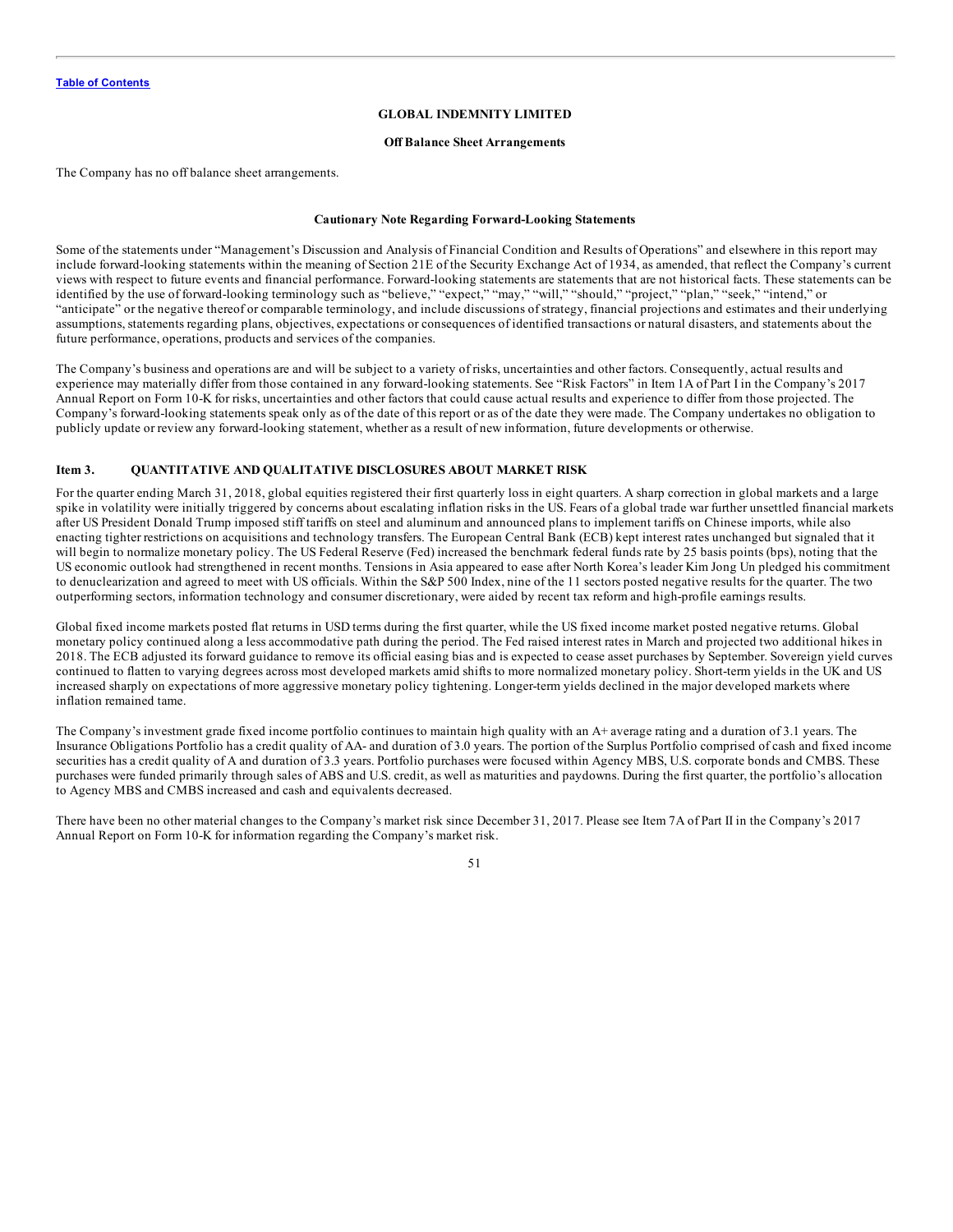**Table of Contents**

**GLOBAL INDEMNITY LIMITED**

**Off Balance Sheet Arrangements**

The Company has no off balance sheet arrangements.

**Cautionary Note Regarding Forward-Looking Statements**

Some of the statements under "Management's Discussion and Analysis of Financial Condition and Results of Operations" and elsewhere in this report may include forward-looking statements within the meaning of Section 21E of the Security Exchange Act of 1934, as amended, that reflect the Company's current views with respect to future events and financial performance. Forward-looking statements are statements that are not historical facts. These statements can be identified by the use of forward-looking terminology such as "believe," "expect," "may," "will," "should," "project," "plan," "seek," "intend," or "anticipate" or the negative thereof or comparable terminology, and include discussions of strategy, financial projections and estimates and their underlying assumptions, statements regarding plans, objectives, expectations or consequences of identified transactions or natural disasters, and statements about the future performance, operations, products and services of the companies.

The Company's business and operations are and will be subject to a variety of risks, uncertainties and other factors. Consequently, actual results and experience may materially differ from those contained in any forward-looking statements. See "Risk Factors" in Item 1A of Part I in the Company's 2017 Annual Report on Form 10-K for risks, uncertainties and other factors that could cause actual results and experience to differ from those projected. The Company's forward-looking statements speak only as of the date of this report or as of the date they were made. The Company undertakes no obligation to publicly update or review any forward-looking statement, whether as a result of new information, future developments or otherwise.

## Item 3. QUANTITATIVE AND QUALITATIVE DISCLOSURES ABOUT MARKET RISK

For the quarter ending March 31, 2018, global equities registered their first quarterly loss in eight quarters. A sharp correction in global markets and a large spike in volatility were initially triggered by concerns about escalating inflation risks in the US. Fears of a global trade war further unsettled financial markets after US President Donald Trump imposed stiff tariffs on steel and aluminum and announced plans to implement tariffs on Chinese imports, while also enacting tighter restrictions on acquisitions and technology transfers. The European Central Bank (ECB) kept interest rates unchanged but signaled that it will begin to normalize monetary policy. The US Federal Reserve (Fed) increased the benchmark federal funds rate by 25 basis points (bps), noting that the US economic outlook had strengthened in recent months. Tensions in Asia appeared to ease after North Korea's leader Kim Jong Un pledged his commitment to denuclearization and agreed to meet with US officials. Within the S&P 500 Index, nine of the 11 sectors posted negative results for the quarter. The two outperforming sectors, information technology and consumer discretionary, were aided by recent tax reform and high-profile earnings results.

Global fixed income markets posted flat returns in USD terms during the first quarter, while the US fixed income market posted negative returns. Global monetary policy continued along a less accommodative path during the period. The Fed raised interest rates in March and projected two additional hikes in 2018. The ECB adjusted its forward guidance to remove its official easing bias and is expected to cease asset purchases by September. Sovereign yield curves continued to flatten to varying degrees across most developed markets amid shifts to more normalized monetary policy. Short-term yields in the UK and US increased sharply on expectations of more aggressive monetary policy tightening. Longer-term yields declined in the major developed markets where inflation remained tame.

The Company's investment grade fixed income portfolio continues to maintain high quality with an A+ average rating and a duration of 3.1 years. The Insurance Obligations Portfolio has a credit quality of AA- and duration of 3.0 years. The portion of the Surplus Portfolio comprised of cash and fixed income securities has a credit quality of A and duration of 3.3 years. Portfolio purchases were focused within Agency MBS, U.S. corporate bonds and CMBS. These purchases were funded primarily through sales of ABS and U.S. credit, as well as maturities and paydowns. During the first quarter, the portfolio's allocation to Agency MBS and CMBS increased and cash and equivalents decreased.

There have been no other material changes to the Company's market risk since December 31, 2017. Please see Item 7A of Part II in the Company's 2017 Annual Report on Form 10-K for information regarding the Company's market risk.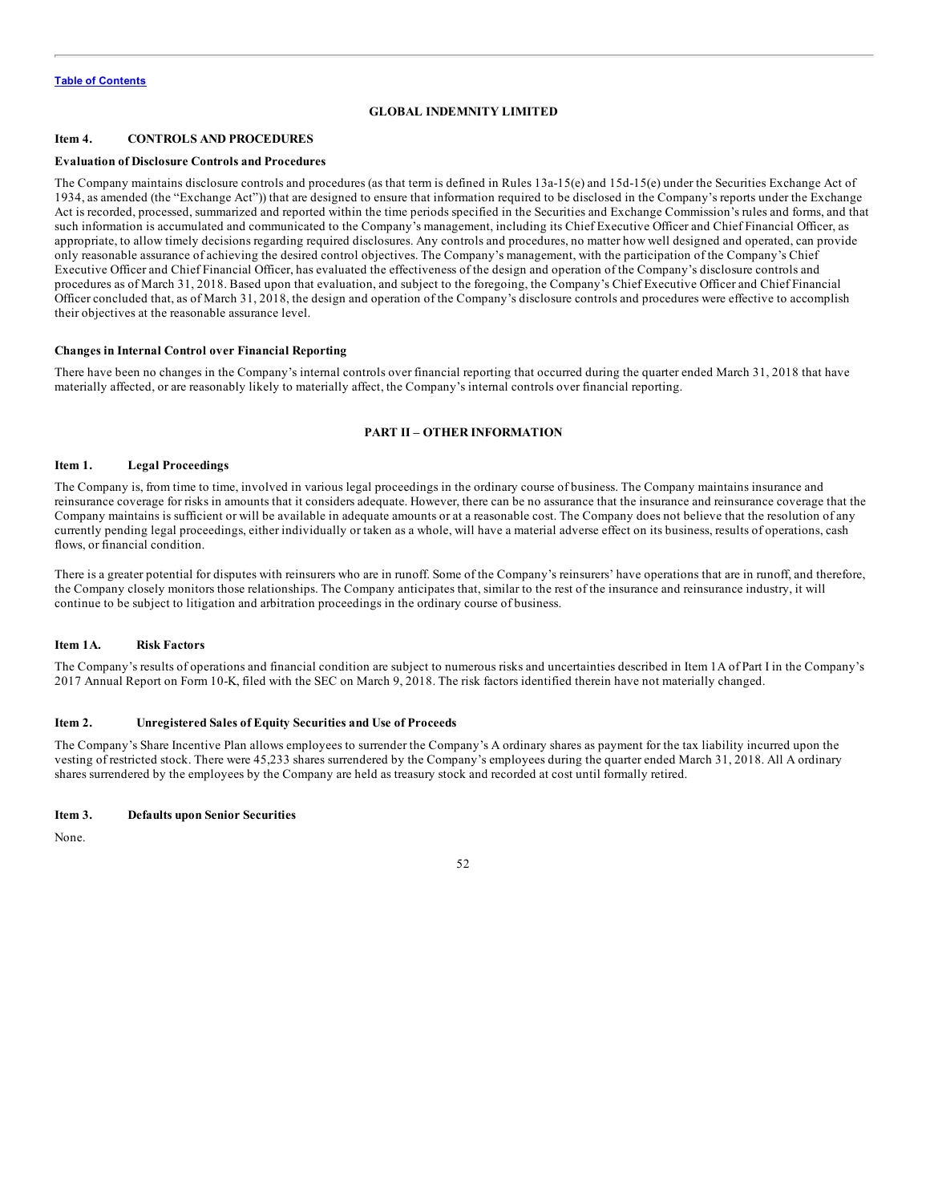**GLOBAL INDEMNITY LIMITED**

### Item 4. CONTROLS AND PROCEDURES

**Evaluation of Disclosure Controls and Procedures**

The Company maintains disclosure controls and procedures (as that term is defined in Rules 13a-15(e) and 15d-15(e) under the Securities Exchange Act of 1934, as amended (the "Exchange Act")) that are designed to ensure that information required to be disclosed in the Company's reports under the Exchange Act is recorded, processed, summarized and reported within the time periods specified in the Securities and Exchange Commission's rules and forms, and that such information is accumulated and communicated to the Company's management, including its Chief Executive Officer and Chief Financial Officer, as appropriate, to allow timely decisions regarding required disclosures. Any controls and procedures, no matter how well designed and operated, can provide only reasonable assurance of achieving the desired control objectives. The Company's management, with the participation of the Company's Chief Executive Officer and Chief Financial Officer, has evaluated the effectiveness of the design and operation of the Company's disclosure controls and procedures as of March 31, 2018. Based upon that evaluation, and subject to the foregoing, the Company's Chief Executive Officer and Chief Financial Officer concluded that, as of March 31, 2018, the design and operation of the Company's disclosure controls and procedures were effective to accomplish their objectives at the reasonable assurance level.

**Changes in Internal Control over Financial Reporting**

There have been no changes in the Company's internal controls over financial reporting that occurred during the quarter ended March 31, 2018 that have materially affected, or are reasonably likely to materially affect, the Company's internal controls over financial reporting.

## PART II – OTHER INFORMATION

### Item 1. Legal Proceedings

The Company is, from time to time, involved in various legal proceedings in the ordinary course of business. The Company maintains insurance and reinsurance coverage for risks in amounts that it considers adequate. However, there can be no assurance that the insurance and reinsurance coverage that the Company maintains is sufficient or will be available in adequate amounts or at a reasonable cost. The Company does not believe that the resolution of any currently pending legal proceedings, either individually or taken as a whole, will have a material adverse effect on its business, results of operations, cash flows, or financial condition.

There is a greater potential for disputes with reinsurers who are in runoff. Some of the Company's reinsurers' have operations that are in runoff, and therefore, the Company closely monitors those relationships. The Company anticipates that, similar to the rest of the insurance and reinsurance industry, it will continue to be subject to litigation and arbitration proceedings in the ordinary course of business.

### Item 1A. Risk Factors

The Company's results of operations and financial condition are subject to numerous risks and uncertainties described in Item 1A of Part I in the Company's 2017 Annual Report on Form 10-K, filed with the SEC on March 9, 2018. The risk factors identified therein have not materially changed.

### Item 2. Unregistered Sales of Equity Securities and Use of Proceeds

The Company's Share Incentive Plan allows employees to surrender the Company's A ordinary shares as payment for the tax liability incurred upon the vesting of restricted stock. There were 45,233 shares surrendered by the Company's employees during the quarter ended March 31, 2018. All A ordinary shares surrendered by the employees by the Company are held as treasury stock and recorded at cost until formally retired.

### Item 3. Defaults upon Senior Securities

None.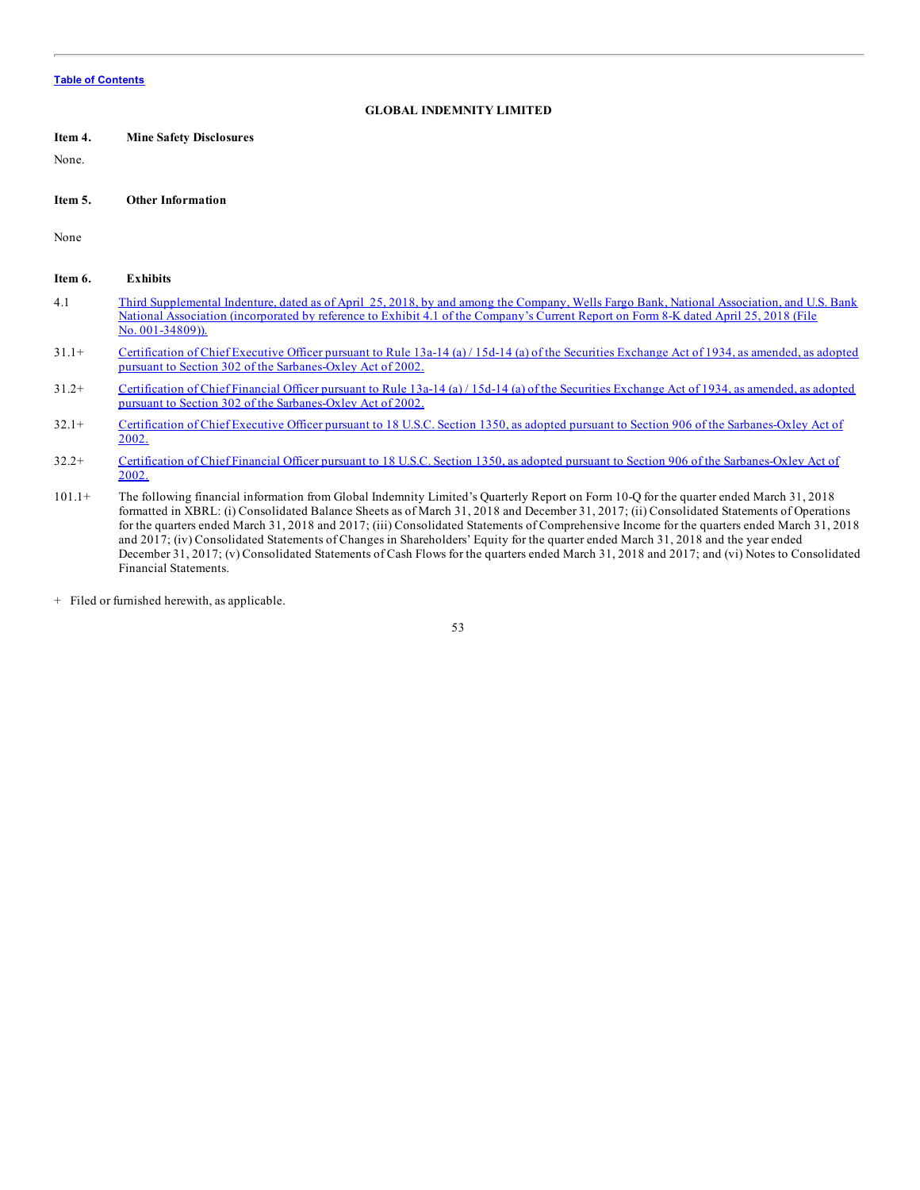**GLOBAL INDEMNITY LIMITED**

**Item 4. Mine Safety Disclosures**

None.

**Item 5. Other Information**

None

**Item 6. Exhibits**

| | |
|---|---|
| 4.1 | Third Supplemental Indenture, dated as of April 25, 2018, by and among the Company, Wells Fargo Bank, National Association, and U.S. Bank National Association (incorporated by reference to Exhibit 4.1 of the Company's Current Report on Form 8-K dated April 25, 2018 (File No. 001-34809)). |
| 31.1+ | Certification of Chief Executive Officer pursuant to Rule 13a-14 (a) / 15d-14 (a) of the Securities Exchange Act of 1934, as amended, as adopted pursuant to Section 302 of the Sarbanes-Oxley Act of 2002. |
| 31.2+ | Certification of Chief Financial Officer pursuant to Rule 13a-14 (a) / 15d-14 (a) of the Securities Exchange Act of 1934, as amended, as adopted pursuant to Section 302 of the Sarbanes-Oxley Act of 2002. |
| 32.1+ | Certification of Chief Executive Officer pursuant to 18 U.S.C. Section 1350, as adopted pursuant to Section 906 of the Sarbanes-Oxley Act of 2002. |
| 32.2+ | Certification of Chief Financial Officer pursuant to 18 U.S.C. Section 1350, as adopted pursuant to Section 906 of the Sarbanes-Oxley Act of 2002. |
| 101.1+ | The following financial information from Global Indemnity Limited's Quarterly Report on Form 10-Q for the quarter ended March 31, 2018 formatted in XBRL: (i) Consolidated Balance Sheets as of March 31, 2018 and December 31, 2017; (ii) Consolidated Statements of Operations for the quarters ended March 31, 2018 and 2017; (iii) Consolidated Statements of Comprehensive Income for the quarters ended March 31, 2018 and 2017; (iv) Consolidated Statements of Changes in Shareholders' Equity for the quarter ended March 31, 2018 and the year ended December 31, 2017; (v) Consolidated Statements of Cash Flows for the quarters ended March 31, 2018 and 2017; and (vi) Notes to Consolidated Financial Statements. |

+ Filed or furnished herewith, as applicable.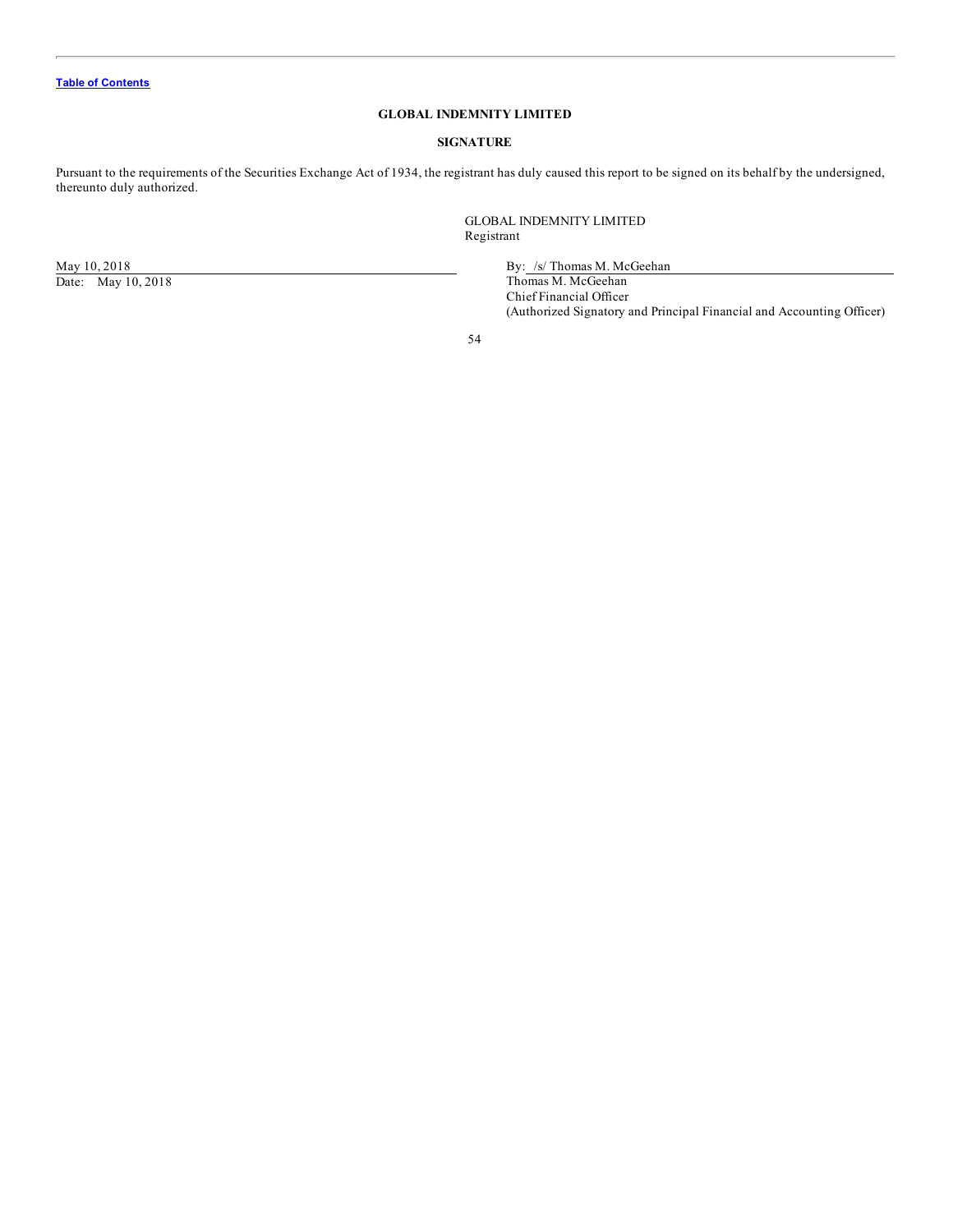## GLOBAL INDEMNITY LIMITED

## SIGNATURE

Pursuant to the requirements of the Securities Exchange Act of 1934, the registrant has duly caused this report to be signed on its behalf by the undersigned, thereunto duly authorized.

GLOBAL INDEMNITY LIMITED
Registrant

May 10, 2018
Date: May 10, 2018

By: /s/ Thomas M. McGeehan
Thomas M. McGeehan
Chief Financial Officer
(Authorized Signatory and Principal Financial and Accounting Officer)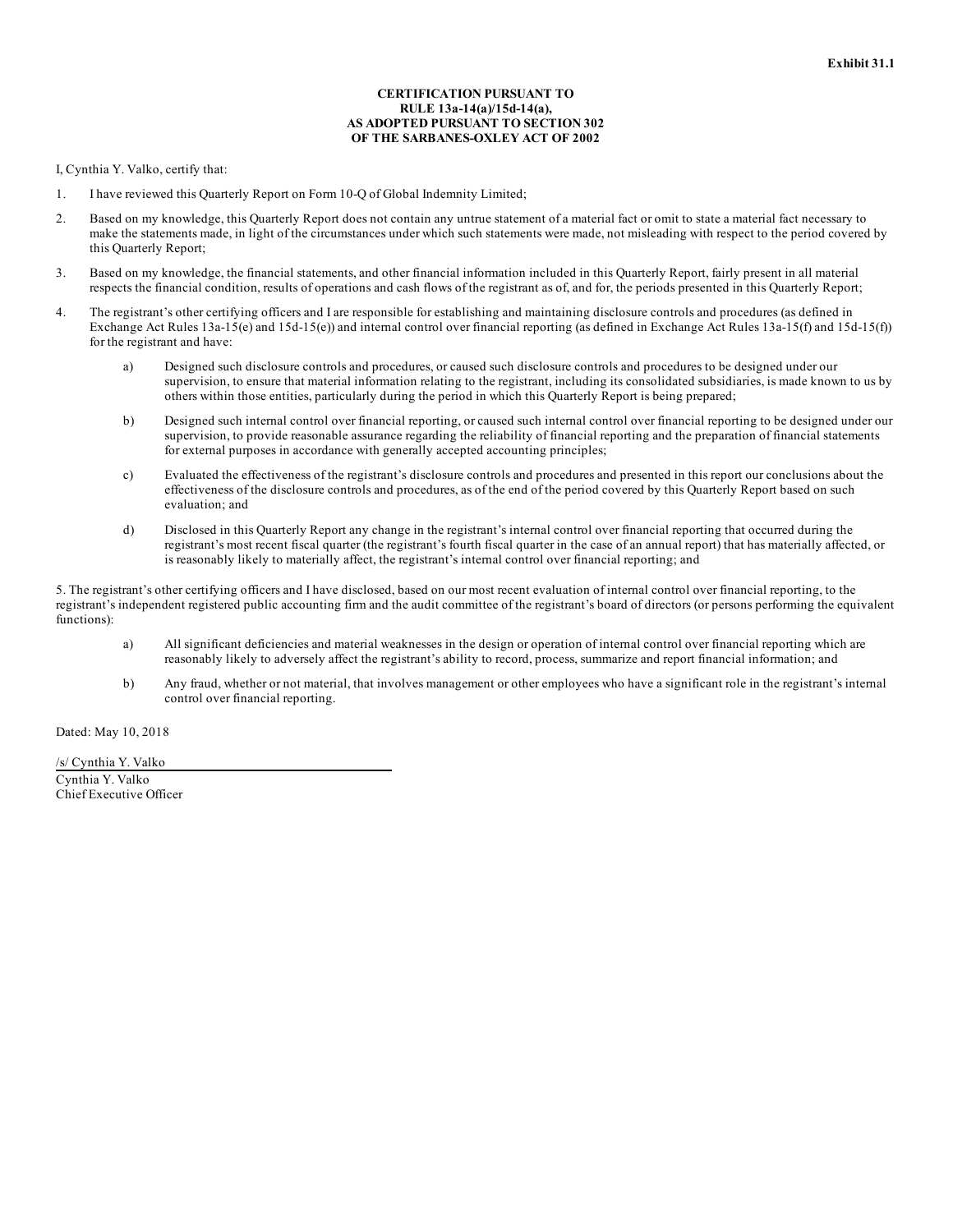**Exhibit 31.1**

**CERTIFICATION PURSUANT TO
RULE 13a-14(a)/15d-14(a),
AS ADOPTED PURSUANT TO SECTION 302
OF THE SARBANES-OXLEY ACT OF 2002**

I, Cynthia Y. Valko, certify that:

1. I have reviewed this Quarterly Report on Form 10-Q of Global Indemnity Limited;

2. Based on my knowledge, this Quarterly Report does not contain any untrue statement of a material fact or omit to state a material fact necessary to make the statements made, in light of the circumstances under which such statements were made, not misleading with respect to the period covered by this Quarterly Report;

3. Based on my knowledge, the financial statements, and other financial information included in this Quarterly Report, fairly present in all material respects the financial condition, results of operations and cash flows of the registrant as of, and for, the periods presented in this Quarterly Report;

4. The registrant's other certifying officers and I are responsible for establishing and maintaining disclosure controls and procedures (as defined in Exchange Act Rules 13a-15(e) and 15d-15(e)) and internal control over financial reporting (as defined in Exchange Act Rules 13a-15(f) and 15d-15(f)) for the registrant and have:

   a) Designed such disclosure controls and procedures, or caused such disclosure controls and procedures to be designed under our supervision, to ensure that material information relating to the registrant, including its consolidated subsidiaries, is made known to us by others within those entities, particularly during the period in which this Quarterly Report is being prepared;

   b) Designed such internal control over financial reporting, or caused such internal control over financial reporting to be designed under our supervision, to provide reasonable assurance regarding the reliability of financial reporting and the preparation of financial statements for external purposes in accordance with generally accepted accounting principles;

   c) Evaluated the effectiveness of the registrant's disclosure controls and procedures and presented in this report our conclusions about the effectiveness of the disclosure controls and procedures, as of the end of the period covered by this Quarterly Report based on such evaluation; and

   d) Disclosed in this Quarterly Report any change in the registrant's internal control over financial reporting that occurred during the registrant's most recent fiscal quarter (the registrant's fourth fiscal quarter in the case of an annual report) that has materially affected, or is reasonably likely to materially affect, the registrant's internal control over financial reporting; and

5. The registrant's other certifying officers and I have disclosed, based on our most recent evaluation of internal control over financial reporting, to the registrant's independent registered public accounting firm and the audit committee of the registrant's board of directors (or persons performing the equivalent functions):

   a) All significant deficiencies and material weaknesses in the design or operation of internal control over financial reporting which are reasonably likely to adversely affect the registrant's ability to record, process, summarize and report financial information; and

   b) Any fraud, whether or not material, that involves management or other employees who have a significant role in the registrant's internal control over financial reporting.

Dated: May 10, 2018

/s/ Cynthia Y. Valko

Cynthia Y. Valko
Chief Executive Officer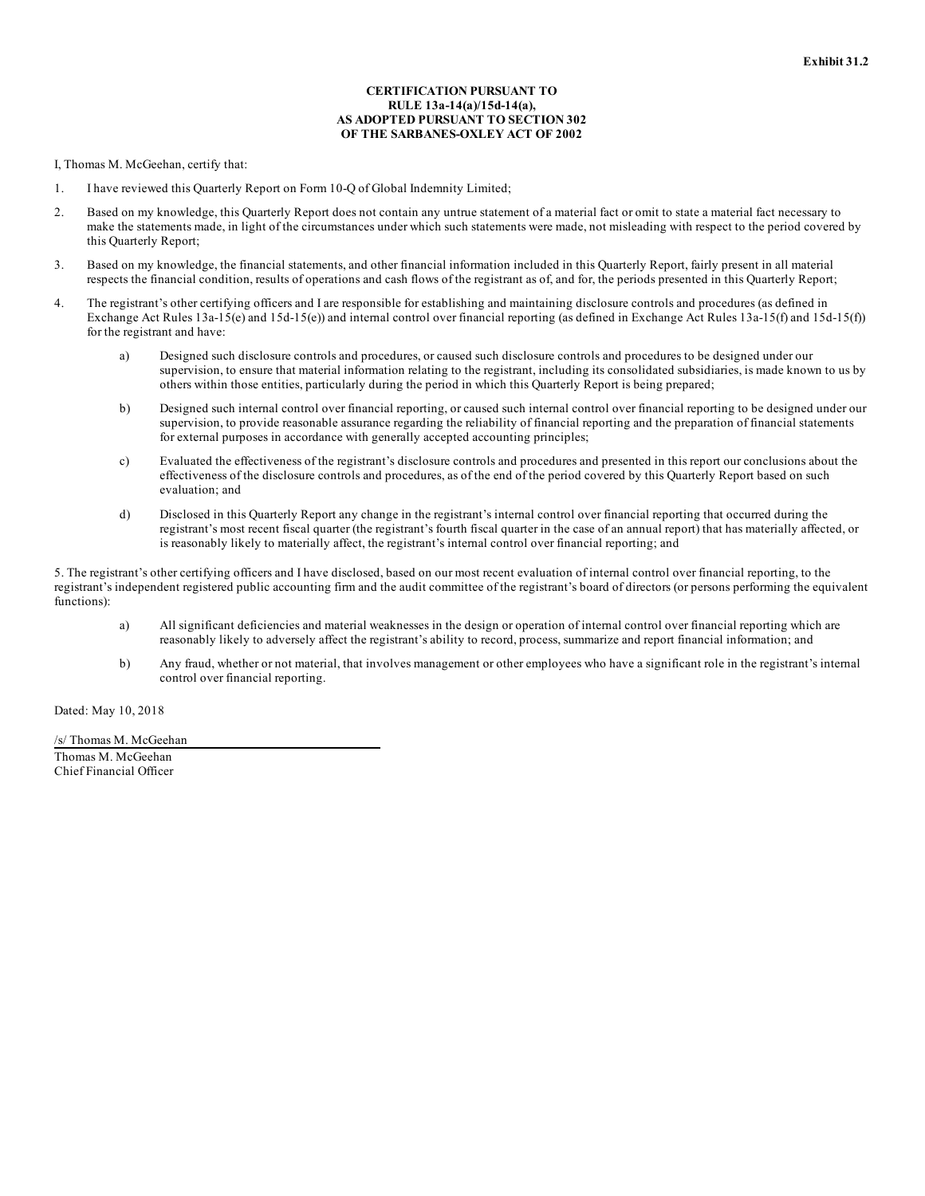**Exhibit 31.2**

**CERTIFICATION PURSUANT TO
RULE 13a-14(a)/15d-14(a),
AS ADOPTED PURSUANT TO SECTION 302
OF THE SARBANES-OXLEY ACT OF 2002**

I, Thomas M. McGeehan, certify that:

1. I have reviewed this Quarterly Report on Form 10-Q of Global Indemnity Limited;

2. Based on my knowledge, this Quarterly Report does not contain any untrue statement of a material fact or omit to state a material fact necessary to make the statements made, in light of the circumstances under which such statements were made, not misleading with respect to the period covered by this Quarterly Report;

3. Based on my knowledge, the financial statements, and other financial information included in this Quarterly Report, fairly present in all material respects the financial condition, results of operations and cash flows of the registrant as of, and for, the periods presented in this Quarterly Report;

4. The registrant's other certifying officers and I are responsible for establishing and maintaining disclosure controls and procedures (as defined in Exchange Act Rules 13a-15(e) and 15d-15(e)) and internal control over financial reporting (as defined in Exchange Act Rules 13a-15(f) and 15d-15(f)) for the registrant and have:

   a) Designed such disclosure controls and procedures, or caused such disclosure controls and procedures to be designed under our supervision, to ensure that material information relating to the registrant, including its consolidated subsidiaries, is made known to us by others within those entities, particularly during the period in which this Quarterly Report is being prepared;

   b) Designed such internal control over financial reporting, or caused such internal control over financial reporting to be designed under our supervision, to provide reasonable assurance regarding the reliability of financial reporting and the preparation of financial statements for external purposes in accordance with generally accepted accounting principles;

   c) Evaluated the effectiveness of the registrant's disclosure controls and procedures and presented in this report our conclusions about the effectiveness of the disclosure controls and procedures, as of the end of the period covered by this Quarterly Report based on such evaluation; and

   d) Disclosed in this Quarterly Report any change in the registrant's internal control over financial reporting that occurred during the registrant's most recent fiscal quarter (the registrant's fourth fiscal quarter in the case of an annual report) that has materially affected, or is reasonably likely to materially affect, the registrant's internal control over financial reporting; and

5. The registrant's other certifying officers and I have disclosed, based on our most recent evaluation of internal control over financial reporting, to the registrant's independent registered public accounting firm and the audit committee of the registrant's board of directors (or persons performing the equivalent functions):

   a) All significant deficiencies and material weaknesses in the design or operation of internal control over financial reporting which are reasonably likely to adversely affect the registrant's ability to record, process, summarize and report financial information; and

   b) Any fraud, whether or not material, that involves management or other employees who have a significant role in the registrant's internal control over financial reporting.

Dated: May 10, 2018

/s/ Thomas M. McGeehan

Thomas M. McGeehan
Chief Financial Officer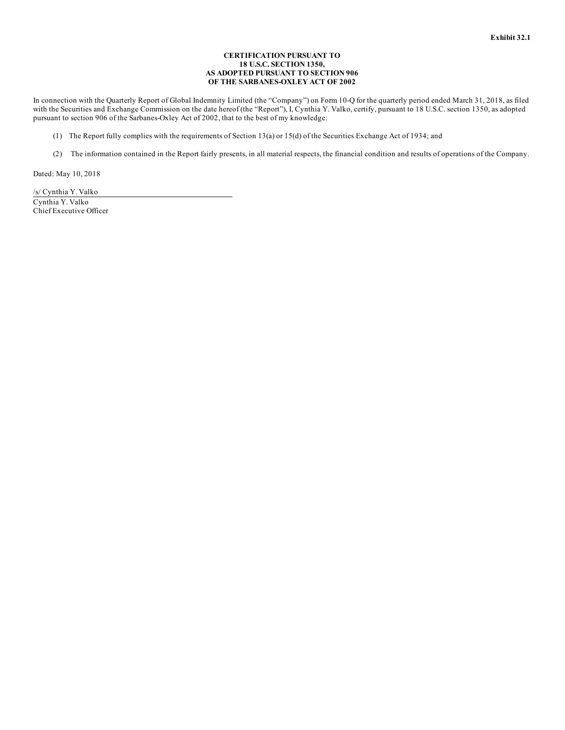**Exhibit 32.1**

**CERTIFICATION PURSUANT TO
18 U.S.C. SECTION 1350,
AS ADOPTED PURSUANT TO SECTION 906
OF THE SARBANES-OXLEY ACT OF 2002**

In connection with the Quarterly Report of Global Indemnity Limited (the "Company") on Form 10-Q for the quarterly period ended March 31, 2018, as filed with the Securities and Exchange Commission on the date hereof (the "Report"), I, Cynthia Y. Valko, certify, pursuant to 18 U.S.C. section 1350, as adopted pursuant to section 906 of the Sarbanes-Oxley Act of 2002, that to the best of my knowledge:

(1) The Report fully complies with the requirements of Section 13(a) or 15(d) of the Securities Exchange Act of 1934; and

(2) The information contained in the Report fairly presents, in all material respects, the financial condition and results of operations of the Company.

Dated: May 10, 2018

/s/ Cynthia Y. Valko

Cynthia Y. Valko
Chief Executive Officer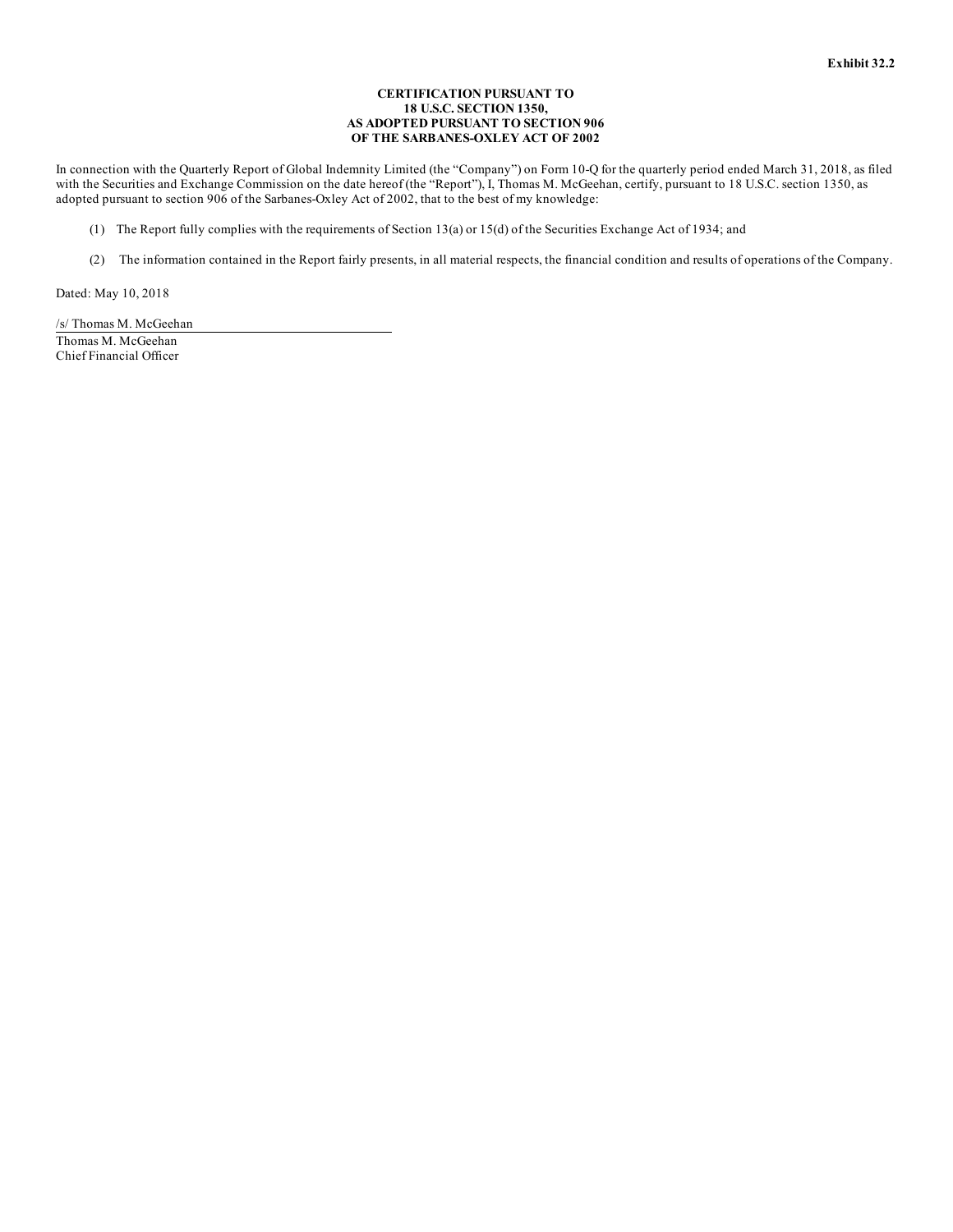**Exhibit 32.2**

**CERTIFICATION PURSUANT TO**
**18 U.S.C. SECTION 1350,**
**AS ADOPTED PURSUANT TO SECTION 906**
**OF THE SARBANES-OXLEY ACT OF 2002**

In connection with the Quarterly Report of Global Indemnity Limited (the "Company") on Form 10-Q for the quarterly period ended March 31, 2018, as filed with the Securities and Exchange Commission on the date hereof (the "Report"), I, Thomas M. McGeehan, certify, pursuant to 18 U.S.C. section 1350, as adopted pursuant to section 906 of the Sarbanes-Oxley Act of 2002, that to the best of my knowledge:

(1) The Report fully complies with the requirements of Section 13(a) or 15(d) of the Securities Exchange Act of 1934; and

(2) The information contained in the Report fairly presents, in all material respects, the financial condition and results of operations of the Company.

Dated: May 10, 2018

/s/ Thomas M. McGeehan
Thomas M. McGeehan
Chief Financial Officer